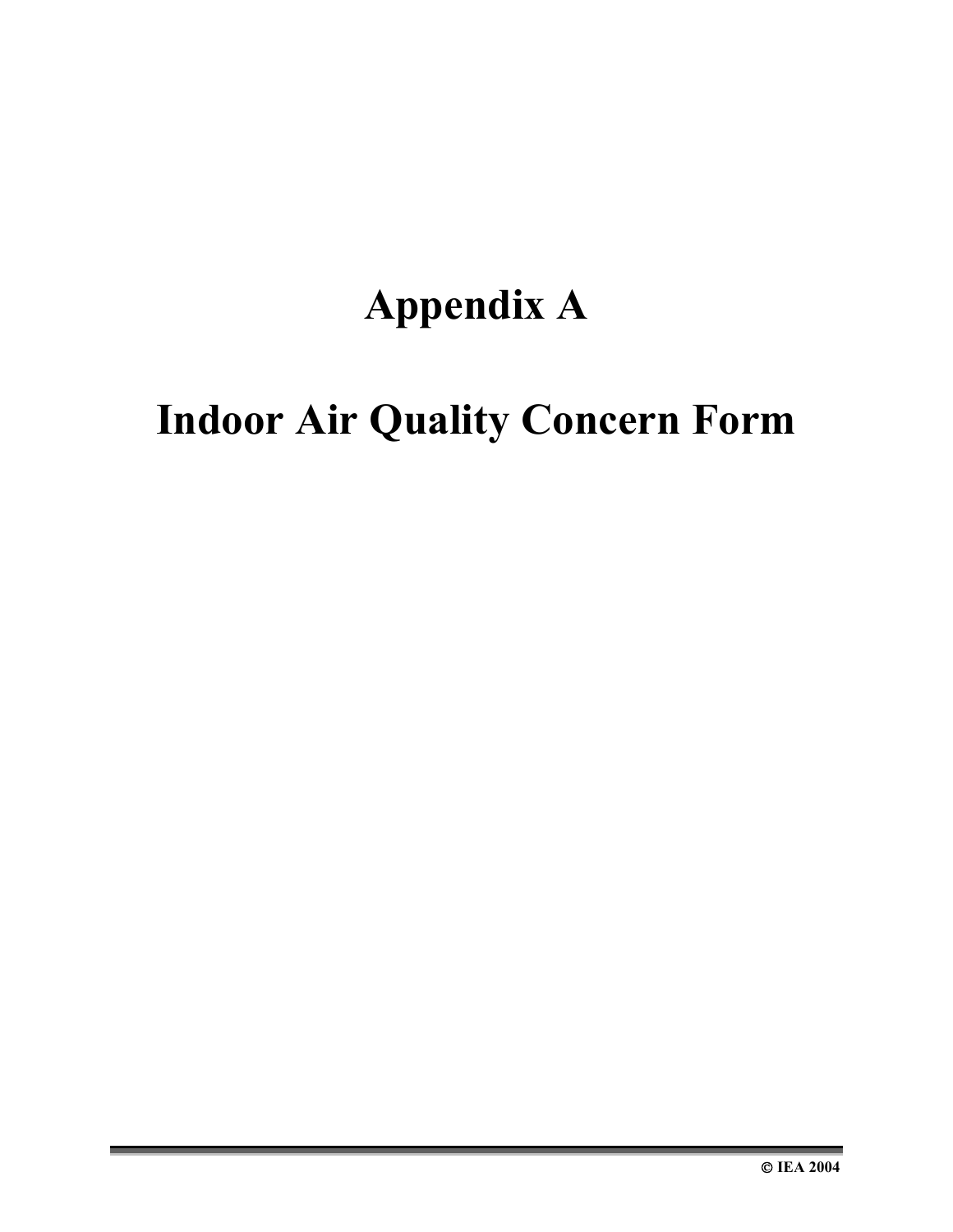# Appendix A

# Indoor Air Quality Concern Form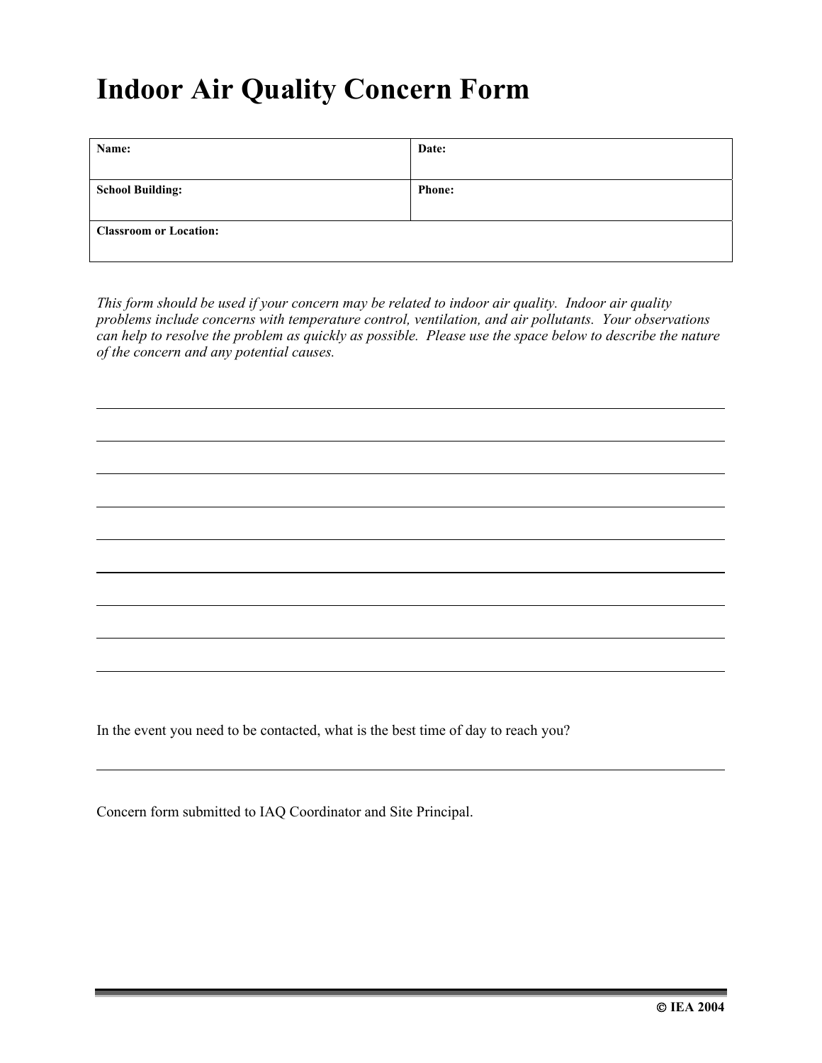# Indoor Air Quality Concern Form

| **Name:** | **Date:** |
|---|---|
| **School Building:** | **Phone:** |
| **Classroom or Location:** | |

*This form should be used if your concern may be related to indoor air quality. Indoor air quality problems include concerns with temperature control, ventilation, and air pollutants. Your observations can help to resolve the problem as quickly as possible. Please use the space below to describe the nature of the concern and any potential causes.*

\_\_\_\_\_\_\_\_\_\_\_\_\_\_\_\_\_\_\_\_\_\_\_\_\_\_\_\_\_\_\_\_\_\_\_\_\_\_\_\_\_\_\_\_\_\_\_\_\_\_\_\_\_\_\_\_\_\_\_\_

\_\_\_\_\_\_\_\_\_\_\_\_\_\_\_\_\_\_\_\_\_\_\_\_\_\_\_\_\_\_\_\_\_\_\_\_\_\_\_\_\_\_\_\_\_\_\_\_\_\_\_\_\_\_\_\_\_\_\_\_

\_\_\_\_\_\_\_\_\_\_\_\_\_\_\_\_\_\_\_\_\_\_\_\_\_\_\_\_\_\_\_\_\_\_\_\_\_\_\_\_\_\_\_\_\_\_\_\_\_\_\_\_\_\_\_\_\_\_\_\_

\_\_\_\_\_\_\_\_\_\_\_\_\_\_\_\_\_\_\_\_\_\_\_\_\_\_\_\_\_\_\_\_\_\_\_\_\_\_\_\_\_\_\_\_\_\_\_\_\_\_\_\_\_\_\_\_\_\_\_\_

\_\_\_\_\_\_\_\_\_\_\_\_\_\_\_\_\_\_\_\_\_\_\_\_\_\_\_\_\_\_\_\_\_\_\_\_\_\_\_\_\_\_\_\_\_\_\_\_\_\_\_\_\_\_\_\_\_\_\_\_

\_\_\_\_\_\_\_\_\_\_\_\_\_\_\_\_\_\_\_\_\_\_\_\_\_\_\_\_\_\_\_\_\_\_\_\_\_\_\_\_\_\_\_\_\_\_\_\_\_\_\_\_\_\_\_\_\_\_\_\_

\_\_\_\_\_\_\_\_\_\_\_\_\_\_\_\_\_\_\_\_\_\_\_\_\_\_\_\_\_\_\_\_\_\_\_\_\_\_\_\_\_\_\_\_\_\_\_\_\_\_\_\_\_\_\_\_\_\_\_\_

\_\_\_\_\_\_\_\_\_\_\_\_\_\_\_\_\_\_\_\_\_\_\_\_\_\_\_\_\_\_\_\_\_\_\_\_\_\_\_\_\_\_\_\_\_\_\_\_\_\_\_\_\_\_\_\_\_\_\_\_

\_\_\_\_\_\_\_\_\_\_\_\_\_\_\_\_\_\_\_\_\_\_\_\_\_\_\_\_\_\_\_\_\_\_\_\_\_\_\_\_\_\_\_\_\_\_\_\_\_\_\_\_\_\_\_\_\_\_\_\_

In the event you need to be contacted, what is the best time of day to reach you?

\_\_\_\_\_\_\_\_\_\_\_\_\_\_\_\_\_\_\_\_\_\_\_\_\_\_\_\_\_\_\_\_\_\_\_\_\_\_\_\_\_\_\_\_\_\_\_\_\_\_\_\_\_\_\_\_\_\_\_\_

Concern form submitted to IAQ Coordinator and Site Principal.

**© IEA 2004**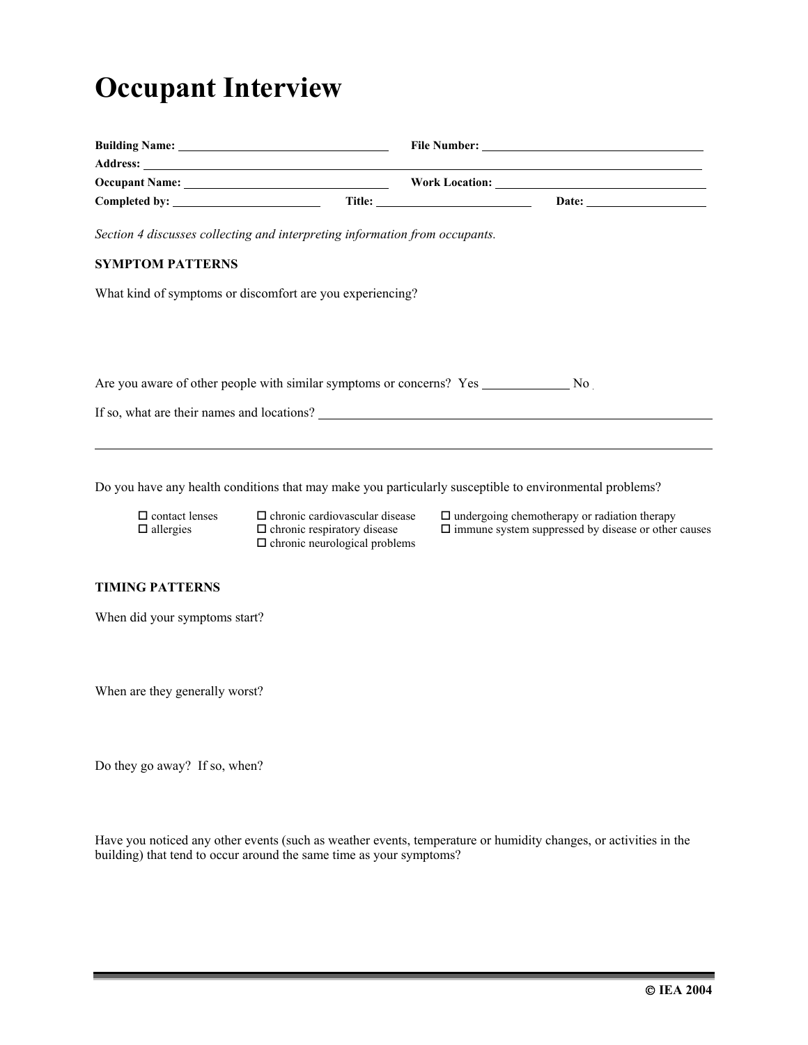# Occupant Interview

**Building Name:** ______________________ **File Number:** ______________________

**Address:** ______________________________________________

**Occupant Name:** ______________________ **Work Location:** ______________________

**Completed by:** ________________ **Title:** ________________ **Date:** ________________

*Section 4 discusses collecting and interpreting information from occupants.*

**SYMPTOM PATTERNS**

What kind of symptoms or discomfort are you experiencing?

Are you aware of other people with similar symptoms or concerns? Yes __________ No

If so, what are their names and locations? ______________________________________________

______________________________________________

Do you have any health conditions that may make you particularly susceptible to environmental problems?

- ☐ contact lenses
- ☐ allergies
- ☐ chronic cardiovascular disease
- ☐ chronic respiratory disease
- ☐ chronic neurological problems
- ☐ undergoing chemotherapy or radiation therapy
- ☐ immune system suppressed by disease or other causes

**TIMING PATTERNS**

When did your symptoms start?

When are they generally worst?

Do they go away? If so, when?

Have you noticed any other events (such as weather events, temperature or humidity changes, or activities in the building) that tend to occur around the same time as your symptoms?

© IEA 2004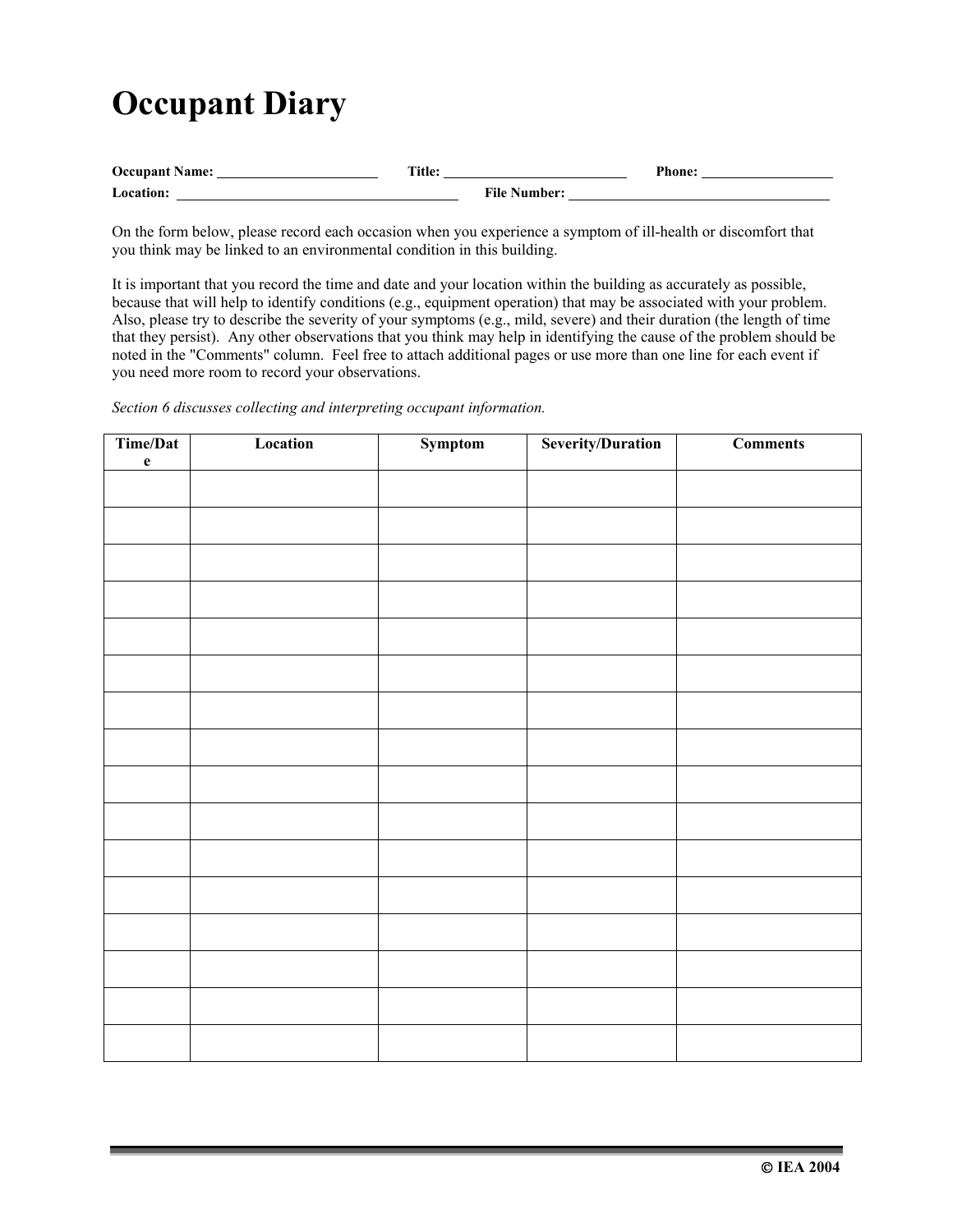# Occupant Diary

**Occupant Name:** ______________________ **Title:** __________________________ **Phone:** __________________

**Location:** ________________________________________ **File Number:** ____________________________________

On the form below, please record each occasion when you experience a symptom of ill-health or discomfort that you think may be linked to an environmental condition in this building.

It is important that you record the time and date and your location within the building as accurately as possible, because that will help to identify conditions (e.g., equipment operation) that may be associated with your problem. Also, please try to describe the severity of your symptoms (e.g., mild, severe) and their duration (the length of time that they persist). Any other observations that you think may help in identifying the cause of the problem should be noted in the "Comments" column. Feel free to attach additional pages or use more than one line for each event if you need more room to record your observations.

*Section 6 discusses collecting and interpreting occupant information.*

| Time/Date | Location | Symptom | Severity/Duration | Comments |
|---|---|---|---|---|
| | | | | |
| | | | | |
| | | | | |
| | | | | |
| | | | | |
| | | | | |
| | | | | |
| | | | | |
| | | | | |
| | | | | |
| | | | | |
| | | | | |
| | | | | |
| | | | | |
| | | | | |
| | | | | |

© IEA 2004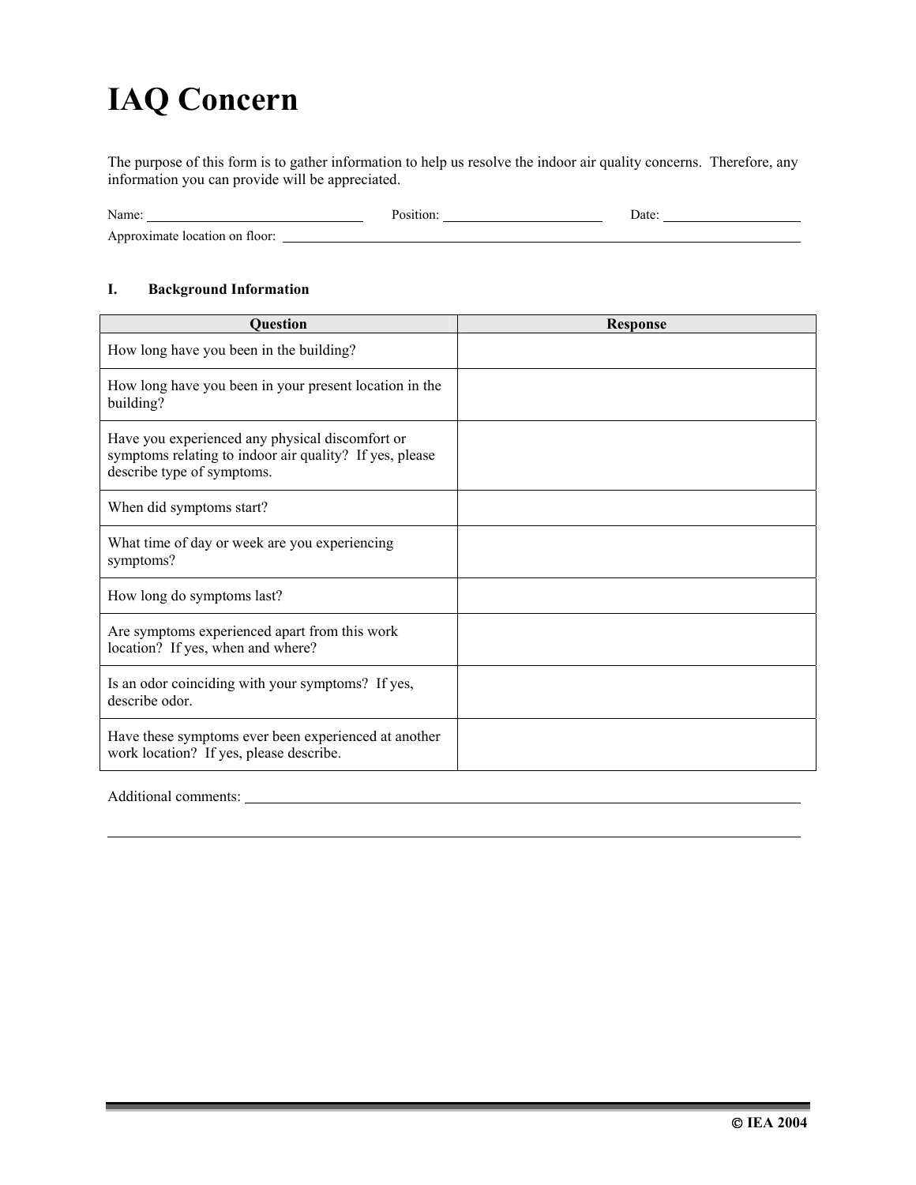# IAQ Concern

The purpose of this form is to gather information to help us resolve the indoor air quality concerns. Therefore, any information you can provide will be appreciated.

Name: ______________________ Position: ____________________ Date: __________________

Approximate location on floor: ____________________________________________________________

## I. Background Information

| Question | Response |
|---|---|
| How long have you been in the building? | |
| How long have you been in your present location in the building? | |
| Have you experienced any physical discomfort or symptoms relating to indoor air quality? If yes, please describe type of symptoms. | |
| When did symptoms start? | |
| What time of day or week are you experiencing symptoms? | |
| How long do symptoms last? | |
| Are symptoms experienced apart from this work location? If yes, when and where? | |
| Is an odor coinciding with your symptoms? If yes, describe odor. | |
| Have these symptoms ever been experienced at another work location? If yes, please describe. | |

Additional comments: ____________________________________________________________

__________________________________________________________________________________

© IEA 2004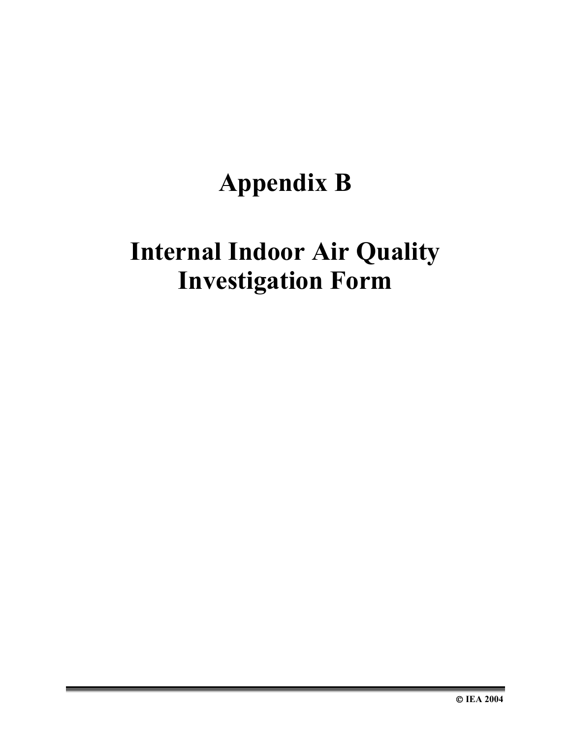# Appendix B

# Internal Indoor Air Quality Investigation Form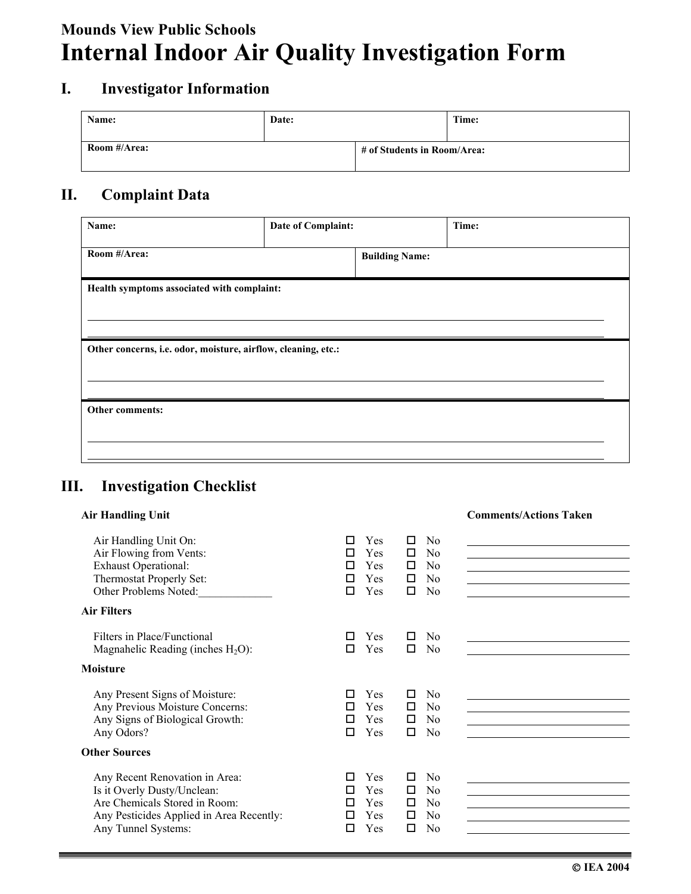**Mounds View Public Schools**

# Internal Indoor Air Quality Investigation Form

## I. Investigator Information

| Name: | Date: | Time: |
|---|---|---|
| Room #/Area: | # of Students in Room/Area: | |

## II. Complaint Data

| Name: | Date of Complaint: | Time: |
|---|---|---|
| Room #/Area: | Building Name: | |

**Health symptoms associated with complaint:**

______________________________________________________________________

______________________________________________________________________

**Other concerns, i.e. odor, moisture, airflow, cleaning, etc.:**

______________________________________________________________________

______________________________________________________________________

**Other comments:**

______________________________________________________________________

______________________________________________________________________

## III. Investigation Checklist

| **Air Handling Unit** | | | **Comments/Actions Taken** |
|---|---|---|---|
| Air Handling Unit On: | ☐ Yes | ☐ No | __________ |
| Air Flowing from Vents: | ☐ Yes | ☐ No | __________ |
| Exhaust Operational: | ☐ Yes | ☐ No | __________ |
| Thermostat Properly Set: | ☐ Yes | ☐ No | __________ |
| Other Problems Noted:_____________ | ☐ Yes | ☐ No | __________ |
| **Air Filters** | | | |
| Filters in Place/Functional | ☐ Yes | ☐ No | __________ |
| Magnahelic Reading (inches $H_2O$): | ☐ Yes | ☐ No | __________ |
| **Moisture** | | | |
| Any Present Signs of Moisture: | ☐ Yes | ☐ No | __________ |
| Any Previous Moisture Concerns: | ☐ Yes | ☐ No | __________ |
| Any Signs of Biological Growth: | ☐ Yes | ☐ No | __________ |
| Any Odors? | ☐ Yes | ☐ No | __________ |
| **Other Sources** | | | |
| Any Recent Renovation in Area: | ☐ Yes | ☐ No | __________ |
| Is it Overly Dusty/Unclean: | ☐ Yes | ☐ No | __________ |
| Are Chemicals Stored in Room: | ☐ Yes | ☐ No | __________ |
| Any Pesticides Applied in Area Recently: | ☐ Yes | ☐ No | __________ |
| Any Tunnel Systems: | ☐ Yes | ☐ No | __________ |

© IEA 2004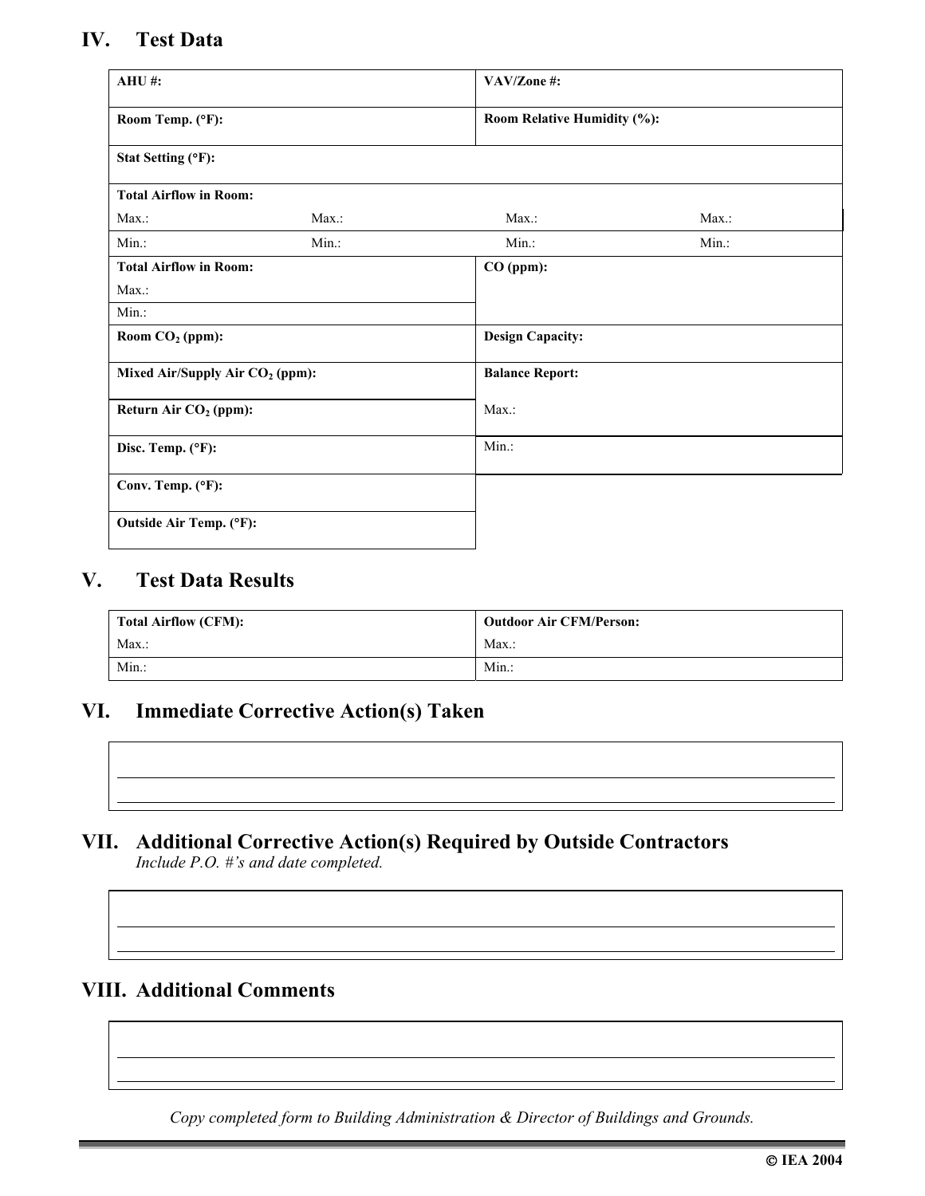## IV. Test Data

| | | | |
|---|---|---|---|
| **AHU #:** | | **VAV/Zone #:** | |
| **Room Temp. (°F):** | | **Room Relative Humidity (%):** | |
| **Stat Setting (°F):** | | | |
| **Total Airflow in Room:** | | | |
| Max.: | Max.: | Max.: | Max.: |
| Min.: | Min.: | Min.: | Min.: |

| | |
|---|---|
| **Total Airflow in Room:**<br>Max.: | **CO (ppm):** |
| Min.: | |
| **Room $CO_2$ (ppm):** | **Design Capacity:** |
| **Mixed Air/Supply Air $CO_2$ (ppm):** | **Balance Report:** |
| **Return Air $CO_2$ (ppm):** | Max.: |
| **Disc. Temp. (°F):** | Min.: |
| **Conv. Temp. (°F):** | |
| **Outside Air Temp. (°F):** | |

## V. Test Data Results

| **Total Airflow (CFM):** | **Outdoor Air CFM/Person:** |
|---|---|
| Max.: | Max.: |
| Min.: | Min.: |

## VI. Immediate Corrective Action(s) Taken

______________________________________________________________________

______________________________________________________________________

## VII. Additional Corrective Action(s) Required by Outside Contractors

*Include P.O. #'s and date completed.*

______________________________________________________________________

______________________________________________________________________

## VIII. Additional Comments

______________________________________________________________________

______________________________________________________________________

*Copy completed form to Building Administration & Director of Buildings and Grounds.*

© IEA 2004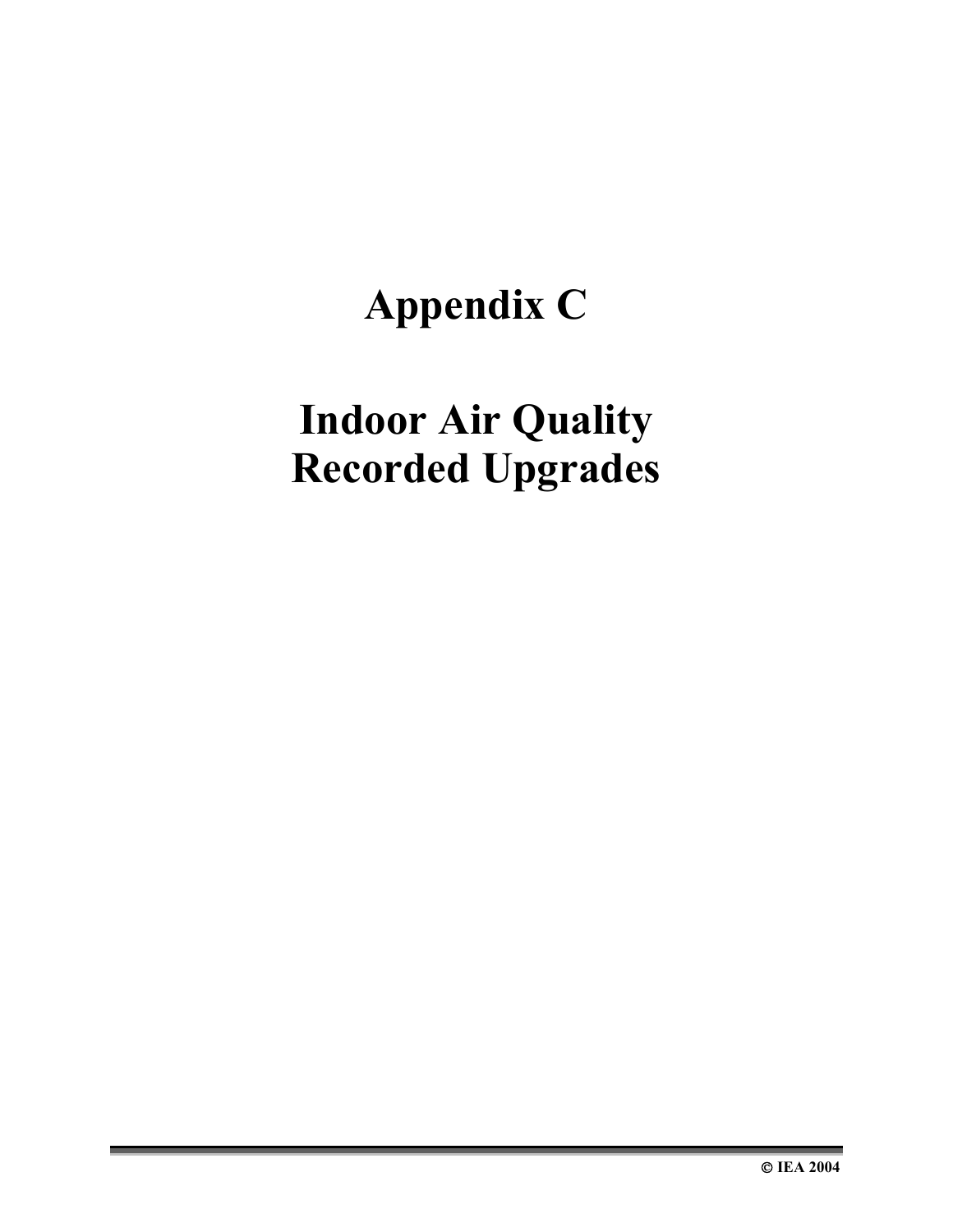# Appendix C

# Indoor Air Quality Recorded Upgrades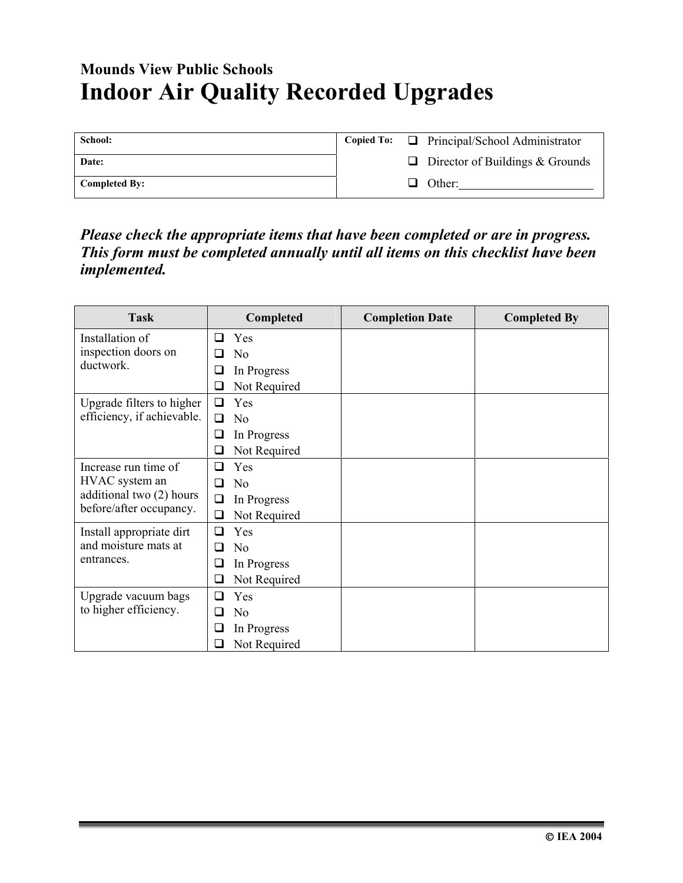**Mounds View Public Schools**

# Indoor Air Quality Recorded Upgrades

| **School:** | **Copied To:** | ❑ Principal/School Administrator |
|---|---|---|
| **Date:** | | ❑ Director of Buildings & Grounds |
| **Completed By:** | | ❑ Other:______________________ |

***Please check the appropriate items that have been completed or are in progress. This form must be completed annually until all items on this checklist have been implemented.***

| Task | Completed | Completion Date | Completed By |
|---|---|---|---|
| Installation of inspection doors on ductwork. | ❑ Yes<br>❑ No<br>❑ In Progress<br>❑ Not Required | | |
| Upgrade filters to higher efficiency, if achievable. | ❑ Yes<br>❑ No<br>❑ In Progress<br>❑ Not Required | | |
| Increase run time of HVAC system an additional two (2) hours before/after occupancy. | ❑ Yes<br>❑ No<br>❑ In Progress<br>❑ Not Required | | |
| Install appropriate dirt and moisture mats at entrances. | ❑ Yes<br>❑ No<br>❑ In Progress<br>❑ Not Required | | |
| Upgrade vacuum bags to higher efficiency. | ❑ Yes<br>❑ No<br>❑ In Progress<br>❑ Not Required | | |

© IEA 2004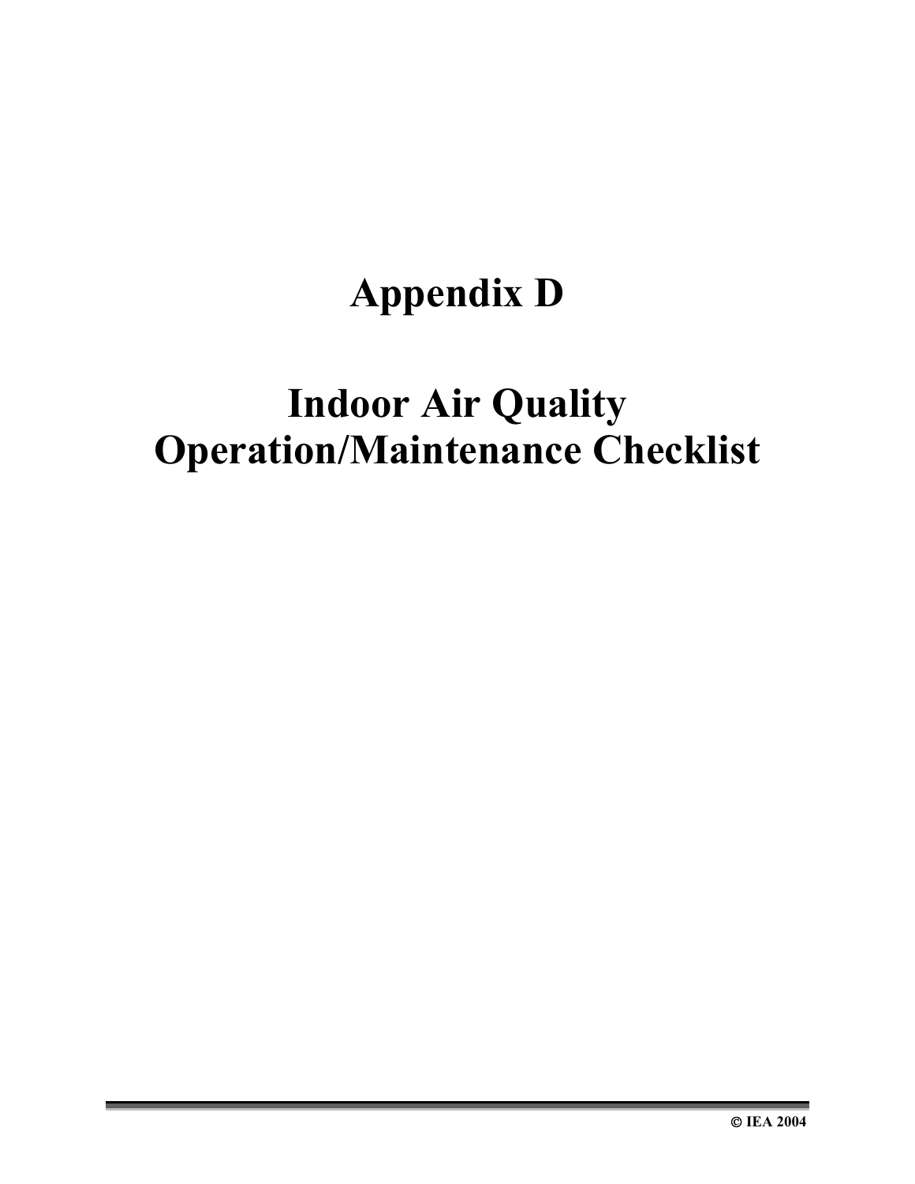# Appendix D

# Indoor Air Quality Operation/Maintenance Checklist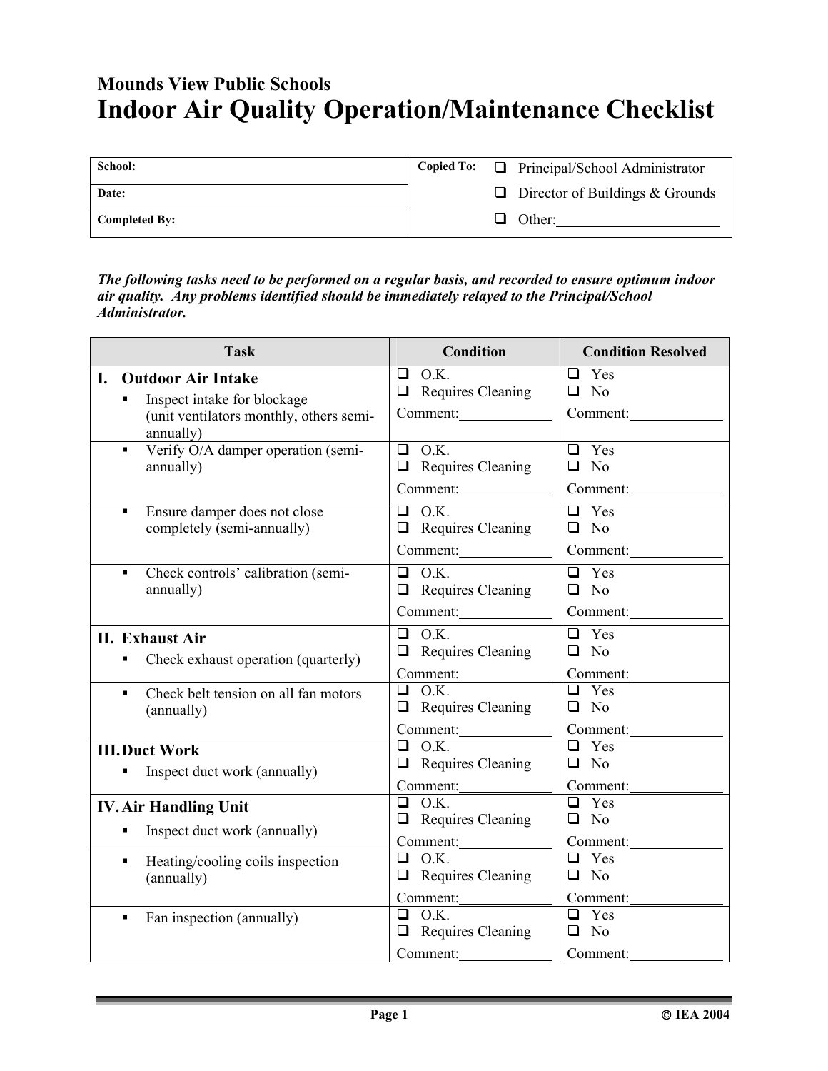**Mounds View Public Schools**

# Indoor Air Quality Operation/Maintenance Checklist

| School: | Copied To: | ❑ Principal/School Administrator |
|---|---|---|
| Date: | | ❑ Director of Buildings & Grounds |
| Completed By: | | ❑ Other:\_\_\_\_\_\_\_\_\_\_\_\_\_\_\_\_\_\_\_\_\_\_ |

***The following tasks need to be performed on a regular basis, and recorded to ensure optimum indoor air quality. Any problems identified should be immediately relayed to the Principal/School Administrator.***

| Task | Condition | Condition Resolved |
|---|---|---|
| **I. Outdoor Air Intake**<br>▪ Inspect intake for blockage (unit ventilators monthly, others semi-annually) | ❑ O.K.<br>❑ Requires Cleaning<br>Comment:\_\_\_\_\_\_\_\_\_\_\_\_ | ❑ Yes<br>❑ No<br>Comment:\_\_\_\_\_\_\_\_\_\_\_\_ |
| ▪ Verify O/A damper operation (semi-annually) | ❑ O.K.<br>❑ Requires Cleaning<br>Comment:\_\_\_\_\_\_\_\_\_\_\_\_ | ❑ Yes<br>❑ No<br>Comment:\_\_\_\_\_\_\_\_\_\_\_\_ |
| ▪ Ensure damper does not close completely (semi-annually) | ❑ O.K.<br>❑ Requires Cleaning<br>Comment:\_\_\_\_\_\_\_\_\_\_\_\_ | ❑ Yes<br>❑ No<br>Comment:\_\_\_\_\_\_\_\_\_\_\_\_ |
| ▪ Check controls' calibration (semi-annually) | ❑ O.K.<br>❑ Requires Cleaning<br>Comment:\_\_\_\_\_\_\_\_\_\_\_\_ | ❑ Yes<br>❑ No<br>Comment:\_\_\_\_\_\_\_\_\_\_\_\_ |
| **II. Exhaust Air**<br>▪ Check exhaust operation (quarterly) | ❑ O.K.<br>❑ Requires Cleaning<br>Comment:\_\_\_\_\_\_\_\_\_\_\_\_ | ❑ Yes<br>❑ No<br>Comment:\_\_\_\_\_\_\_\_\_\_\_\_ |
| ▪ Check belt tension on all fan motors (annually) | ❑ O.K.<br>❑ Requires Cleaning<br>Comment:\_\_\_\_\_\_\_\_\_\_\_\_ | ❑ Yes<br>❑ No<br>Comment:\_\_\_\_\_\_\_\_\_\_\_\_ |
| **III. Duct Work**<br>▪ Inspect duct work (annually) | ❑ O.K.<br>❑ Requires Cleaning<br>Comment:\_\_\_\_\_\_\_\_\_\_\_\_ | ❑ Yes<br>❑ No<br>Comment:\_\_\_\_\_\_\_\_\_\_\_\_ |
| **IV. Air Handling Unit**<br>▪ Inspect duct work (annually) | ❑ O.K.<br>❑ Requires Cleaning<br>Comment:\_\_\_\_\_\_\_\_\_\_\_\_ | ❑ Yes<br>❑ No<br>Comment:\_\_\_\_\_\_\_\_\_\_\_\_ |
| ▪ Heating/cooling coils inspection (annually) | ❑ O.K.<br>❑ Requires Cleaning<br>Comment:\_\_\_\_\_\_\_\_\_\_\_\_ | ❑ Yes<br>❑ No<br>Comment:\_\_\_\_\_\_\_\_\_\_\_\_ |
| ▪ Fan inspection (annually) | ❑ O.K.<br>❑ Requires Cleaning<br>Comment:\_\_\_\_\_\_\_\_\_\_\_\_ | ❑ Yes<br>❑ No<br>Comment:\_\_\_\_\_\_\_\_\_\_\_\_ |

© IEA 2004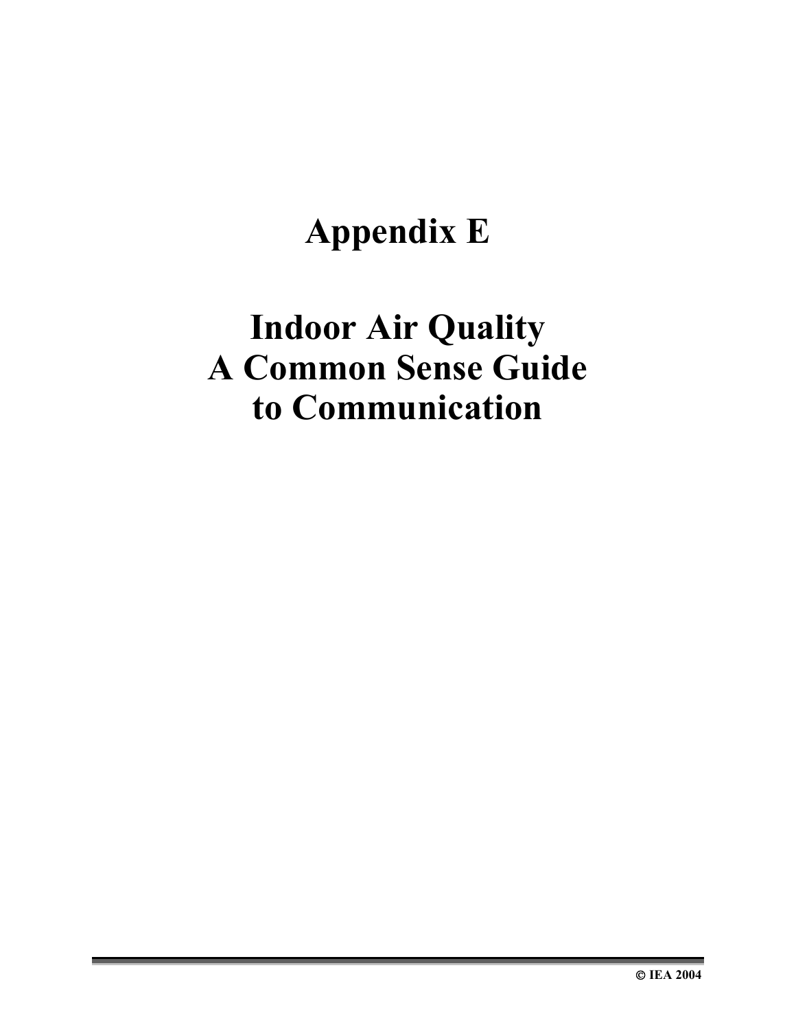# Appendix E

# Indoor Air Quality
# A Common Sense Guide
# to Communication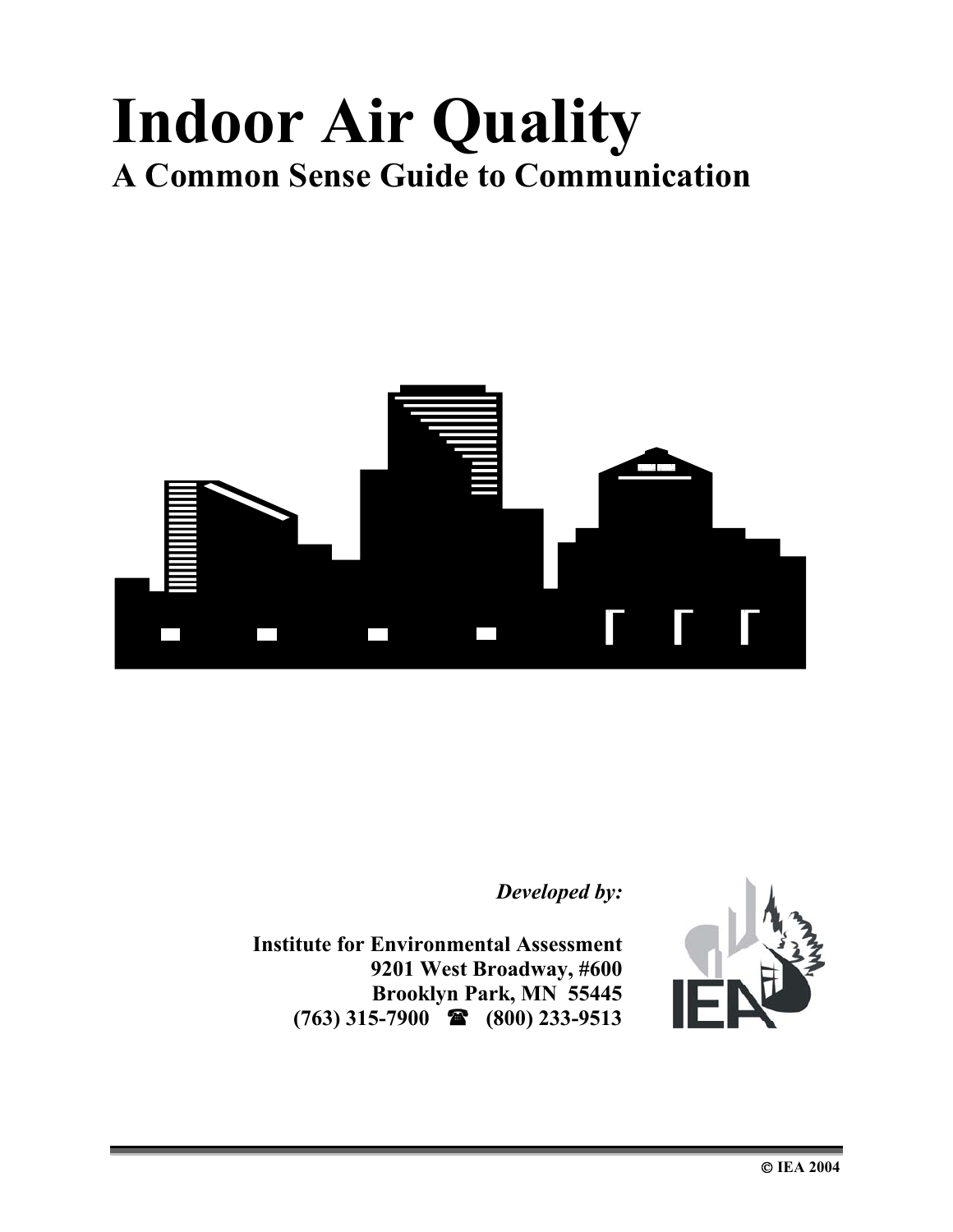# Indoor Air Quality

## A Common Sense Guide to Communication

*Developed by:*

**Institute for Environmental Assessment**
**9201 West Broadway, #600**
**Brooklyn Park, MN 55445**
**(763) 315-7900 ☎ (800) 233-9513**

**© IEA 2004**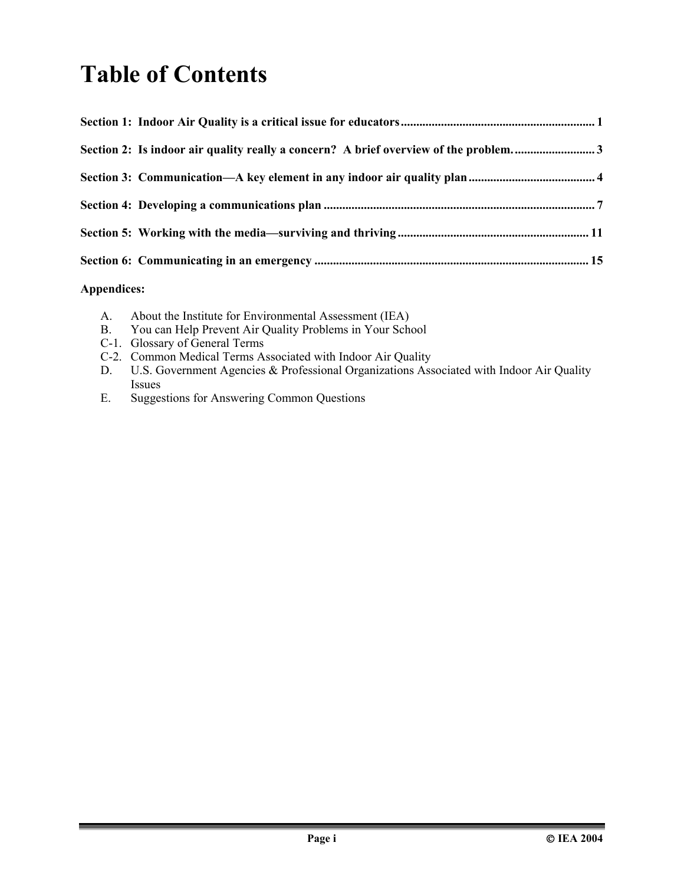# Table of Contents

**Section 1: Indoor Air Quality is a critical issue for educators ... 1**

**Section 2: Is indoor air quality really a concern? A brief overview of the problem. ... 3**

**Section 3: Communication—A key element in any indoor air quality plan ... 4**

**Section 4: Developing a communications plan ... 7**

**Section 5: Working with the media—surviving and thriving ... 11**

**Section 6: Communicating in an emergency ... 15**

**Appendices:**

- A. About the Institute for Environmental Assessment (IEA)
- B. You can Help Prevent Air Quality Problems in Your School
- C-1. Glossary of General Terms
- C-2. Common Medical Terms Associated with Indoor Air Quality
- D. U.S. Government Agencies & Professional Organizations Associated with Indoor Air Quality Issues
- E. Suggestions for Answering Common Questions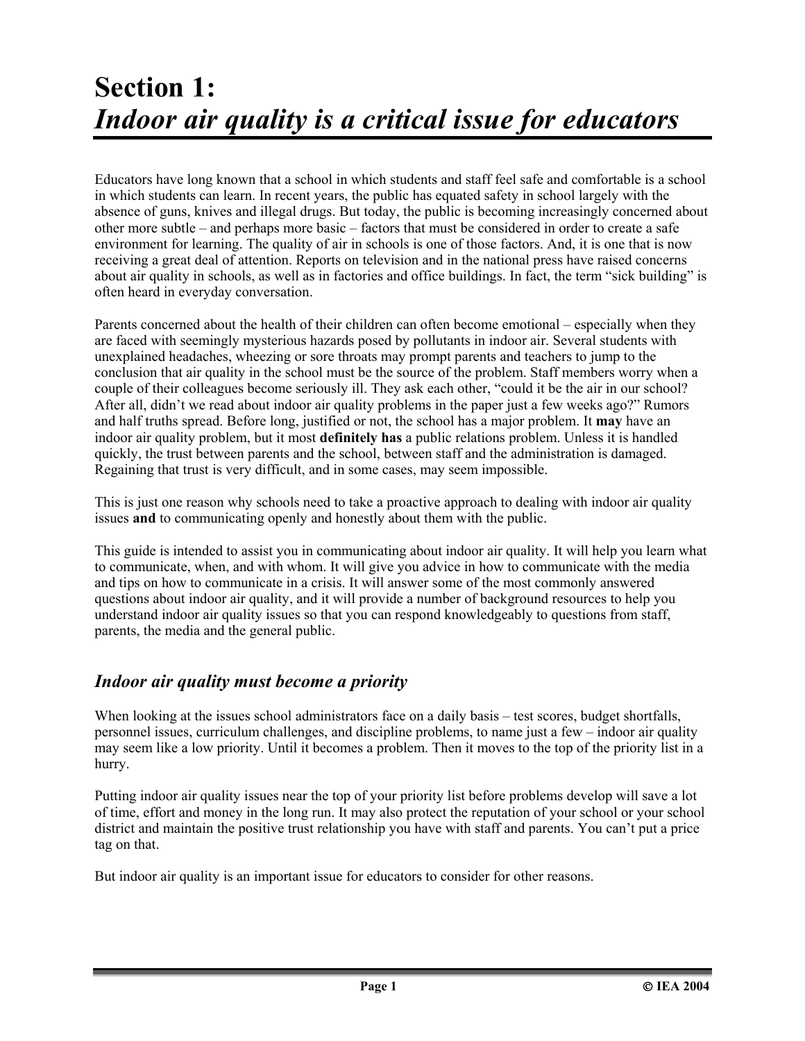# Section 1: *Indoor air quality is a critical issue for educators*

Educators have long known that a school in which students and staff feel safe and comfortable is a school in which students can learn. In recent years, the public has equated safety in school largely with the absence of guns, knives and illegal drugs. But today, the public is becoming increasingly concerned about other more subtle – and perhaps more basic – factors that must be considered in order to create a safe environment for learning. The quality of air in schools is one of those factors. And, it is one that is now receiving a great deal of attention. Reports on television and in the national press have raised concerns about air quality in schools, as well as in factories and office buildings. In fact, the term "sick building" is often heard in everyday conversation.

Parents concerned about the health of their children can often become emotional – especially when they are faced with seemingly mysterious hazards posed by pollutants in indoor air. Several students with unexplained headaches, wheezing or sore throats may prompt parents and teachers to jump to the conclusion that air quality in the school must be the source of the problem. Staff members worry when a couple of their colleagues become seriously ill. They ask each other, "could it be the air in our school? After all, didn't we read about indoor air quality problems in the paper just a few weeks ago?" Rumors and half truths spread. Before long, justified or not, the school has a major problem. It **may** have an indoor air quality problem, but it most **definitely has** a public relations problem. Unless it is handled quickly, the trust between parents and the school, between staff and the administration is damaged. Regaining that trust is very difficult, and in some cases, may seem impossible.

This is just one reason why schools need to take a proactive approach to dealing with indoor air quality issues **and** to communicating openly and honestly about them with the public.

This guide is intended to assist you in communicating about indoor air quality. It will help you learn what to communicate, when, and with whom. It will give you advice in how to communicate with the media and tips on how to communicate in a crisis. It will answer some of the most commonly answered questions about indoor air quality, and it will provide a number of background resources to help you understand indoor air quality issues so that you can respond knowledgeably to questions from staff, parents, the media and the general public.

## *Indoor air quality must become a priority*

When looking at the issues school administrators face on a daily basis – test scores, budget shortfalls, personnel issues, curriculum challenges, and discipline problems, to name just a few – indoor air quality may seem like a low priority. Until it becomes a problem. Then it moves to the top of the priority list in a hurry.

Putting indoor air quality issues near the top of your priority list before problems develop will save a lot of time, effort and money in the long run. It may also protect the reputation of your school or your school district and maintain the positive trust relationship you have with staff and parents. You can't put a price tag on that.

But indoor air quality is an important issue for educators to consider for other reasons.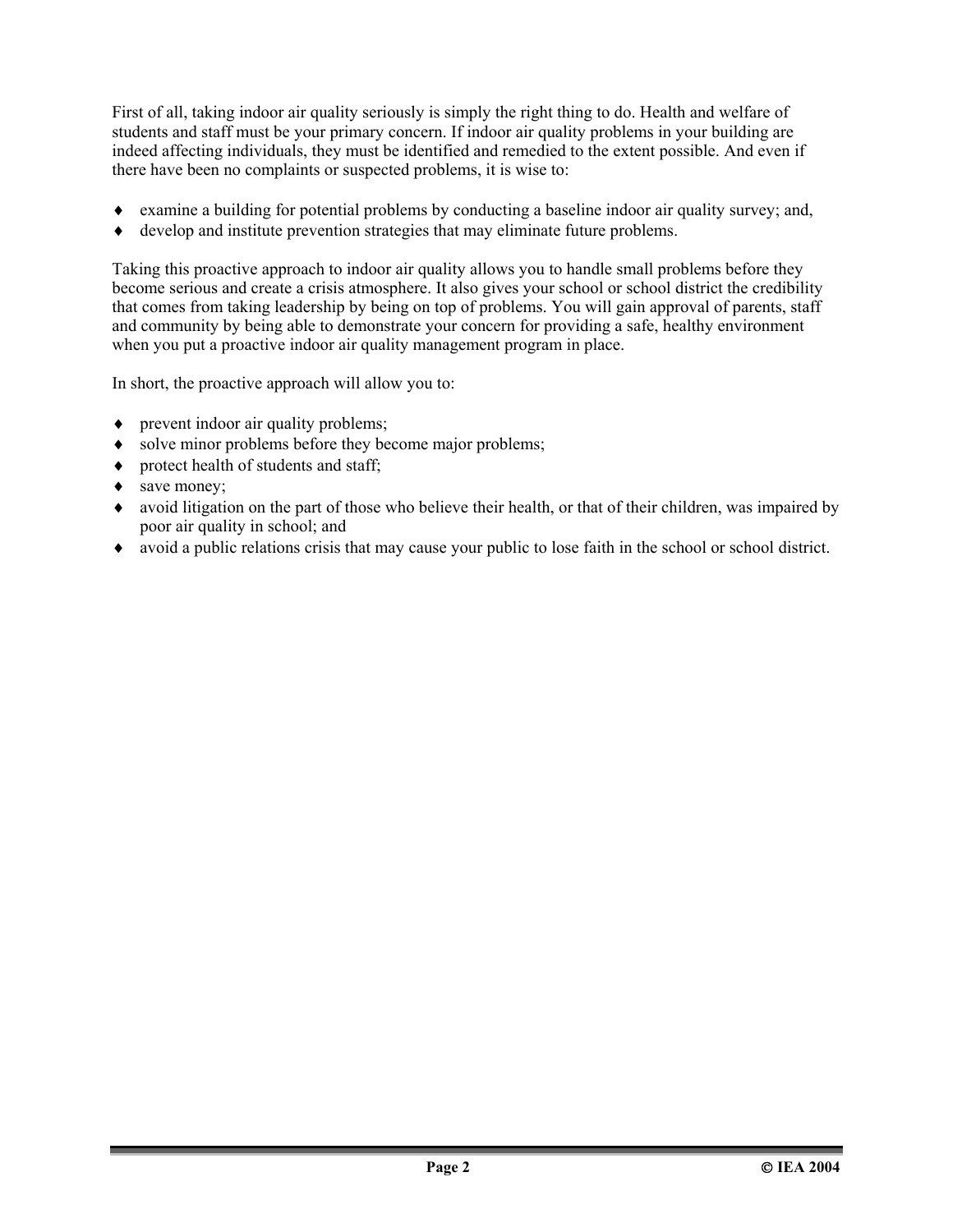First of all, taking indoor air quality seriously is simply the right thing to do. Health and welfare of students and staff must be your primary concern. If indoor air quality problems in your building are indeed affecting individuals, they must be identified and remedied to the extent possible. And even if there have been no complaints or suspected problems, it is wise to:

- examine a building for potential problems by conducting a baseline indoor air quality survey; and,
- develop and institute prevention strategies that may eliminate future problems.

Taking this proactive approach to indoor air quality allows you to handle small problems before they become serious and create a crisis atmosphere. It also gives your school or school district the credibility that comes from taking leadership by being on top of problems. You will gain approval of parents, staff and community by being able to demonstrate your concern for providing a safe, healthy environment when you put a proactive indoor air quality management program in place.

In short, the proactive approach will allow you to:

- prevent indoor air quality problems;
- solve minor problems before they become major problems;
- protect health of students and staff;
- save money;
- avoid litigation on the part of those who believe their health, or that of their children, was impaired by poor air quality in school; and
- avoid a public relations crisis that may cause your public to lose faith in the school or school district.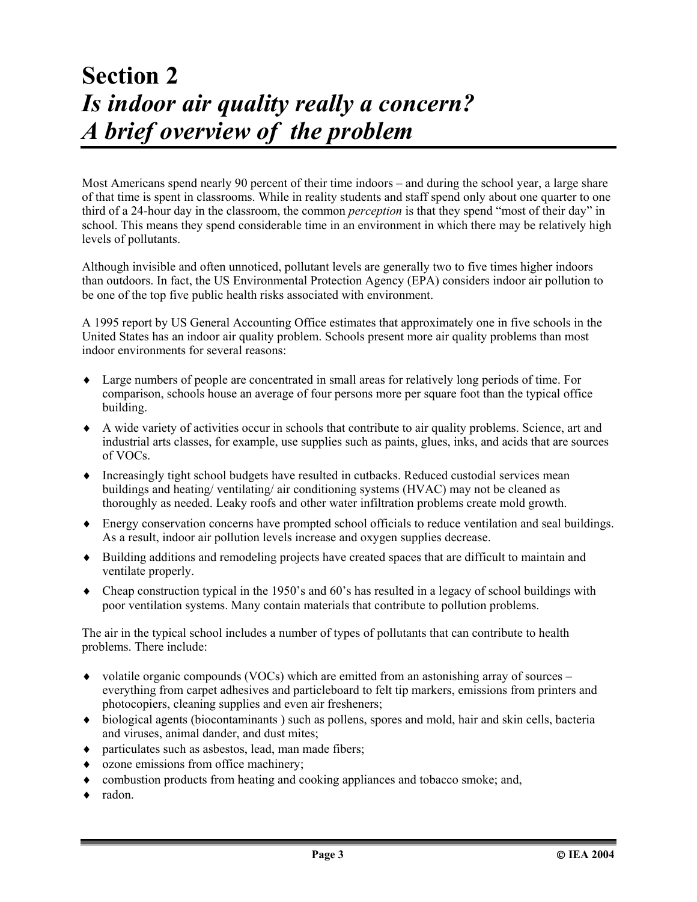# Section 2
## *Is indoor air quality really a concern? A brief overview of the problem*

Most Americans spend nearly 90 percent of their time indoors – and during the school year, a large share of that time is spent in classrooms. While in reality students and staff spend only about one quarter to one third of a 24-hour day in the classroom, the common *perception* is that they spend "most of their day" in school. This means they spend considerable time in an environment in which there may be relatively high levels of pollutants.

Although invisible and often unnoticed, pollutant levels are generally two to five times higher indoors than outdoors. In fact, the US Environmental Protection Agency (EPA) considers indoor air pollution to be one of the top five public health risks associated with environment.

A 1995 report by US General Accounting Office estimates that approximately one in five schools in the United States has an indoor air quality problem. Schools present more air quality problems than most indoor environments for several reasons:

- Large numbers of people are concentrated in small areas for relatively long periods of time. For comparison, schools house an average of four persons more per square foot than the typical office building.
- A wide variety of activities occur in schools that contribute to air quality problems. Science, art and industrial arts classes, for example, use supplies such as paints, glues, inks, and acids that are sources of VOCs.
- Increasingly tight school budgets have resulted in cutbacks. Reduced custodial services mean buildings and heating/ ventilating/ air conditioning systems (HVAC) may not be cleaned as thoroughly as needed. Leaky roofs and other water infiltration problems create mold growth.
- Energy conservation concerns have prompted school officials to reduce ventilation and seal buildings. As a result, indoor air pollution levels increase and oxygen supplies decrease.
- Building additions and remodeling projects have created spaces that are difficult to maintain and ventilate properly.
- Cheap construction typical in the 1950's and 60's has resulted in a legacy of school buildings with poor ventilation systems. Many contain materials that contribute to pollution problems.

The air in the typical school includes a number of types of pollutants that can contribute to health problems. There include:

- volatile organic compounds (VOCs) which are emitted from an astonishing array of sources – everything from carpet adhesives and particleboard to felt tip markers, emissions from printers and photocopiers, cleaning supplies and even air fresheners;
- biological agents (biocontaminants ) such as pollens, spores and mold, hair and skin cells, bacteria and viruses, animal dander, and dust mites;
- particulates such as asbestos, lead, man made fibers;
- ozone emissions from office machinery;
- combustion products from heating and cooking appliances and tobacco smoke; and,
- radon.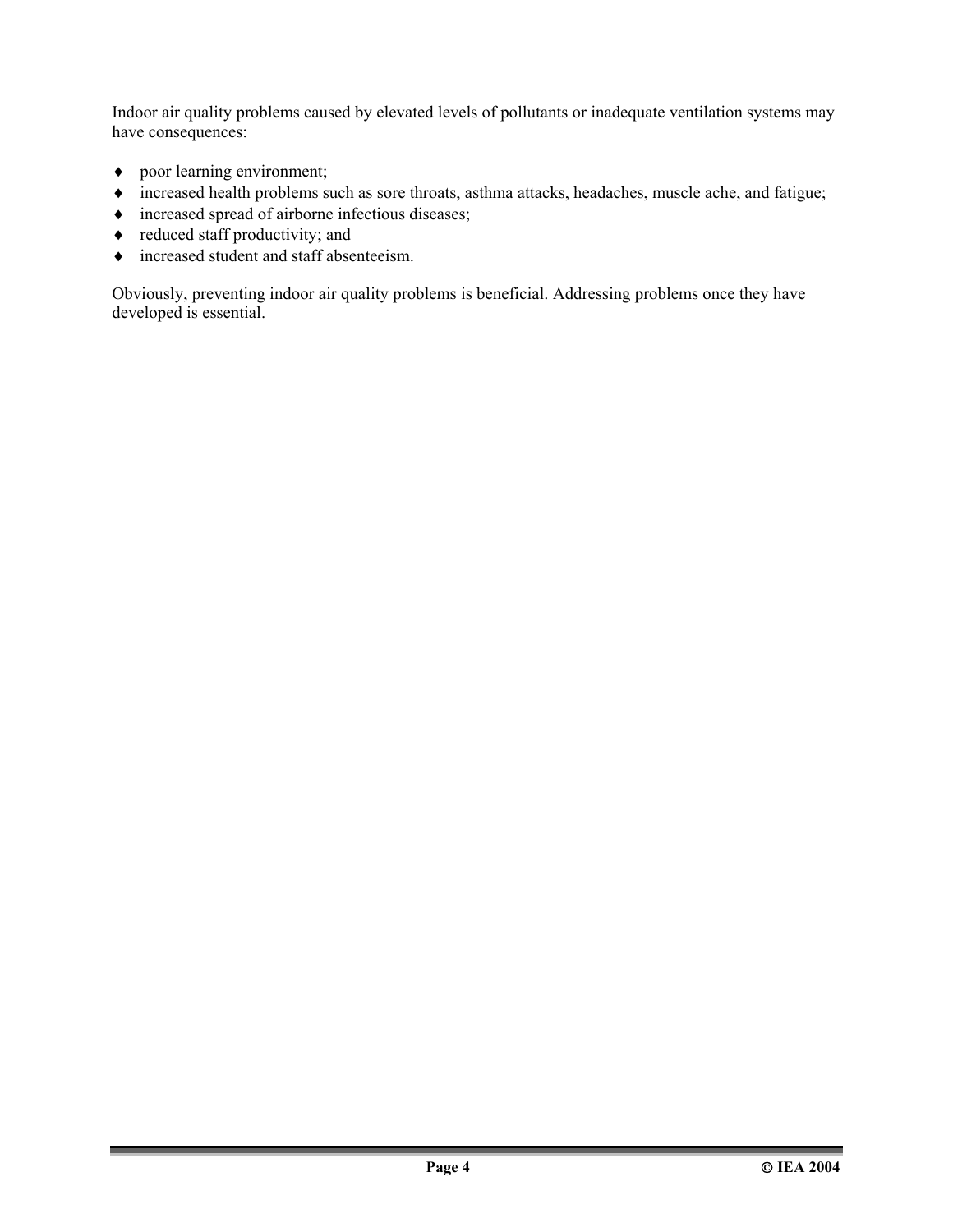Indoor air quality problems caused by elevated levels of pollutants or inadequate ventilation systems may have consequences:

- poor learning environment;
- increased health problems such as sore throats, asthma attacks, headaches, muscle ache, and fatigue;
- increased spread of airborne infectious diseases;
- reduced staff productivity; and
- increased student and staff absenteeism.

Obviously, preventing indoor air quality problems is beneficial. Addressing problems once they have developed is essential.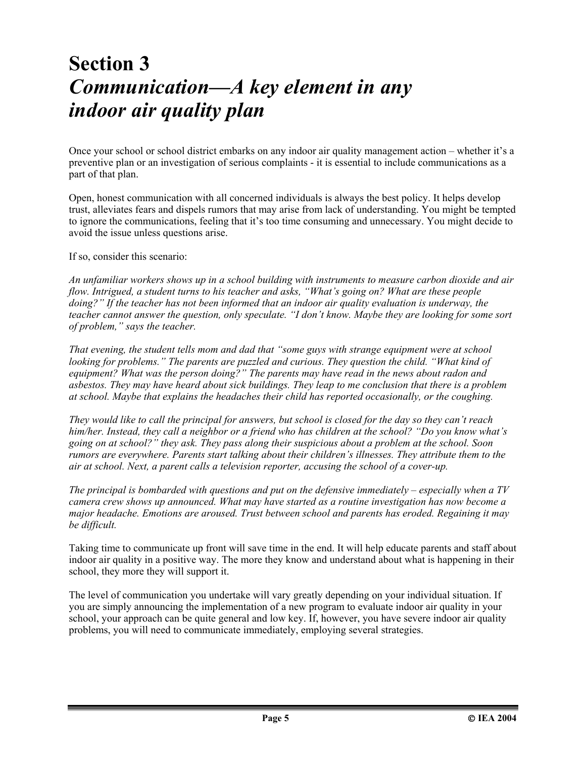# Section 3
# *Communication—A key element in any indoor air quality plan*

Once your school or school district embarks on any indoor air quality management action – whether it's a preventive plan or an investigation of serious complaints - it is essential to include communications as a part of that plan.

Open, honest communication with all concerned individuals is always the best policy. It helps develop trust, alleviates fears and dispels rumors that may arise from lack of understanding. You might be tempted to ignore the communications, feeling that it's too time consuming and unnecessary. You might decide to avoid the issue unless questions arise.

If so, consider this scenario:

*An unfamiliar workers shows up in a school building with instruments to measure carbon dioxide and air flow. Intrigued, a student turns to his teacher and asks, "What's going on? What are these people doing?" If the teacher has not been informed that an indoor air quality evaluation is underway, the teacher cannot answer the question, only speculate. "I don't know. Maybe they are looking for some sort of problem," says the teacher.*

*That evening, the student tells mom and dad that "some guys with strange equipment were at school looking for problems." The parents are puzzled and curious. They question the child. "What kind of equipment? What was the person doing?" The parents may have read in the news about radon and asbestos. They may have heard about sick buildings. They leap to me conclusion that there is a problem at school. Maybe that explains the headaches their child has reported occasionally, or the coughing.*

*They would like to call the principal for answers, but school is closed for the day so they can't reach him/her. Instead, they call a neighbor or a friend who has children at the school? "Do you know what's going on at school?" they ask. They pass along their suspicious about a problem at the school. Soon rumors are everywhere. Parents start talking about their children's illnesses. They attribute them to the air at school. Next, a parent calls a television reporter, accusing the school of a cover-up.*

*The principal is bombarded with questions and put on the defensive immediately – especially when a TV camera crew shows up announced. What may have started as a routine investigation has now become a major headache. Emotions are aroused. Trust between school and parents has eroded. Regaining it may be difficult.*

Taking time to communicate up front will save time in the end. It will help educate parents and staff about indoor air quality in a positive way. The more they know and understand about what is happening in their school, they more they will support it.

The level of communication you undertake will vary greatly depending on your individual situation. If you are simply announcing the implementation of a new program to evaluate indoor air quality in your school, your approach can be quite general and low key. If, however, you have severe indoor air quality problems, you will need to communicate immediately, employing several strategies.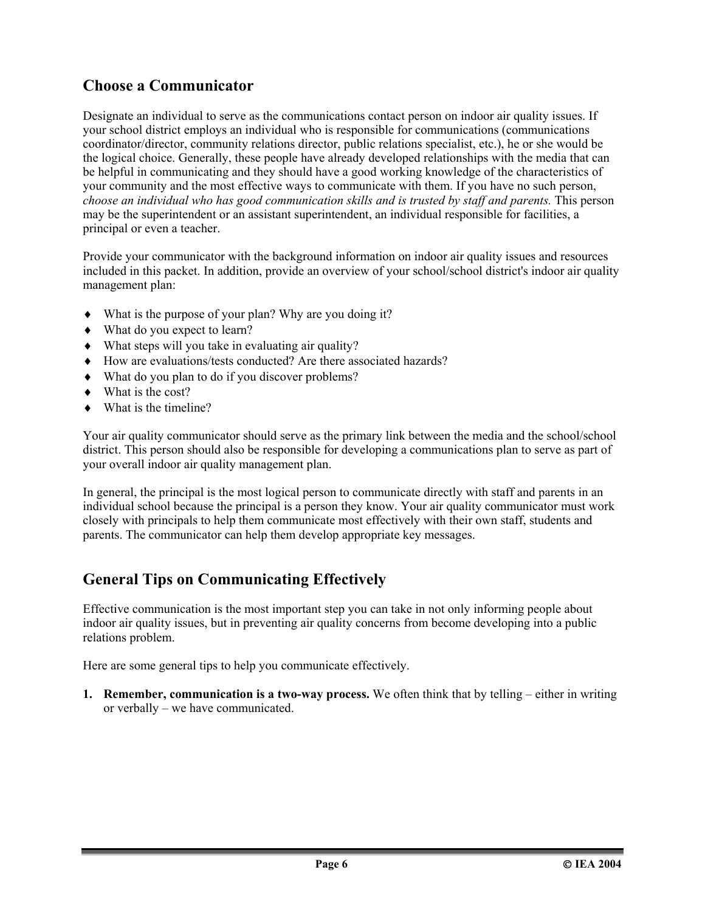## Choose a Communicator

Designate an individual to serve as the communications contact person on indoor air quality issues. If your school district employs an individual who is responsible for communications (communications coordinator/director, community relations director, public relations specialist, etc.), he or she would be the logical choice. Generally, these people have already developed relationships with the media that can be helpful in communicating and they should have a good working knowledge of the characteristics of your community and the most effective ways to communicate with them. If you have no such person, *choose an individual who has good communication skills and is trusted by staff and parents.* This person may be the superintendent or an assistant superintendent, an individual responsible for facilities, a principal or even a teacher.

Provide your communicator with the background information on indoor air quality issues and resources included in this packet. In addition, provide an overview of your school/school district's indoor air quality management plan:

- What is the purpose of your plan? Why are you doing it?
- What do you expect to learn?
- What steps will you take in evaluating air quality?
- How are evaluations/tests conducted? Are there associated hazards?
- What do you plan to do if you discover problems?
- What is the cost?
- What is the timeline?

Your air quality communicator should serve as the primary link between the media and the school/school district. This person should also be responsible for developing a communications plan to serve as part of your overall indoor air quality management plan.

In general, the principal is the most logical person to communicate directly with staff and parents in an individual school because the principal is a person they know. Your air quality communicator must work closely with principals to help them communicate most effectively with their own staff, students and parents. The communicator can help them develop appropriate key messages.

## General Tips on Communicating Effectively

Effective communication is the most important step you can take in not only informing people about indoor air quality issues, but in preventing air quality concerns from become developing into a public relations problem.

Here are some general tips to help you communicate effectively.

1. **Remember, communication is a two-way process.** We often think that by telling – either in writing or verbally – we have communicated.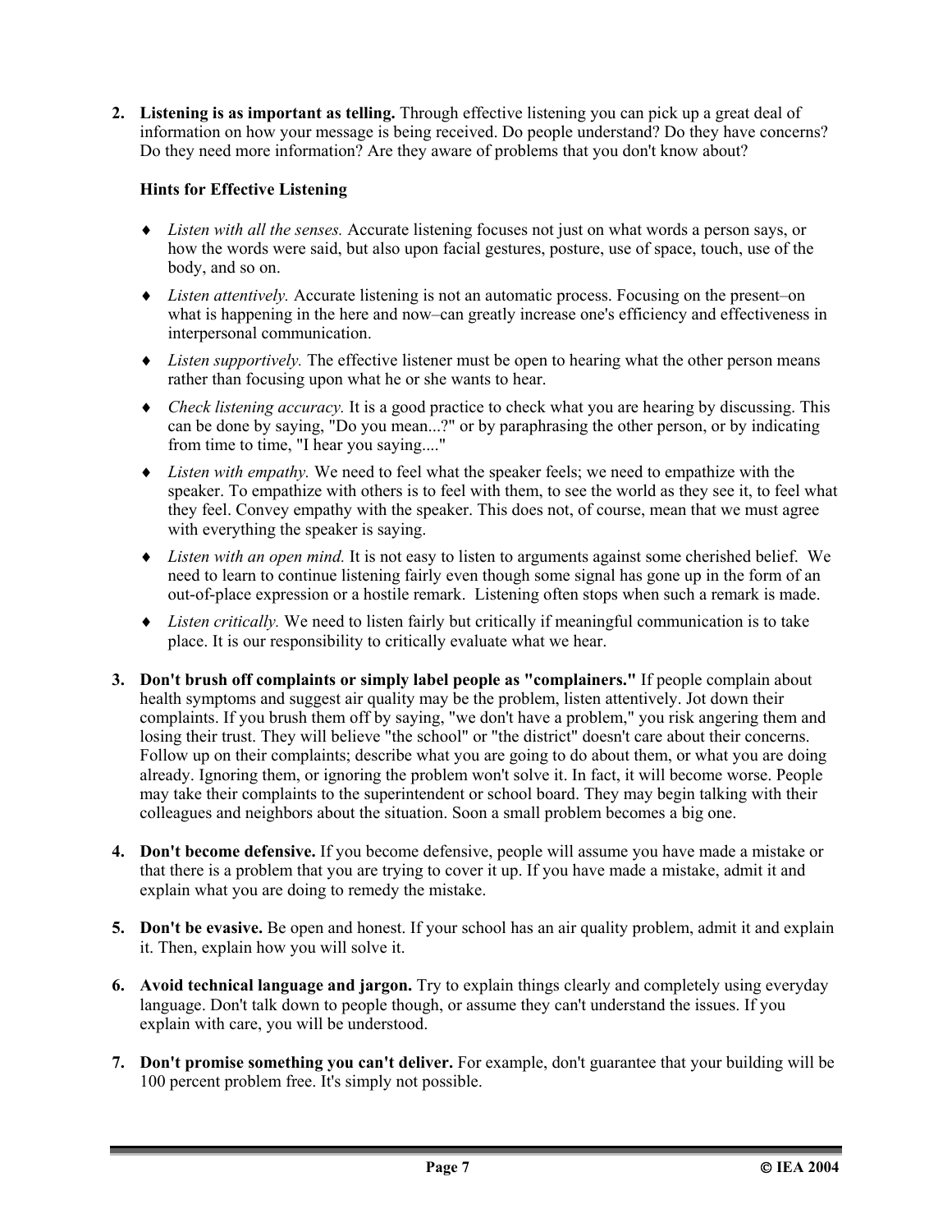2. **Listening is as important as telling.** Through effective listening you can pick up a great deal of information on how your message is being received. Do people understand? Do they have concerns? Do they need more information? Are they aware of problems that you don't know about?

   **Hints for Effective Listening**

   - *Listen with all the senses.* Accurate listening focuses not just on what words a person says, or how the words were said, but also upon facial gestures, posture, use of space, touch, use of the body, and so on.
   - *Listen attentively.* Accurate listening is not an automatic process. Focusing on the present–on what is happening in the here and now–can greatly increase one's efficiency and effectiveness in interpersonal communication.
   - *Listen supportively.* The effective listener must be open to hearing what the other person means rather than focusing upon what he or she wants to hear.
   - *Check listening accuracy.* It is a good practice to check what you are hearing by discussing. This can be done by saying, "Do you mean...?" or by paraphrasing the other person, or by indicating from time to time, "I hear you saying...."
   - *Listen with empathy.* We need to feel what the speaker feels; we need to empathize with the speaker. To empathize with others is to feel with them, to see the world as they see it, to feel what they feel. Convey empathy with the speaker. This does not, of course, mean that we must agree with everything the speaker is saying.
   - *Listen with an open mind.* It is not easy to listen to arguments against some cherished belief. We need to learn to continue listening fairly even though some signal has gone up in the form of an out-of-place expression or a hostile remark. Listening often stops when such a remark is made.
   - *Listen critically.* We need to listen fairly but critically if meaningful communication is to take place. It is our responsibility to critically evaluate what we hear.

3. **Don't brush off complaints or simply label people as "complainers."** If people complain about health symptoms and suggest air quality may be the problem, listen attentively. Jot down their complaints. If you brush them off by saying, "we don't have a problem," you risk angering them and losing their trust. They will believe "the school" or "the district" doesn't care about their concerns. Follow up on their complaints; describe what you are going to do about them, or what you are doing already. Ignoring them, or ignoring the problem won't solve it. In fact, it will become worse. People may take their complaints to the superintendent or school board. They may begin talking with their colleagues and neighbors about the situation. Soon a small problem becomes a big one.

4. **Don't become defensive.** If you become defensive, people will assume you have made a mistake or that there is a problem that you are trying to cover it up. If you have made a mistake, admit it and explain what you are doing to remedy the mistake.

5. **Don't be evasive.** Be open and honest. If your school has an air quality problem, admit it and explain it. Then, explain how you will solve it.

6. **Avoid technical language and jargon.** Try to explain things clearly and completely using everyday language. Don't talk down to people though, or assume they can't understand the issues. If you explain with care, you will be understood.

7. **Don't promise something you can't deliver.** For example, don't guarantee that your building will be 100 percent problem free. It's simply not possible.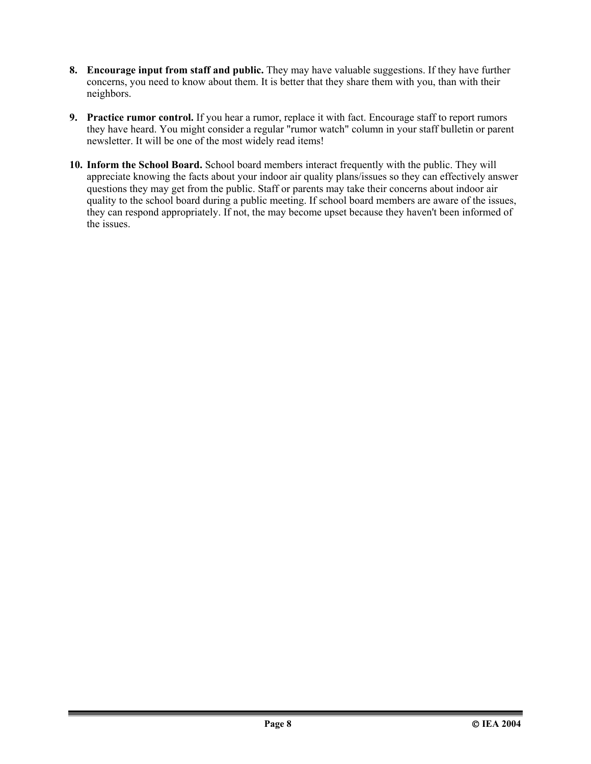8. **Encourage input from staff and public.** They may have valuable suggestions. If they have further concerns, you need to know about them. It is better that they share them with you, than with their neighbors.

9. **Practice rumor control.** If you hear a rumor, replace it with fact. Encourage staff to report rumors they have heard. You might consider a regular "rumor watch" column in your staff bulletin or parent newsletter. It will be one of the most widely read items!

10. **Inform the School Board.** School board members interact frequently with the public. They will appreciate knowing the facts about your indoor air quality plans/issues so they can effectively answer questions they may get from the public. Staff or parents may take their concerns about indoor air quality to the school board during a public meeting. If school board members are aware of the issues, they can respond appropriately. If not, the may become upset because they haven't been informed of the issues.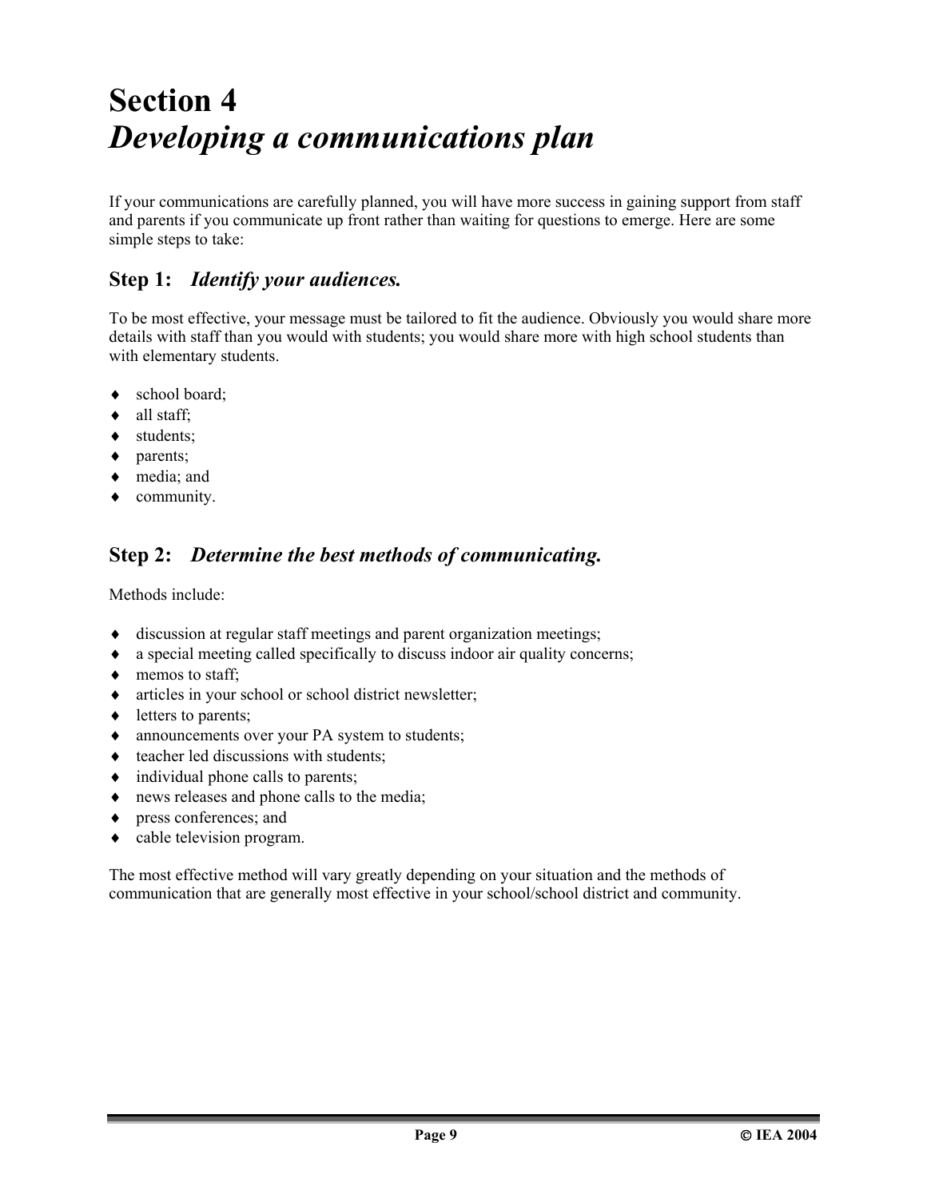# Section 4
# *Developing a communications plan*

If your communications are carefully planned, you will have more success in gaining support from staff and parents if you communicate up front rather than waiting for questions to emerge. Here are some simple steps to take:

## Step 1: *Identify your audiences.*

To be most effective, your message must be tailored to fit the audience. Obviously you would share more details with staff than you would with students; you would share more with high school students than with elementary students.

- school board;
- all staff;
- students;
- parents;
- media; and
- community.

## Step 2: *Determine the best methods of communicating.*

Methods include:

- discussion at regular staff meetings and parent organization meetings;
- a special meeting called specifically to discuss indoor air quality concerns;
- memos to staff;
- articles in your school or school district newsletter;
- letters to parents;
- announcements over your PA system to students;
- teacher led discussions with students;
- individual phone calls to parents;
- news releases and phone calls to the media;
- press conferences; and
- cable television program.

The most effective method will vary greatly depending on your situation and the methods of communication that are generally most effective in your school/school district and community.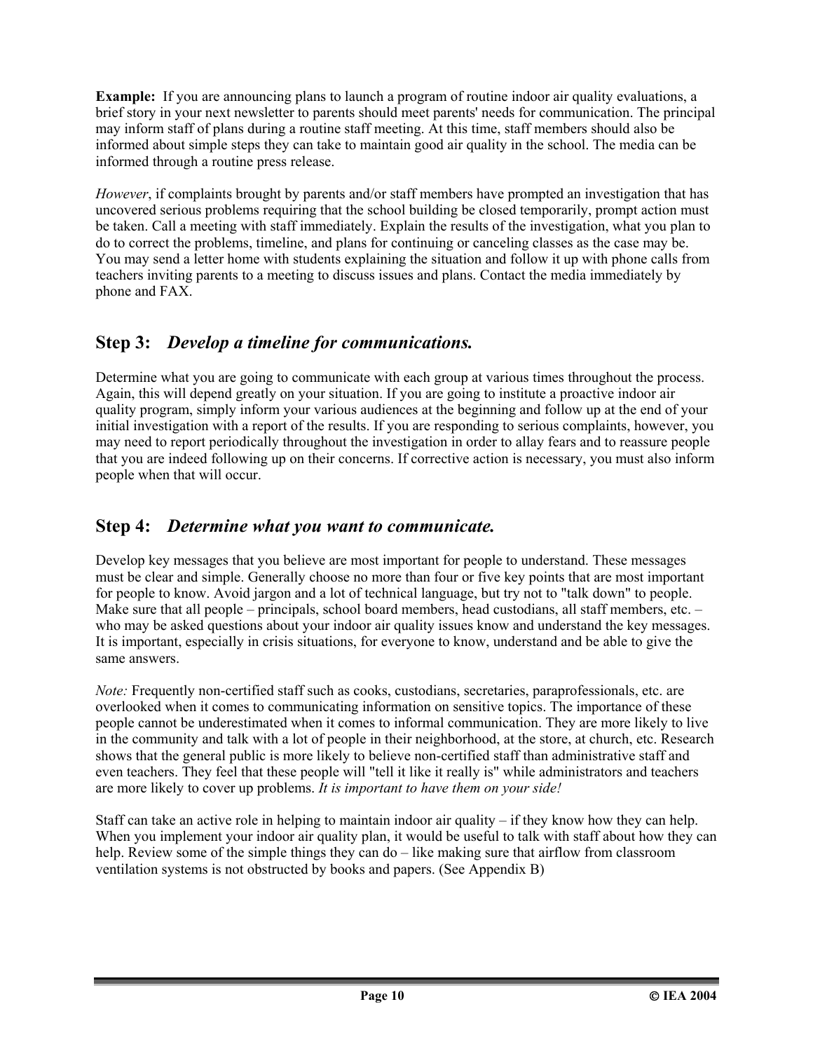**Example:** If you are announcing plans to launch a program of routine indoor air quality evaluations, a brief story in your next newsletter to parents should meet parents' needs for communication. The principal may inform staff of plans during a routine staff meeting. At this time, staff members should also be informed about simple steps they can take to maintain good air quality in the school. The media can be informed through a routine press release.

*However*, if complaints brought by parents and/or staff members have prompted an investigation that has uncovered serious problems requiring that the school building be closed temporarily, prompt action must be taken. Call a meeting with staff immediately. Explain the results of the investigation, what you plan to do to correct the problems, timeline, and plans for continuing or canceling classes as the case may be. You may send a letter home with students explaining the situation and follow it up with phone calls from teachers inviting parents to a meeting to discuss issues and plans. Contact the media immediately by phone and FAX.

## Step 3: *Develop a timeline for communications.*

Determine what you are going to communicate with each group at various times throughout the process. Again, this will depend greatly on your situation. If you are going to institute a proactive indoor air quality program, simply inform your various audiences at the beginning and follow up at the end of your initial investigation with a report of the results. If you are responding to serious complaints, however, you may need to report periodically throughout the investigation in order to allay fears and to reassure people that you are indeed following up on their concerns. If corrective action is necessary, you must also inform people when that will occur.

## Step 4: *Determine what you want to communicate.*

Develop key messages that you believe are most important for people to understand. These messages must be clear and simple. Generally choose no more than four or five key points that are most important for people to know. Avoid jargon and a lot of technical language, but try not to "talk down" to people. Make sure that all people – principals, school board members, head custodians, all staff members, etc. – who may be asked questions about your indoor air quality issues know and understand the key messages. It is important, especially in crisis situations, for everyone to know, understand and be able to give the same answers.

*Note:* Frequently non-certified staff such as cooks, custodians, secretaries, paraprofessionals, etc. are overlooked when it comes to communicating information on sensitive topics. The importance of these people cannot be underestimated when it comes to informal communication. They are more likely to live in the community and talk with a lot of people in their neighborhood, at the store, at church, etc. Research shows that the general public is more likely to believe non-certified staff than administrative staff and even teachers. They feel that these people will "tell it like it really is" while administrators and teachers are more likely to cover up problems. *It is important to have them on your side!*

Staff can take an active role in helping to maintain indoor air quality – if they know how they can help. When you implement your indoor air quality plan, it would be useful to talk with staff about how they can help. Review some of the simple things they can do – like making sure that airflow from classroom ventilation systems is not obstructed by books and papers. (See Appendix B)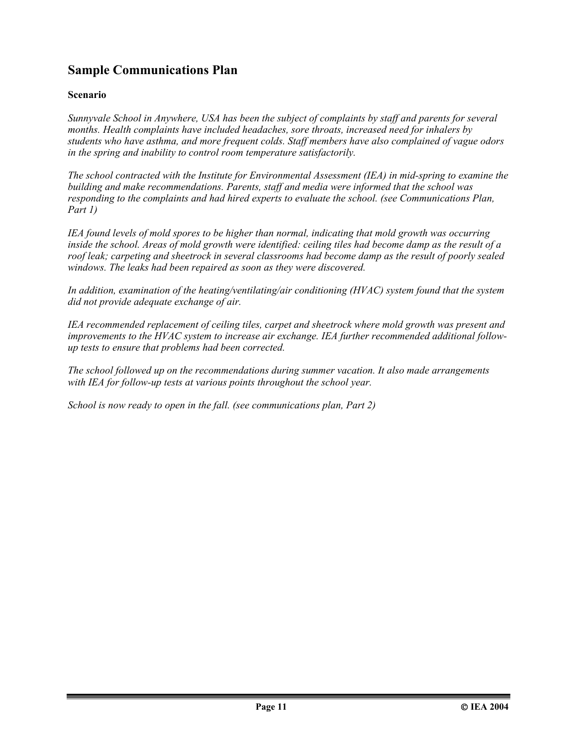## Sample Communications Plan

**Scenario**

*Sunnyvale School in Anywhere, USA has been the subject of complaints by staff and parents for several months. Health complaints have included headaches, sore throats, increased need for inhalers by students who have asthma, and more frequent colds. Staff members have also complained of vague odors in the spring and inability to control room temperature satisfactorily.*

*The school contracted with the Institute for Environmental Assessment (IEA) in mid-spring to examine the building and make recommendations. Parents, staff and media were informed that the school was responding to the complaints and had hired experts to evaluate the school. (see Communications Plan, Part 1)*

*IEA found levels of mold spores to be higher than normal, indicating that mold growth was occurring inside the school. Areas of mold growth were identified: ceiling tiles had become damp as the result of a roof leak; carpeting and sheetrock in several classrooms had become damp as the result of poorly sealed windows. The leaks had been repaired as soon as they were discovered.*

*In addition, examination of the heating/ventilating/air conditioning (HVAC) system found that the system did not provide adequate exchange of air.*

*IEA recommended replacement of ceiling tiles, carpet and sheetrock where mold growth was present and improvements to the HVAC system to increase air exchange. IEA further recommended additional follow-up tests to ensure that problems had been corrected.*

*The school followed up on the recommendations during summer vacation. It also made arrangements with IEA for follow-up tests at various points throughout the school year.*

*School is now ready to open in the fall. (see communications plan, Part 2)*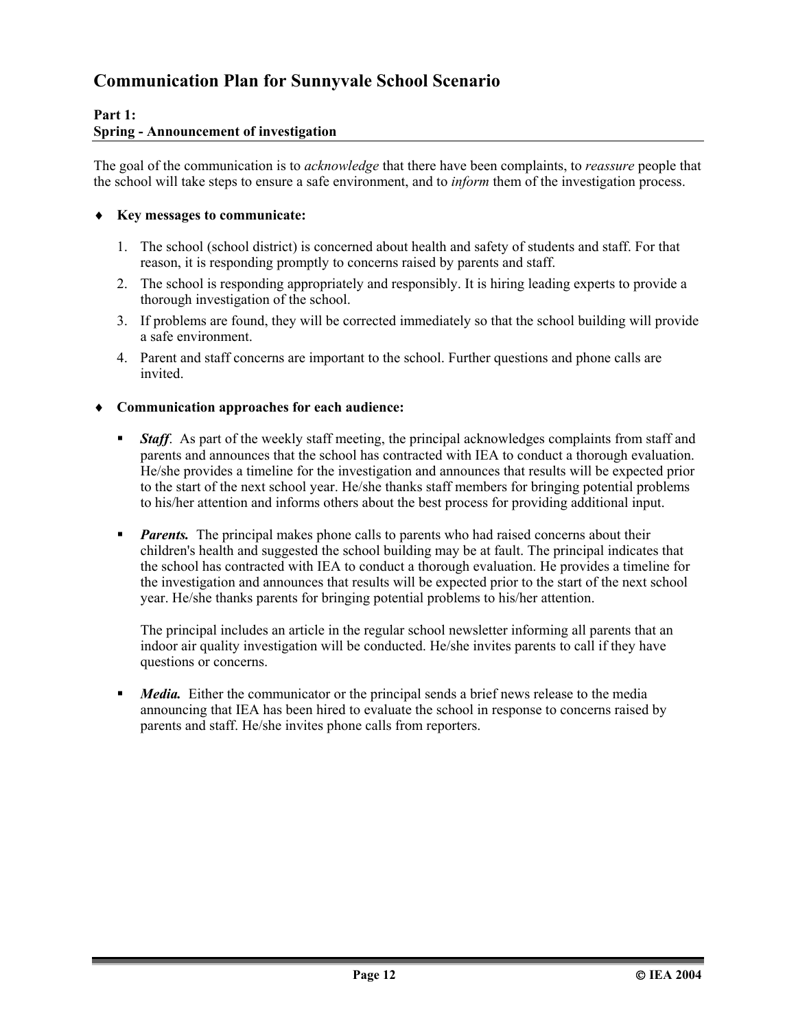# Communication Plan for Sunnyvale School Scenario

**Part 1:**
**Spring - Announcement of investigation**

The goal of the communication is to *acknowledge* that there have been complaints, to *reassure* people that the school will take steps to ensure a safe environment, and to *inform* them of the investigation process.

- **Key messages to communicate:**

  1. The school (school district) is concerned about health and safety of students and staff. For that reason, it is responding promptly to concerns raised by parents and staff.
  2. The school is responding appropriately and responsibly. It is hiring leading experts to provide a thorough investigation of the school.
  3. If problems are found, they will be corrected immediately so that the school building will provide a safe environment.
  4. Parent and staff concerns are important to the school. Further questions and phone calls are invited.

- **Communication approaches for each audience:**

  - ***Staff***. As part of the weekly staff meeting, the principal acknowledges complaints from staff and parents and announces that the school has contracted with IEA to conduct a thorough evaluation. He/she provides a timeline for the investigation and announces that results will be expected prior to the start of the next school year. He/she thanks staff members for bringing potential problems to his/her attention and informs others about the best process for providing additional input.

  - ***Parents.*** The principal makes phone calls to parents who had raised concerns about their children's health and suggested the school building may be at fault. The principal indicates that the school has contracted with IEA to conduct a thorough evaluation. He provides a timeline for the investigation and announces that results will be expected prior to the start of the next school year. He/she thanks parents for bringing potential problems to his/her attention.

    The principal includes an article in the regular school newsletter informing all parents that an indoor air quality investigation will be conducted. He/she invites parents to call if they have questions or concerns.

  - ***Media.*** Either the communicator or the principal sends a brief news release to the media announcing that IEA has been hired to evaluate the school in response to concerns raised by parents and staff. He/she invites phone calls from reporters.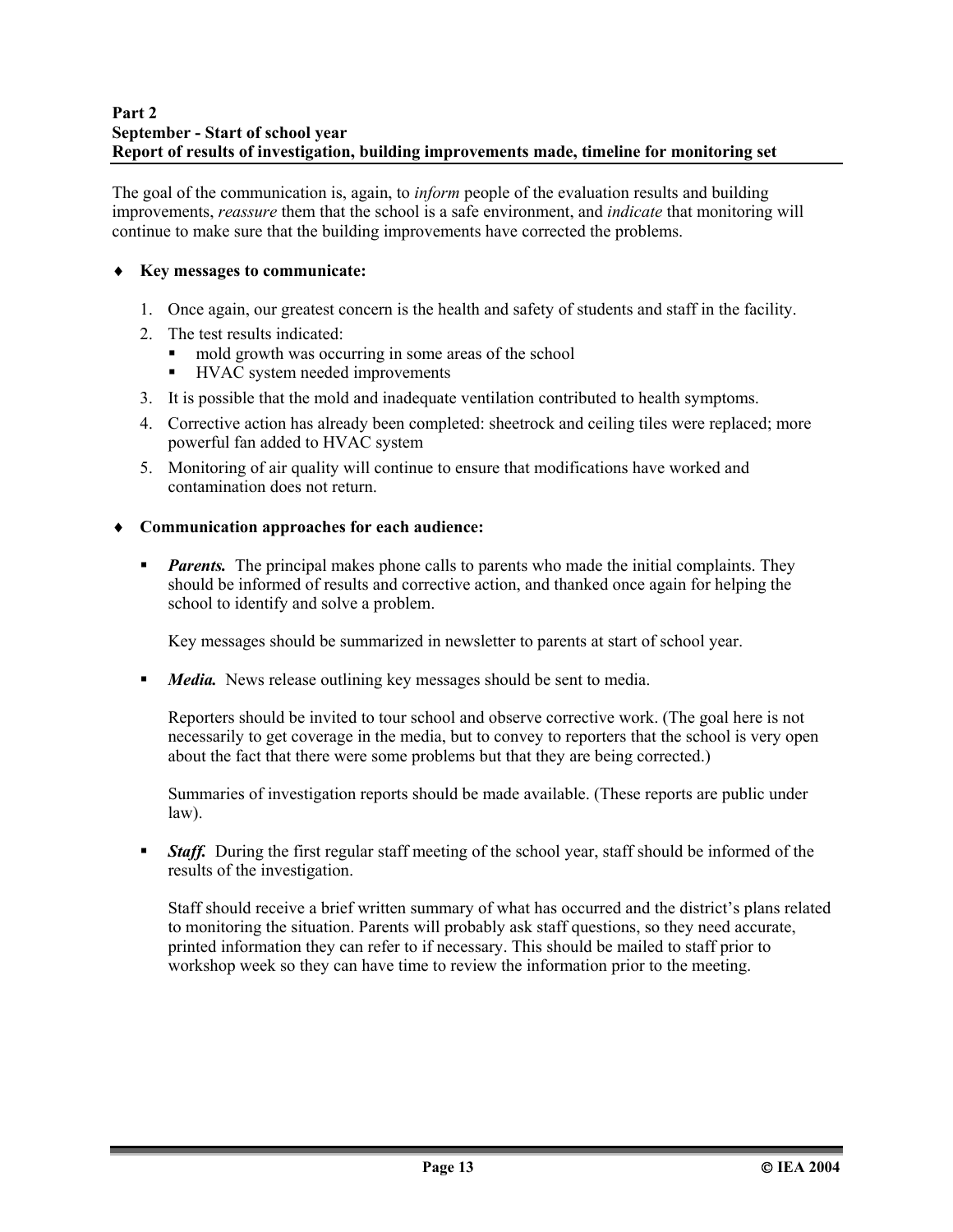**Part 2**
**September - Start of school year**
**Report of results of investigation, building improvements made, timeline for monitoring set**

The goal of the communication is, again, to *inform* people of the evaluation results and building improvements, *reassure* them that the school is a safe environment, and *indicate* that monitoring will continue to make sure that the building improvements have corrected the problems.

- **Key messages to communicate:**

  1. Once again, our greatest concern is the health and safety of students and staff in the facility.
  2. The test results indicated:
     - mold growth was occurring in some areas of the school
     - HVAC system needed improvements
  3. It is possible that the mold and inadequate ventilation contributed to health symptoms.
  4. Corrective action has already been completed: sheetrock and ceiling tiles were replaced; more powerful fan added to HVAC system
  5. Monitoring of air quality will continue to ensure that modifications have worked and contamination does not return.

- **Communication approaches for each audience:**

  - ***Parents.*** The principal makes phone calls to parents who made the initial complaints. They should be informed of results and corrective action, and thanked once again for helping the school to identify and solve a problem.

    Key messages should be summarized in newsletter to parents at start of school year.

  - ***Media.*** News release outlining key messages should be sent to media.

    Reporters should be invited to tour school and observe corrective work. (The goal here is not necessarily to get coverage in the media, but to convey to reporters that the school is very open about the fact that there were some problems but that they are being corrected.)

    Summaries of investigation reports should be made available. (These reports are public under law).

  - ***Staff.*** During the first regular staff meeting of the school year, staff should be informed of the results of the investigation.

    Staff should receive a brief written summary of what has occurred and the district's plans related to monitoring the situation. Parents will probably ask staff questions, so they need accurate, printed information they can refer to if necessary. This should be mailed to staff prior to workshop week so they can have time to review the information prior to the meeting.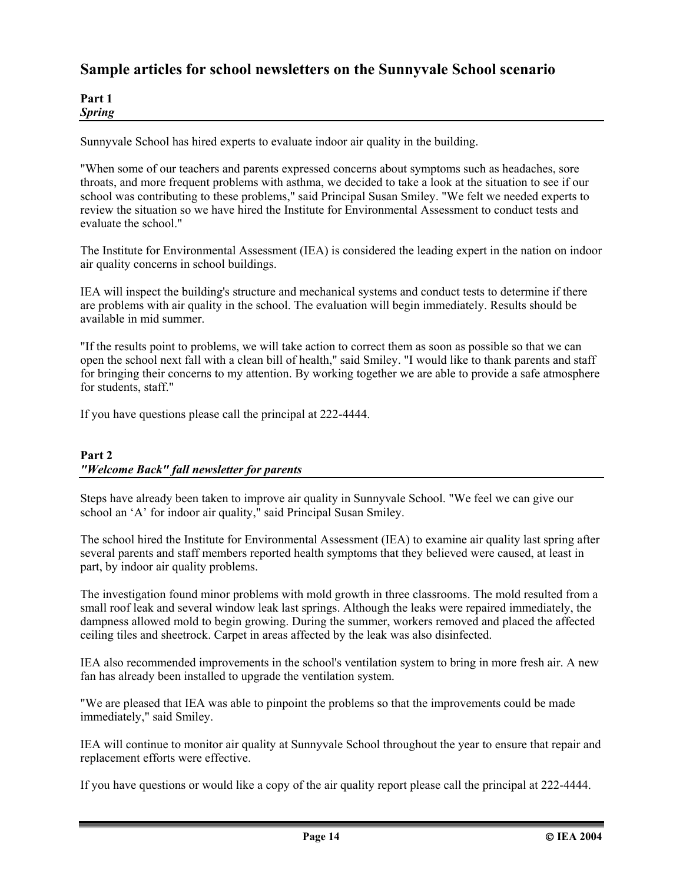## Sample articles for school newsletters on the Sunnyvale School scenario

**Part 1**
***Spring***

Sunnyvale School has hired experts to evaluate indoor air quality in the building.

"When some of our teachers and parents expressed concerns about symptoms such as headaches, sore throats, and more frequent problems with asthma, we decided to take a look at the situation to see if our school was contributing to these problems," said Principal Susan Smiley. "We felt we needed experts to review the situation so we have hired the Institute for Environmental Assessment to conduct tests and evaluate the school."

The Institute for Environmental Assessment (IEA) is considered the leading expert in the nation on indoor air quality concerns in school buildings.

IEA will inspect the building's structure and mechanical systems and conduct tests to determine if there are problems with air quality in the school. The evaluation will begin immediately. Results should be available in mid summer.

"If the results point to problems, we will take action to correct them as soon as possible so that we can open the school next fall with a clean bill of health," said Smiley. "I would like to thank parents and staff for bringing their concerns to my attention. By working together we are able to provide a safe atmosphere for students, staff."

If you have questions please call the principal at 222-4444.

**Part 2**
***"Welcome Back" fall newsletter for parents***

Steps have already been taken to improve air quality in Sunnyvale School. "We feel we can give our school an 'A' for indoor air quality," said Principal Susan Smiley.

The school hired the Institute for Environmental Assessment (IEA) to examine air quality last spring after several parents and staff members reported health symptoms that they believed were caused, at least in part, by indoor air quality problems.

The investigation found minor problems with mold growth in three classrooms. The mold resulted from a small roof leak and several window leak last springs. Although the leaks were repaired immediately, the dampness allowed mold to begin growing. During the summer, workers removed and placed the affected ceiling tiles and sheetrock. Carpet in areas affected by the leak was also disinfected.

IEA also recommended improvements in the school's ventilation system to bring in more fresh air. A new fan has already been installed to upgrade the ventilation system.

"We are pleased that IEA was able to pinpoint the problems so that the improvements could be made immediately," said Smiley.

IEA will continue to monitor air quality at Sunnyvale School throughout the year to ensure that repair and replacement efforts were effective.

If you have questions or would like a copy of the air quality report please call the principal at 222-4444.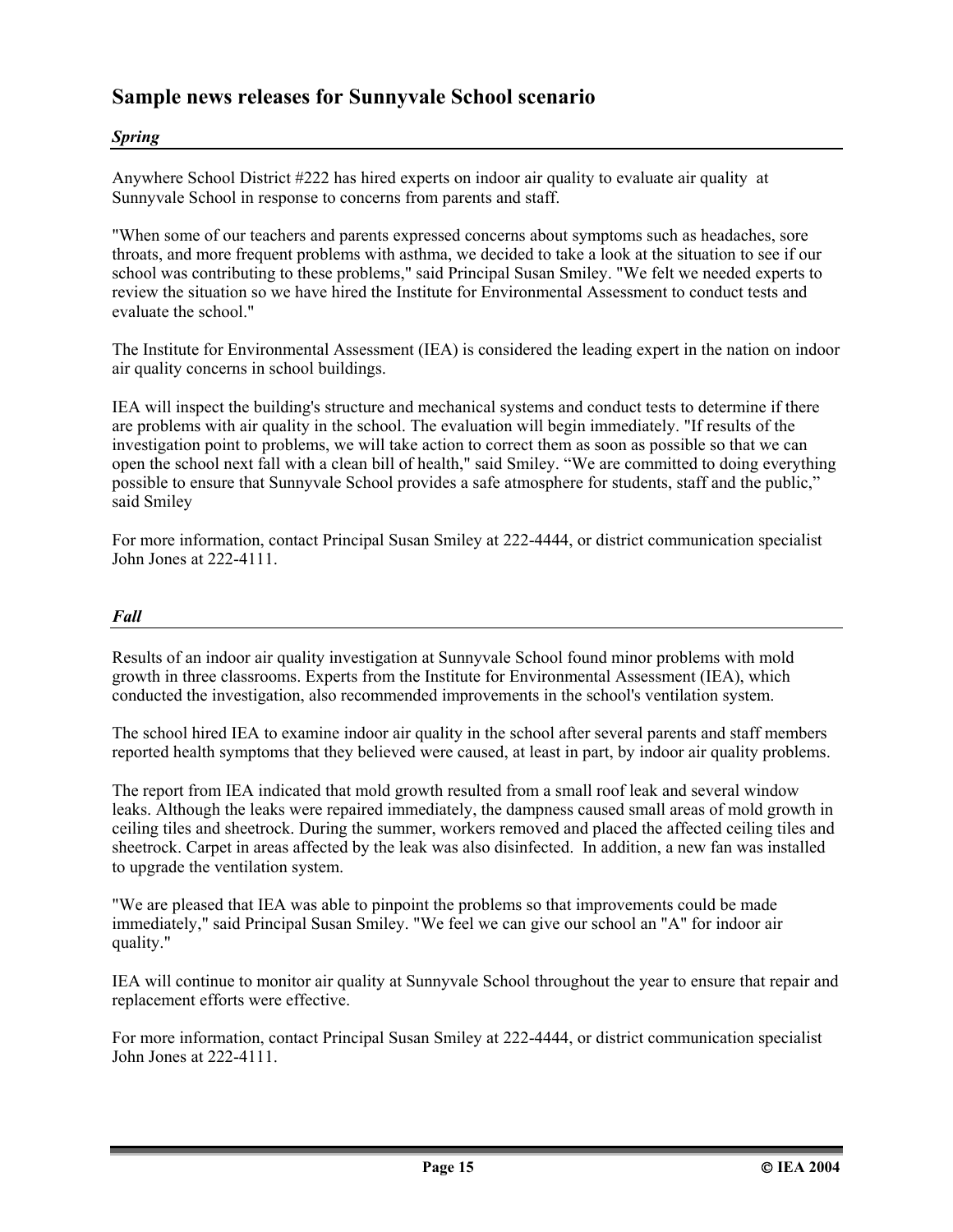## Sample news releases for Sunnyvale School scenario

### *Spring*

Anywhere School District #222 has hired experts on indoor air quality to evaluate air quality at Sunnyvale School in response to concerns from parents and staff.

"When some of our teachers and parents expressed concerns about symptoms such as headaches, sore throats, and more frequent problems with asthma, we decided to take a look at the situation to see if our school was contributing to these problems," said Principal Susan Smiley. "We felt we needed experts to review the situation so we have hired the Institute for Environmental Assessment to conduct tests and evaluate the school."

The Institute for Environmental Assessment (IEA) is considered the leading expert in the nation on indoor air quality concerns in school buildings.

IEA will inspect the building's structure and mechanical systems and conduct tests to determine if there are problems with air quality in the school. The evaluation will begin immediately. "If results of the investigation point to problems, we will take action to correct them as soon as possible so that we can open the school next fall with a clean bill of health," said Smiley. "We are committed to doing everything possible to ensure that Sunnyvale School provides a safe atmosphere for students, staff and the public," said Smiley

For more information, contact Principal Susan Smiley at 222-4444, or district communication specialist John Jones at 222-4111.

### *Fall*

Results of an indoor air quality investigation at Sunnyvale School found minor problems with mold growth in three classrooms. Experts from the Institute for Environmental Assessment (IEA), which conducted the investigation, also recommended improvements in the school's ventilation system.

The school hired IEA to examine indoor air quality in the school after several parents and staff members reported health symptoms that they believed were caused, at least in part, by indoor air quality problems.

The report from IEA indicated that mold growth resulted from a small roof leak and several window leaks. Although the leaks were repaired immediately, the dampness caused small areas of mold growth in ceiling tiles and sheetrock. During the summer, workers removed and placed the affected ceiling tiles and sheetrock. Carpet in areas affected by the leak was also disinfected. In addition, a new fan was installed to upgrade the ventilation system.

"We are pleased that IEA was able to pinpoint the problems so that improvements could be made immediately," said Principal Susan Smiley. "We feel we can give our school an "A" for indoor air quality."

IEA will continue to monitor air quality at Sunnyvale School throughout the year to ensure that repair and replacement efforts were effective.

For more information, contact Principal Susan Smiley at 222-4444, or district communication specialist John Jones at 222-4111.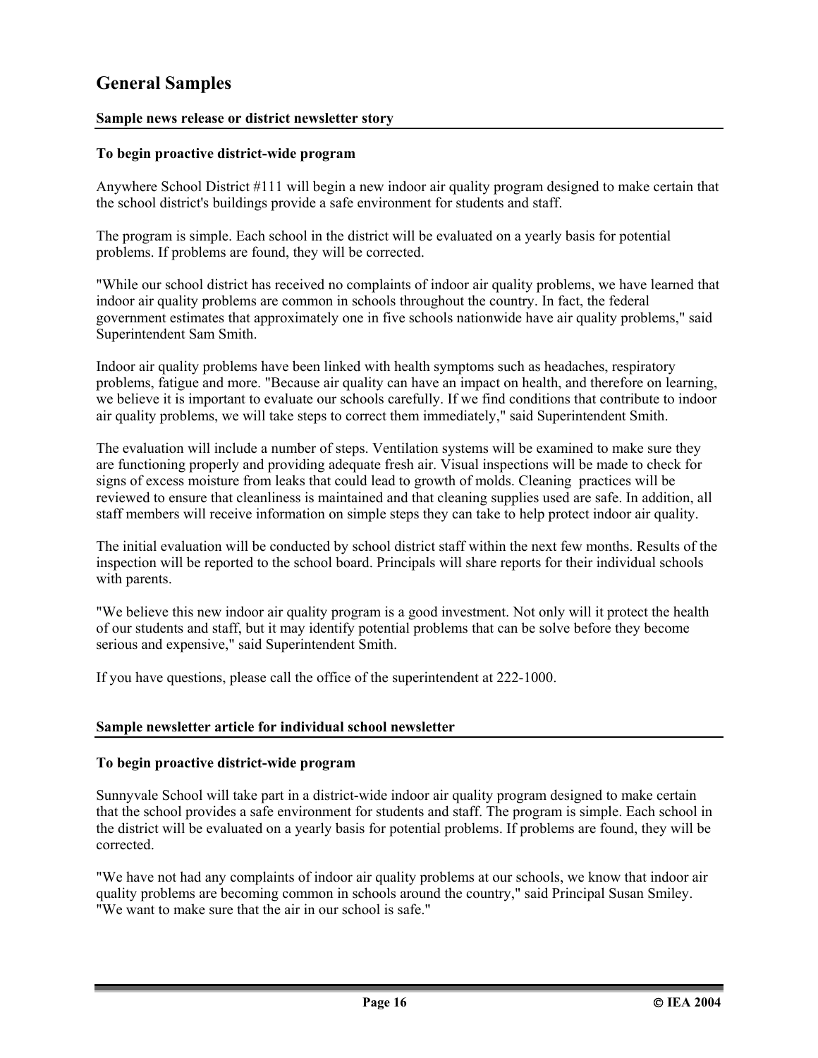## General Samples

**Sample news release or district newsletter story**

**To begin proactive district-wide program**

Anywhere School District #111 will begin a new indoor air quality program designed to make certain that the school district's buildings provide a safe environment for students and staff.

The program is simple. Each school in the district will be evaluated on a yearly basis for potential problems. If problems are found, they will be corrected.

"While our school district has received no complaints of indoor air quality problems, we have learned that indoor air quality problems are common in schools throughout the country. In fact, the federal government estimates that approximately one in five schools nationwide have air quality problems," said Superintendent Sam Smith.

Indoor air quality problems have been linked with health symptoms such as headaches, respiratory problems, fatigue and more. "Because air quality can have an impact on health, and therefore on learning, we believe it is important to evaluate our schools carefully. If we find conditions that contribute to indoor air quality problems, we will take steps to correct them immediately," said Superintendent Smith.

The evaluation will include a number of steps. Ventilation systems will be examined to make sure they are functioning properly and providing adequate fresh air. Visual inspections will be made to check for signs of excess moisture from leaks that could lead to growth of molds. Cleaning practices will be reviewed to ensure that cleanliness is maintained and that cleaning supplies used are safe. In addition, all staff members will receive information on simple steps they can take to help protect indoor air quality.

The initial evaluation will be conducted by school district staff within the next few months. Results of the inspection will be reported to the school board. Principals will share reports for their individual schools with parents.

"We believe this new indoor air quality program is a good investment. Not only will it protect the health of our students and staff, but it may identify potential problems that can be solve before they become serious and expensive," said Superintendent Smith.

If you have questions, please call the office of the superintendent at 222-1000.

**Sample newsletter article for individual school newsletter**

**To begin proactive district-wide program**

Sunnyvale School will take part in a district-wide indoor air quality program designed to make certain that the school provides a safe environment for students and staff. The program is simple. Each school in the district will be evaluated on a yearly basis for potential problems. If problems are found, they will be corrected.

"We have not had any complaints of indoor air quality problems at our schools, we know that indoor air quality problems are becoming common in schools around the country," said Principal Susan Smiley. "We want to make sure that the air in our school is safe."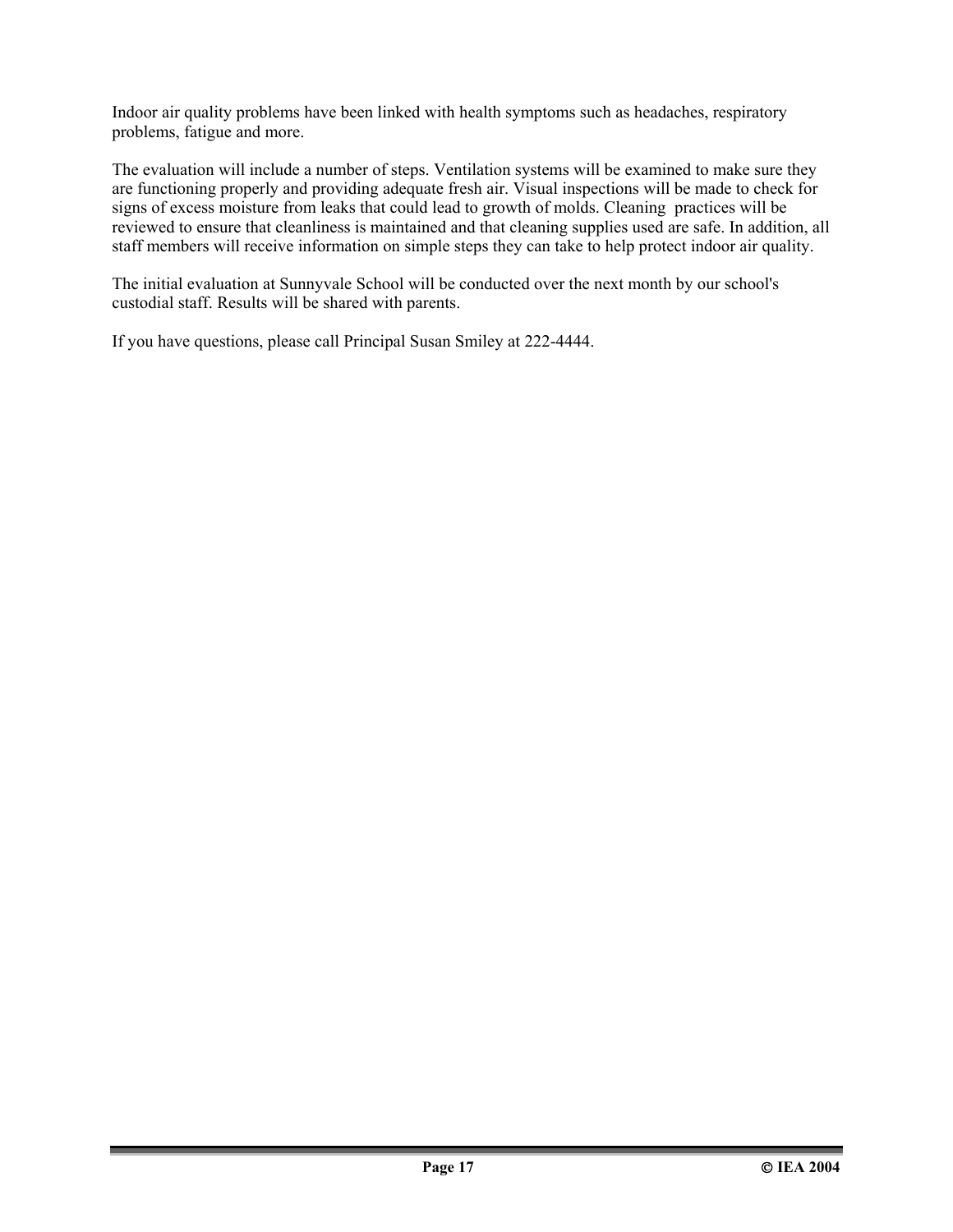Indoor air quality problems have been linked with health symptoms such as headaches, respiratory problems, fatigue and more.

The evaluation will include a number of steps. Ventilation systems will be examined to make sure they are functioning properly and providing adequate fresh air. Visual inspections will be made to check for signs of excess moisture from leaks that could lead to growth of molds. Cleaning practices will be reviewed to ensure that cleanliness is maintained and that cleaning supplies used are safe. In addition, all staff members will receive information on simple steps they can take to help protect indoor air quality.

The initial evaluation at Sunnyvale School will be conducted over the next month by our school's custodial staff. Results will be shared with parents.

If you have questions, please call Principal Susan Smiley at 222-4444.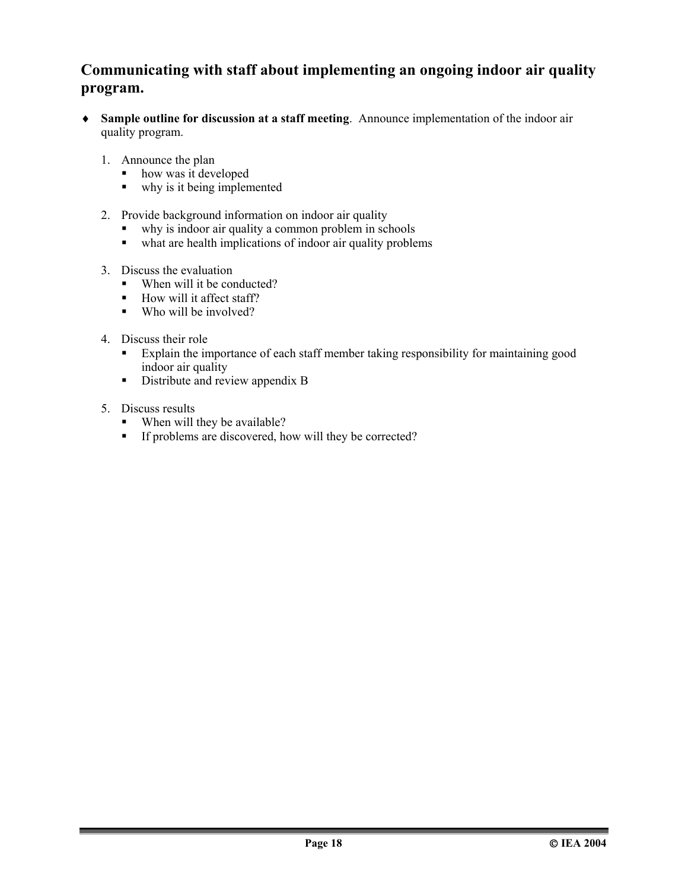## Communicating with staff about implementing an ongoing indoor air quality program.

- **Sample outline for discussion at a staff meeting**. Announce implementation of the indoor air quality program.

  1. Announce the plan
     - how was it developed
     - why is it being implemented
  2. Provide background information on indoor air quality
     - why is indoor air quality a common problem in schools
     - what are health implications of indoor air quality problems
  3. Discuss the evaluation
     - When will it be conducted?
     - How will it affect staff?
     - Who will be involved?
  4. Discuss their role
     - Explain the importance of each staff member taking responsibility for maintaining good indoor air quality
     - Distribute and review appendix B
  5. Discuss results
     - When will they be available?
     - If problems are discovered, how will they be corrected?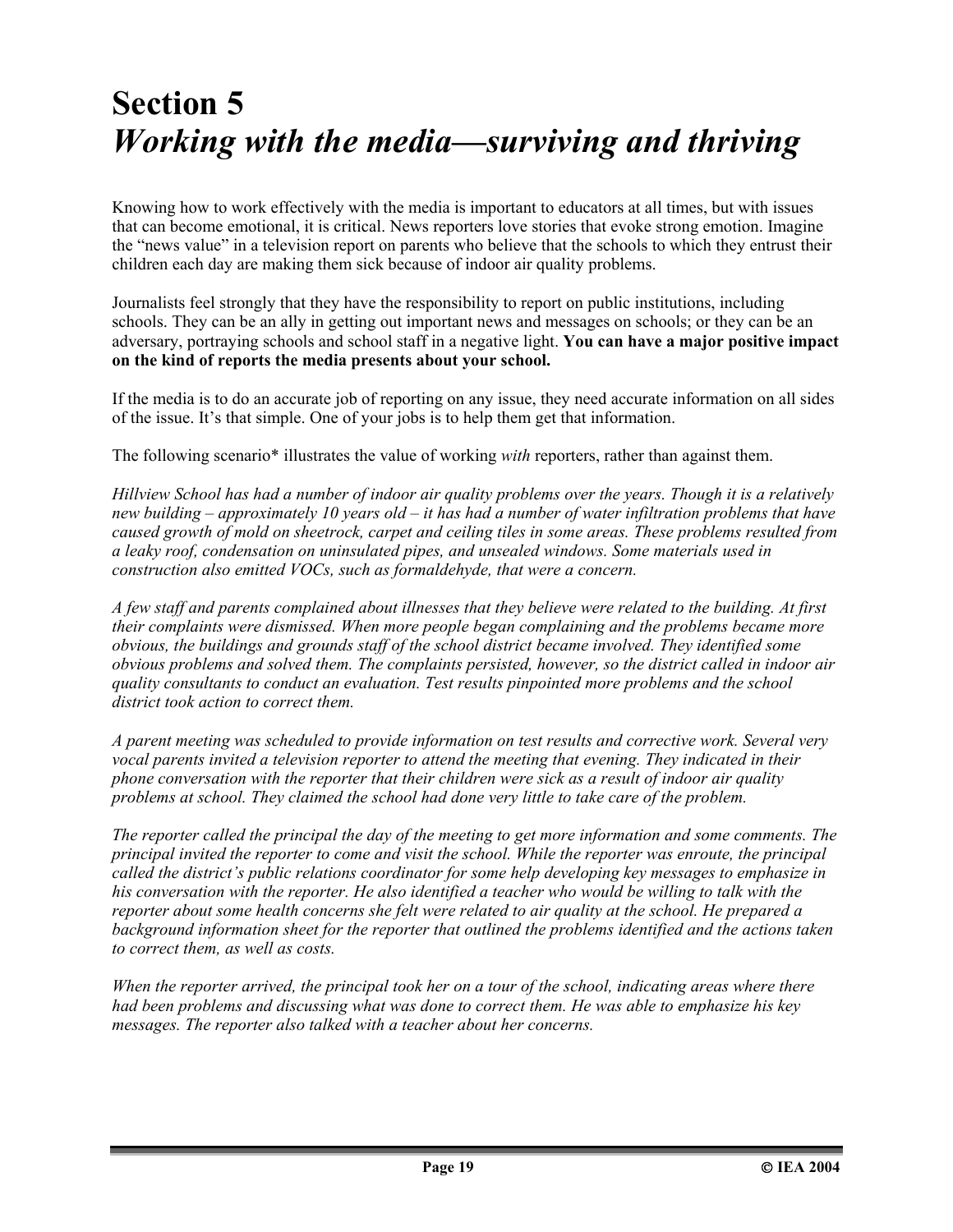# Section 5
# *Working with the media—surviving and thriving*

Knowing how to work effectively with the media is important to educators at all times, but with issues that can become emotional, it is critical. News reporters love stories that evoke strong emotion. Imagine the "news value" in a television report on parents who believe that the schools to which they entrust their children each day are making them sick because of indoor air quality problems.

Journalists feel strongly that they have the responsibility to report on public institutions, including schools. They can be an ally in getting out important news and messages on schools; or they can be an adversary, portraying schools and school staff in a negative light. **You can have a major positive impact on the kind of reports the media presents about your school.**

If the media is to do an accurate job of reporting on any issue, they need accurate information on all sides of the issue. It's that simple. One of your jobs is to help them get that information.

The following scenario* illustrates the value of working *with* reporters, rather than against them.

*Hillview School has had a number of indoor air quality problems over the years. Though it is a relatively new building – approximately 10 years old – it has had a number of water infiltration problems that have caused growth of mold on sheetrock, carpet and ceiling tiles in some areas. These problems resulted from a leaky roof, condensation on uninsulated pipes, and unsealed windows. Some materials used in construction also emitted VOCs, such as formaldehyde, that were a concern.*

*A few staff and parents complained about illnesses that they believe were related to the building. At first their complaints were dismissed. When more people began complaining and the problems became more obvious, the buildings and grounds staff of the school district became involved. They identified some obvious problems and solved them. The complaints persisted, however, so the district called in indoor air quality consultants to conduct an evaluation. Test results pinpointed more problems and the school district took action to correct them.*

*A parent meeting was scheduled to provide information on test results and corrective work. Several very vocal parents invited a television reporter to attend the meeting that evening. They indicated in their phone conversation with the reporter that their children were sick as a result of indoor air quality problems at school. They claimed the school had done very little to take care of the problem.*

*The reporter called the principal the day of the meeting to get more information and some comments. The principal invited the reporter to come and visit the school. While the reporter was enroute, the principal called the district's public relations coordinator for some help developing key messages to emphasize in his conversation with the reporter. He also identified a teacher who would be willing to talk with the reporter about some health concerns she felt were related to air quality at the school. He prepared a background information sheet for the reporter that outlined the problems identified and the actions taken to correct them, as well as costs.*

*When the reporter arrived, the principal took her on a tour of the school, indicating areas where there had been problems and discussing what was done to correct them. He was able to emphasize his key messages. The reporter also talked with a teacher about her concerns.*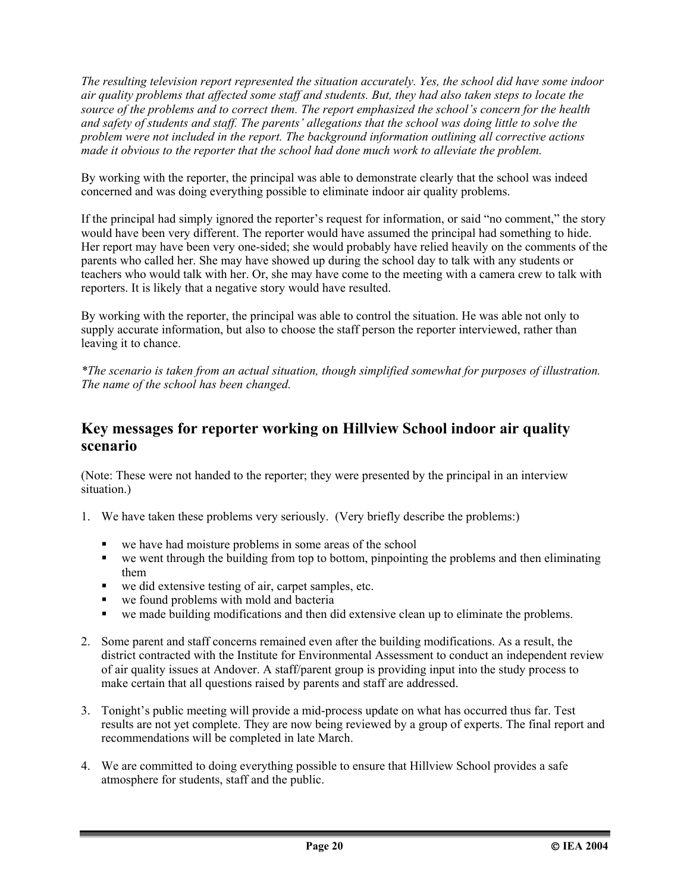*The resulting television report represented the situation accurately. Yes, the school did have some indoor air quality problems that affected some staff and students. But, they had also taken steps to locate the source of the problems and to correct them. The report emphasized the school's concern for the health and safety of students and staff. The parents' allegations that the school was doing little to solve the problem were not included in the report. The background information outlining all corrective actions made it obvious to the reporter that the school had done much work to alleviate the problem.*

By working with the reporter, the principal was able to demonstrate clearly that the school was indeed concerned and was doing everything possible to eliminate indoor air quality problems.

If the principal had simply ignored the reporter's request for information, or said "no comment," the story would have been very different. The reporter would have assumed the principal had something to hide. Her report may have been very one-sided; she would probably have relied heavily on the comments of the parents who called her. She may have showed up during the school day to talk with any students or teachers who would talk with her. Or, she may have come to the meeting with a camera crew to talk with reporters. It is likely that a negative story would have resulted.

By working with the reporter, the principal was able to control the situation. He was able not only to supply accurate information, but also to choose the staff person the reporter interviewed, rather than leaving it to chance.

*\*The scenario is taken from an actual situation, though simplified somewhat for purposes of illustration. The name of the school has been changed.*

## Key messages for reporter working on Hillview School indoor air quality scenario

(Note: These were not handed to the reporter; they were presented by the principal in an interview situation.)

1. We have taken these problems very seriously. (Very briefly describe the problems:)

   - we have had moisture problems in some areas of the school
   - we went through the building from top to bottom, pinpointing the problems and then eliminating them
   - we did extensive testing of air, carpet samples, etc.
   - we found problems with mold and bacteria
   - we made building modifications and then did extensive clean up to eliminate the problems.

2. Some parent and staff concerns remained even after the building modifications. As a result, the district contracted with the Institute for Environmental Assessment to conduct an independent review of air quality issues at Andover. A staff/parent group is providing input into the study process to make certain that all questions raised by parents and staff are addressed.

3. Tonight's public meeting will provide a mid-process update on what has occurred thus far. Test results are not yet complete. They are now being reviewed by a group of experts. The final report and recommendations will be completed in late March.

4. We are committed to doing everything possible to ensure that Hillview School provides a safe atmosphere for students, staff and the public.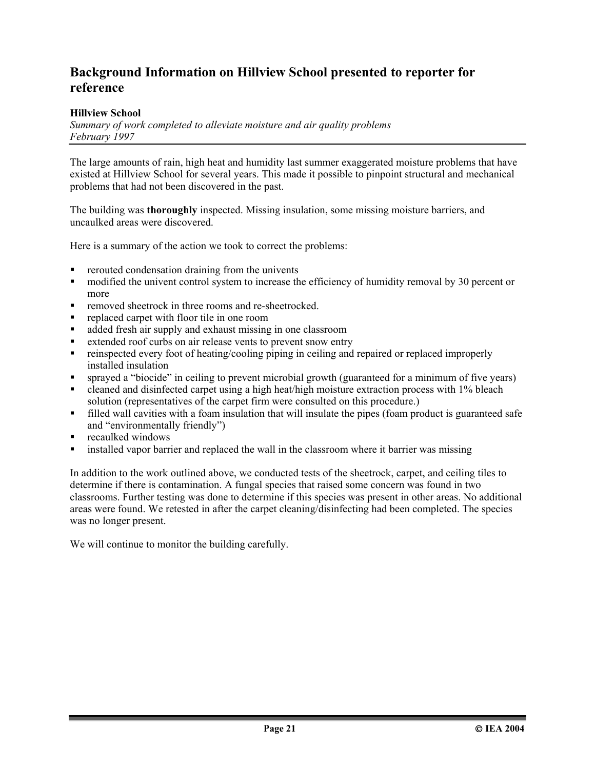## Background Information on Hillview School presented to reporter for reference

**Hillview School**
*Summary of work completed to alleviate moisture and air quality problems*
*February 1997*

The large amounts of rain, high heat and humidity last summer exaggerated moisture problems that have existed at Hillview School for several years. This made it possible to pinpoint structural and mechanical problems that had not been discovered in the past.

The building was **thoroughly** inspected. Missing insulation, some missing moisture barriers, and uncaulked areas were discovered.

Here is a summary of the action we took to correct the problems:

- rerouted condensation draining from the univents
- modified the univent control system to increase the efficiency of humidity removal by 30 percent or more
- removed sheetrock in three rooms and re-sheetrocked.
- replaced carpet with floor tile in one room
- added fresh air supply and exhaust missing in one classroom
- extended roof curbs on air release vents to prevent snow entry
- reinspected every foot of heating/cooling piping in ceiling and repaired or replaced improperly installed insulation
- sprayed a "biocide" in ceiling to prevent microbial growth (guaranteed for a minimum of five years)
- cleaned and disinfected carpet using a high heat/high moisture extraction process with 1% bleach solution (representatives of the carpet firm were consulted on this procedure.)
- filled wall cavities with a foam insulation that will insulate the pipes (foam product is guaranteed safe and "environmentally friendly")
- recaulked windows
- installed vapor barrier and replaced the wall in the classroom where it barrier was missing

In addition to the work outlined above, we conducted tests of the sheetrock, carpet, and ceiling tiles to determine if there is contamination. A fungal species that raised some concern was found in two classrooms. Further testing was done to determine if this species was present in other areas. No additional areas were found. We retested in after the carpet cleaning/disinfecting had been completed. The species was no longer present.

We will continue to monitor the building carefully.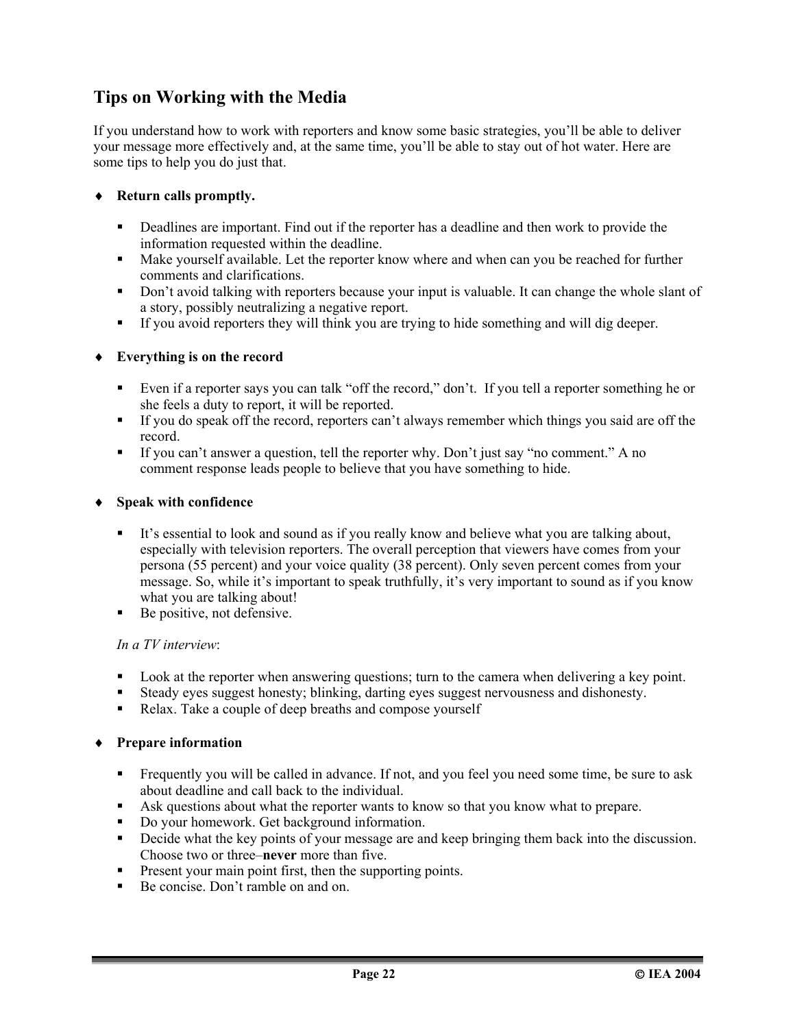## Tips on Working with the Media

If you understand how to work with reporters and know some basic strategies, you'll be able to deliver your message more effectively and, at the same time, you'll be able to stay out of hot water. Here are some tips to help you do just that.

- **Return calls promptly.**
  - Deadlines are important. Find out if the reporter has a deadline and then work to provide the information requested within the deadline.
  - Make yourself available. Let the reporter know where and when can you be reached for further comments and clarifications.
  - Don't avoid talking with reporters because your input is valuable. It can change the whole slant of a story, possibly neutralizing a negative report.
  - If you avoid reporters they will think you are trying to hide something and will dig deeper.

- **Everything is on the record**
  - Even if a reporter says you can talk "off the record," don't. If you tell a reporter something he or she feels a duty to report, it will be reported.
  - If you do speak off the record, reporters can't always remember which things you said are off the record.
  - If you can't answer a question, tell the reporter why. Don't just say "no comment." A no comment response leads people to believe that you have something to hide.

- **Speak with confidence**
  - It's essential to look and sound as if you really know and believe what you are talking about, especially with television reporters. The overall perception that viewers have comes from your persona (55 percent) and your voice quality (38 percent). Only seven percent comes from your message. So, while it's important to speak truthfully, it's very important to sound as if you know what you are talking about!
  - Be positive, not defensive.

  *In a TV interview*:

  - Look at the reporter when answering questions; turn to the camera when delivering a key point.
  - Steady eyes suggest honesty; blinking, darting eyes suggest nervousness and dishonesty.
  - Relax. Take a couple of deep breaths and compose yourself

- **Prepare information**
  - Frequently you will be called in advance. If not, and you feel you need some time, be sure to ask about deadline and call back to the individual.
  - Ask questions about what the reporter wants to know so that you know what to prepare.
  - Do your homework. Get background information.
  - Decide what the key points of your message are and keep bringing them back into the discussion. Choose two or three–**never** more than five.
  - Present your main point first, then the supporting points.
  - Be concise. Don't ramble on and on.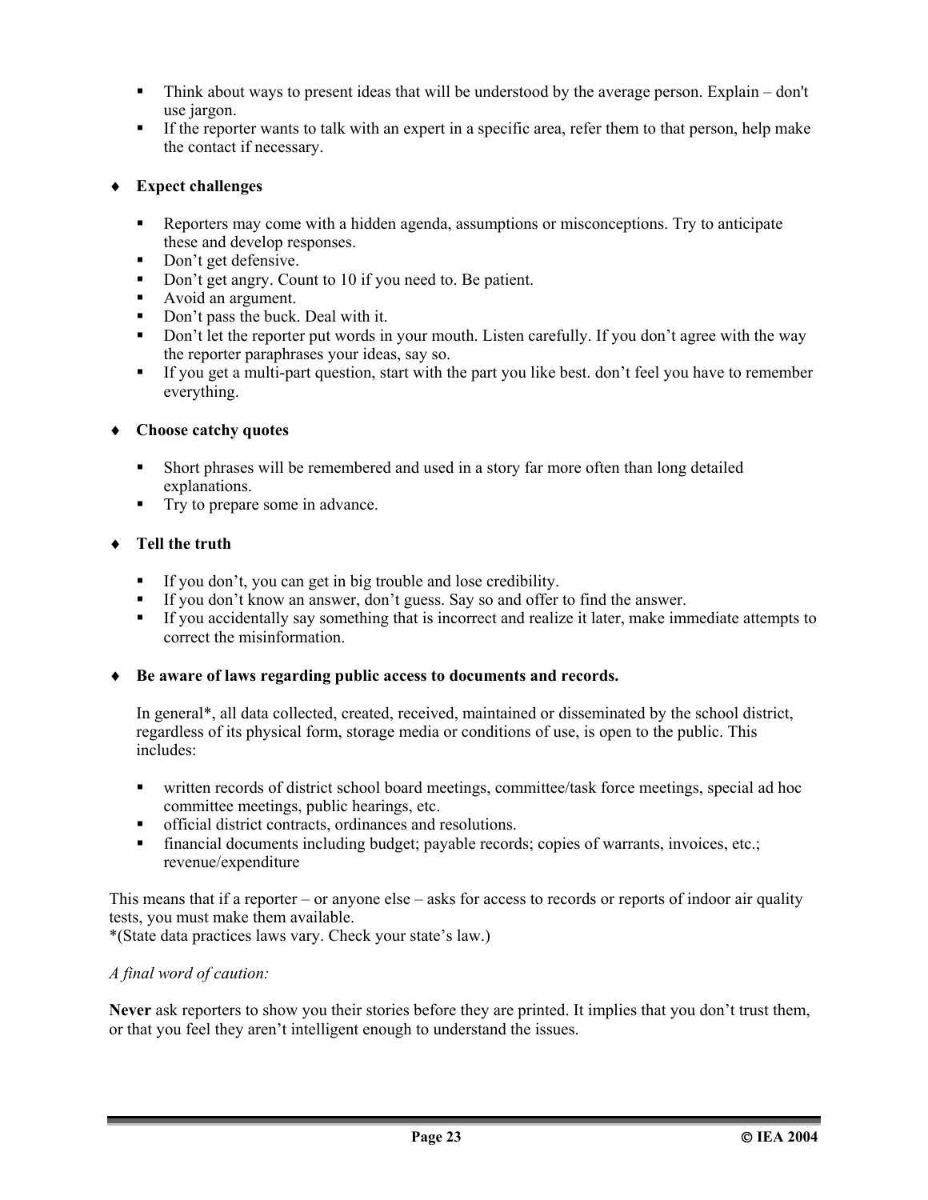- Think about ways to present ideas that will be understood by the average person. Explain – don't use jargon.
- If the reporter wants to talk with an expert in a specific area, refer them to that person, help make the contact if necessary.

♦ **Expect challenges**

- Reporters may come with a hidden agenda, assumptions or misconceptions. Try to anticipate these and develop responses.
- Don't get defensive.
- Don't get angry. Count to 10 if you need to. Be patient.
- Avoid an argument.
- Don't pass the buck. Deal with it.
- Don't let the reporter put words in your mouth. Listen carefully. If you don't agree with the way the reporter paraphrases your ideas, say so.
- If you get a multi-part question, start with the part you like best. don't feel you have to remember everything.

♦ **Choose catchy quotes**

- Short phrases will be remembered and used in a story far more often than long detailed explanations.
- Try to prepare some in advance.

♦ **Tell the truth**

- If you don't, you can get in big trouble and lose credibility.
- If you don't know an answer, don't guess. Say so and offer to find the answer.
- If you accidentally say something that is incorrect and realize it later, make immediate attempts to correct the misinformation.

♦ **Be aware of laws regarding public access to documents and records.**

In general*, all data collected, created, received, maintained or disseminated by the school district, regardless of its physical form, storage media or conditions of use, is open to the public. This includes:

- written records of district school board meetings, committee/task force meetings, special ad hoc committee meetings, public hearings, etc.
- official district contracts, ordinances and resolutions.
- financial documents including budget; payable records; copies of warrants, invoices, etc.; revenue/expenditure

This means that if a reporter – or anyone else – asks for access to records or reports of indoor air quality tests, you must make them available.
*(State data practices laws vary. Check your state's law.)

*A final word of caution:*

**Never** ask reporters to show you their stories before they are printed. It implies that you don't trust them, or that you feel they aren't intelligent enough to understand the issues.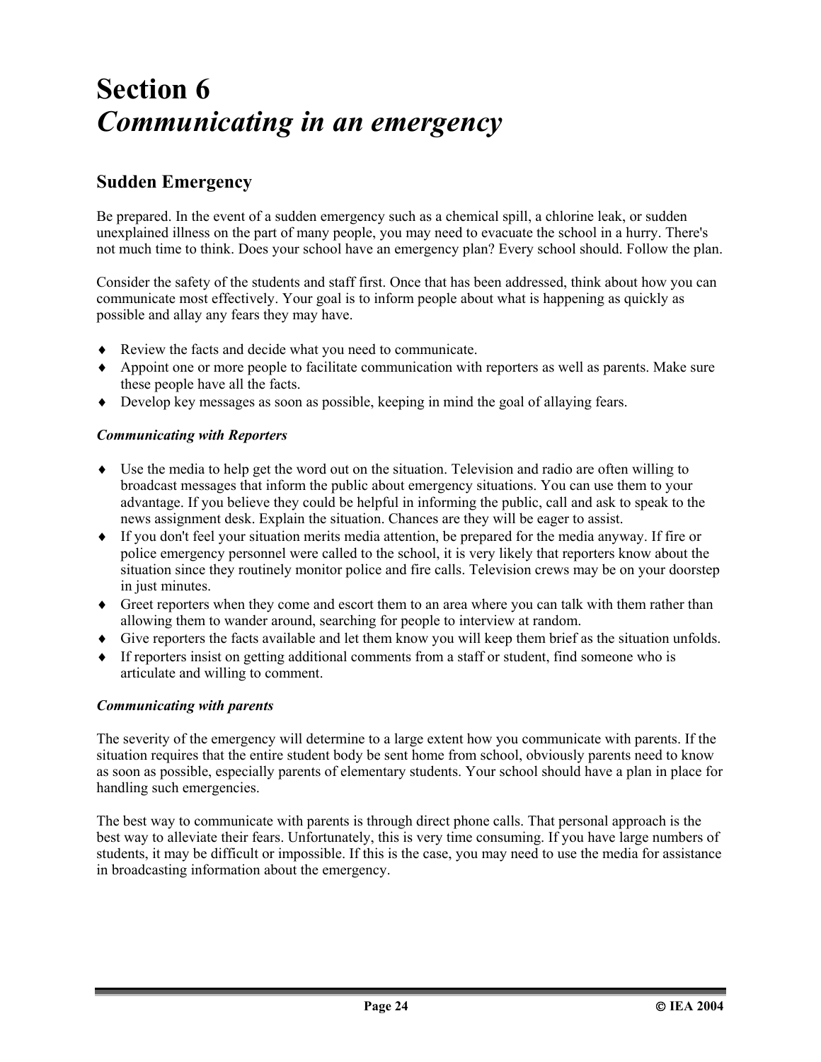# Section 6
# *Communicating in an emergency*

## Sudden Emergency

Be prepared. In the event of a sudden emergency such as a chemical spill, a chlorine leak, or sudden unexplained illness on the part of many people, you may need to evacuate the school in a hurry. There's not much time to think. Does your school have an emergency plan? Every school should. Follow the plan.

Consider the safety of the students and staff first. Once that has been addressed, think about how you can communicate most effectively. Your goal is to inform people about what is happening as quickly as possible and allay any fears they may have.

- Review the facts and decide what you need to communicate.
- Appoint one or more people to facilitate communication with reporters as well as parents. Make sure these people have all the facts.
- Develop key messages as soon as possible, keeping in mind the goal of allaying fears.

***Communicating with Reporters***

- Use the media to help get the word out on the situation. Television and radio are often willing to broadcast messages that inform the public about emergency situations. You can use them to your advantage. If you believe they could be helpful in informing the public, call and ask to speak to the news assignment desk. Explain the situation. Chances are they will be eager to assist.
- If you don't feel your situation merits media attention, be prepared for the media anyway. If fire or police emergency personnel were called to the school, it is very likely that reporters know about the situation since they routinely monitor police and fire calls. Television crews may be on your doorstep in just minutes.
- Greet reporters when they come and escort them to an area where you can talk with them rather than allowing them to wander around, searching for people to interview at random.
- Give reporters the facts available and let them know you will keep them brief as the situation unfolds.
- If reporters insist on getting additional comments from a staff or student, find someone who is articulate and willing to comment.

***Communicating with parents***

The severity of the emergency will determine to a large extent how you communicate with parents. If the situation requires that the entire student body be sent home from school, obviously parents need to know as soon as possible, especially parents of elementary students. Your school should have a plan in place for handling such emergencies.

The best way to communicate with parents is through direct phone calls. That personal approach is the best way to alleviate their fears. Unfortunately, this is very time consuming. If you have large numbers of students, it may be difficult or impossible. If this is the case, you may need to use the media for assistance in broadcasting information about the emergency.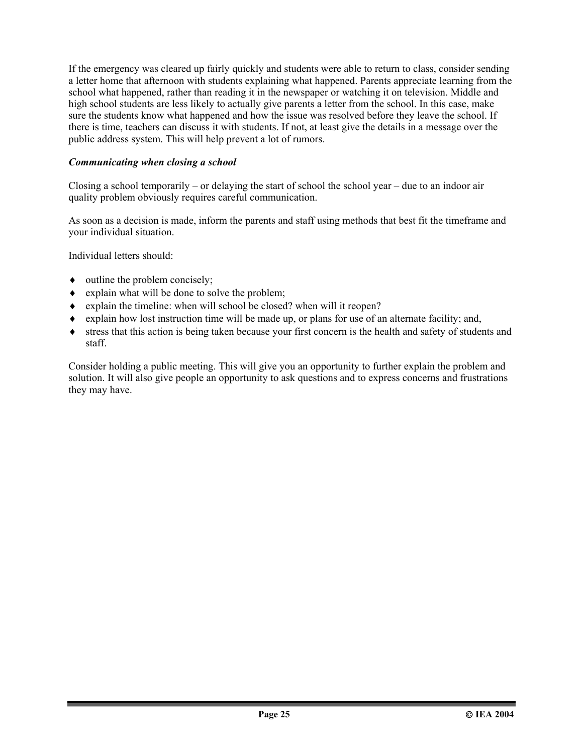If the emergency was cleared up fairly quickly and students were able to return to class, consider sending a letter home that afternoon with students explaining what happened. Parents appreciate learning from the school what happened, rather than reading it in the newspaper or watching it on television. Middle and high school students are less likely to actually give parents a letter from the school. In this case, make sure the students know what happened and how the issue was resolved before they leave the school. If there is time, teachers can discuss it with students. If not, at least give the details in a message over the public address system. This will help prevent a lot of rumors.

***Communicating when closing a school***

Closing a school temporarily – or delaying the start of school the school year – due to an indoor air quality problem obviously requires careful communication.

As soon as a decision is made, inform the parents and staff using methods that best fit the timeframe and your individual situation.

Individual letters should:

- outline the problem concisely;
- explain what will be done to solve the problem;
- explain the timeline: when will school be closed? when will it reopen?
- explain how lost instruction time will be made up, or plans for use of an alternate facility; and,
- stress that this action is being taken because your first concern is the health and safety of students and staff.

Consider holding a public meeting. This will give you an opportunity to further explain the problem and solution. It will also give people an opportunity to ask questions and to express concerns and frustrations they may have.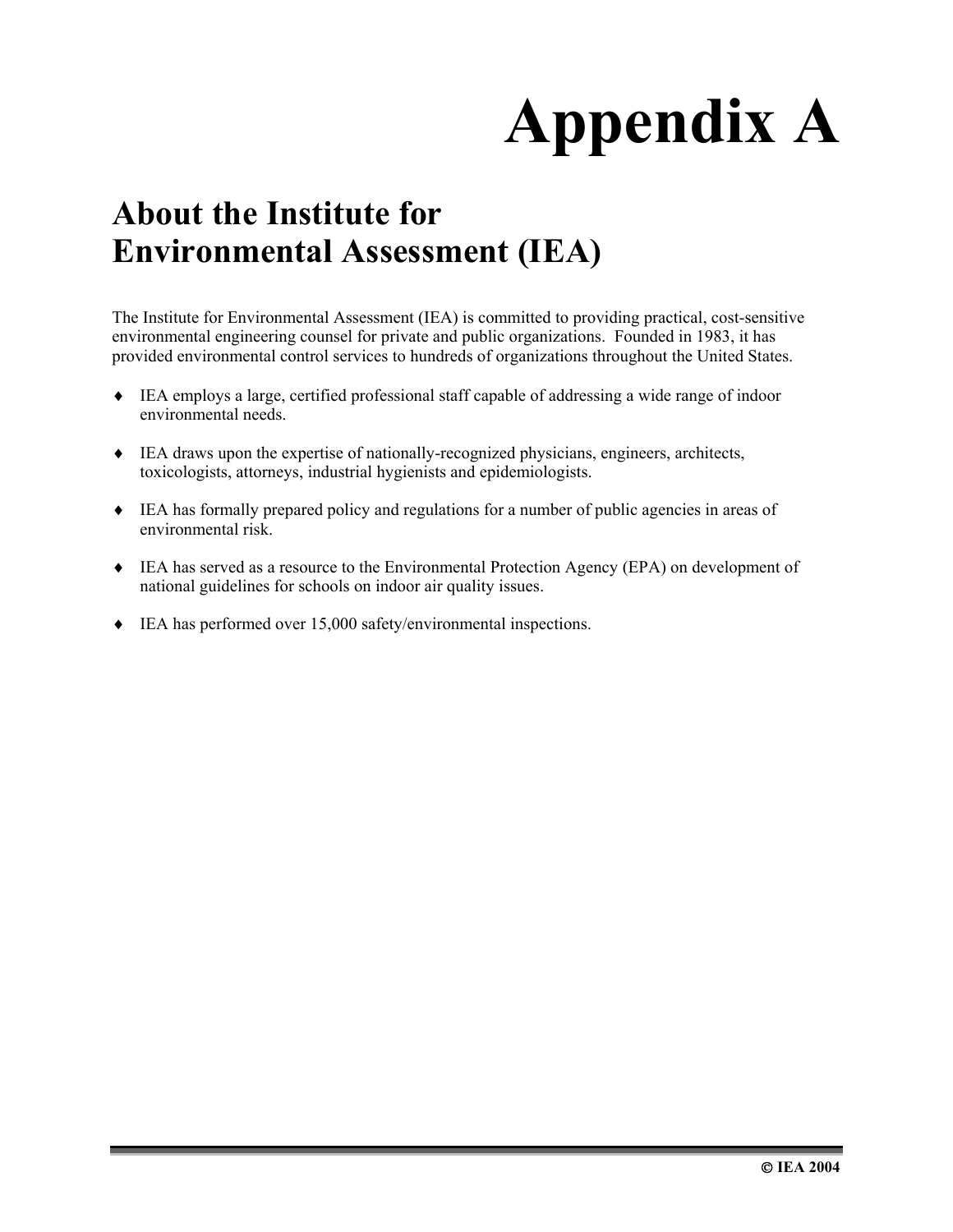# Appendix A

## About the Institute for Environmental Assessment (IEA)

The Institute for Environmental Assessment (IEA) is committed to providing practical, cost-sensitive environmental engineering counsel for private and public organizations. Founded in 1983, it has provided environmental control services to hundreds of organizations throughout the United States.

- IEA employs a large, certified professional staff capable of addressing a wide range of indoor environmental needs.
- IEA draws upon the expertise of nationally-recognized physicians, engineers, architects, toxicologists, attorneys, industrial hygienists and epidemiologists.
- IEA has formally prepared policy and regulations for a number of public agencies in areas of environmental risk.
- IEA has served as a resource to the Environmental Protection Agency (EPA) on development of national guidelines for schools on indoor air quality issues.
- IEA has performed over 15,000 safety/environmental inspections.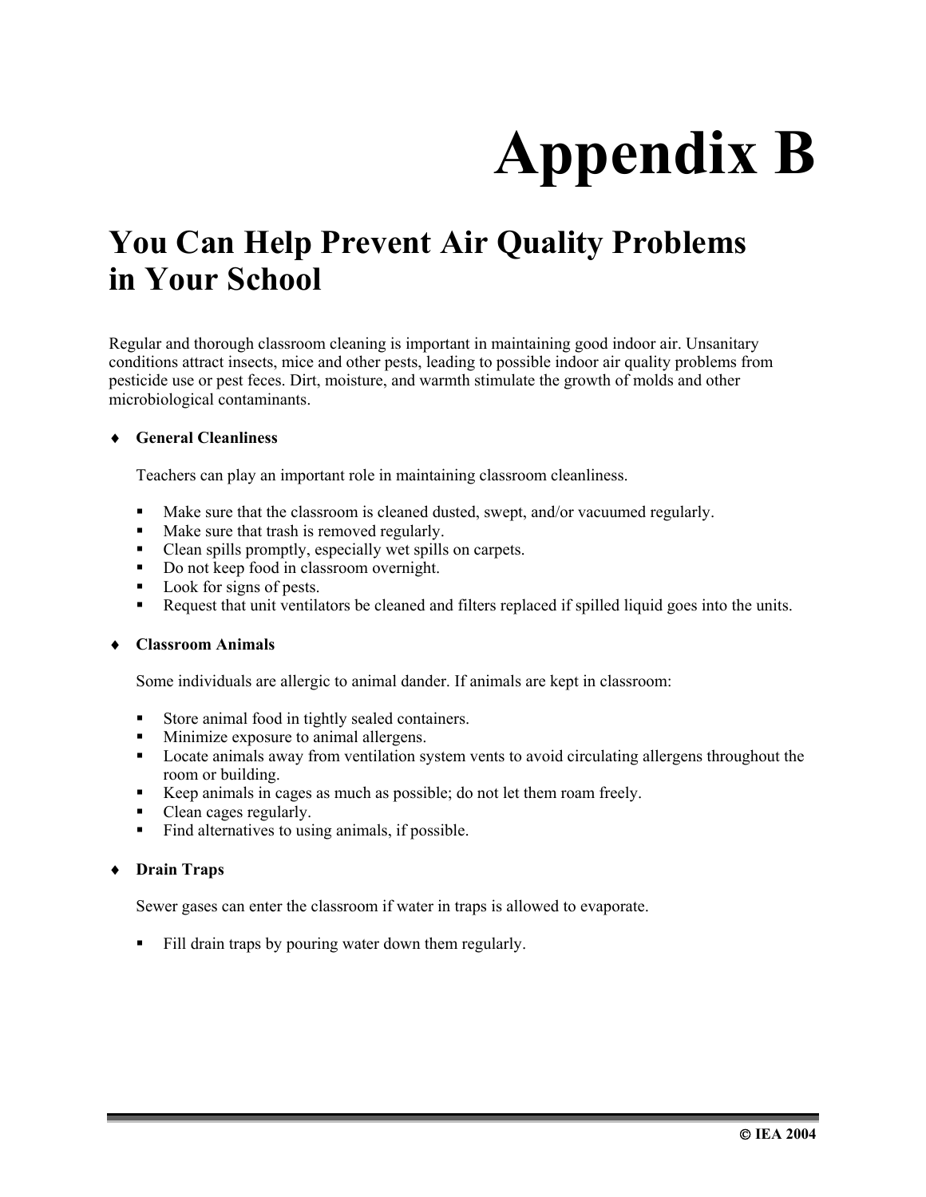# Appendix B

## You Can Help Prevent Air Quality Problems in Your School

Regular and thorough classroom cleaning is important in maintaining good indoor air. Unsanitary conditions attract insects, mice and other pests, leading to possible indoor air quality problems from pesticide use or pest feces. Dirt, moisture, and warmth stimulate the growth of molds and other microbiological contaminants.

- **General Cleanliness**

  Teachers can play an important role in maintaining classroom cleanliness.

  - Make sure that the classroom is cleaned dusted, swept, and/or vacuumed regularly.
  - Make sure that trash is removed regularly.
  - Clean spills promptly, especially wet spills on carpets.
  - Do not keep food in classroom overnight.
  - Look for signs of pests.
  - Request that unit ventilators be cleaned and filters replaced if spilled liquid goes into the units.

- **Classroom Animals**

  Some individuals are allergic to animal dander. If animals are kept in classroom:

  - Store animal food in tightly sealed containers.
  - Minimize exposure to animal allergens.
  - Locate animals away from ventilation system vents to avoid circulating allergens throughout the room or building.
  - Keep animals in cages as much as possible; do not let them roam freely.
  - Clean cages regularly.
  - Find alternatives to using animals, if possible.

- **Drain Traps**

  Sewer gases can enter the classroom if water in traps is allowed to evaporate.

  - Fill drain traps by pouring water down them regularly.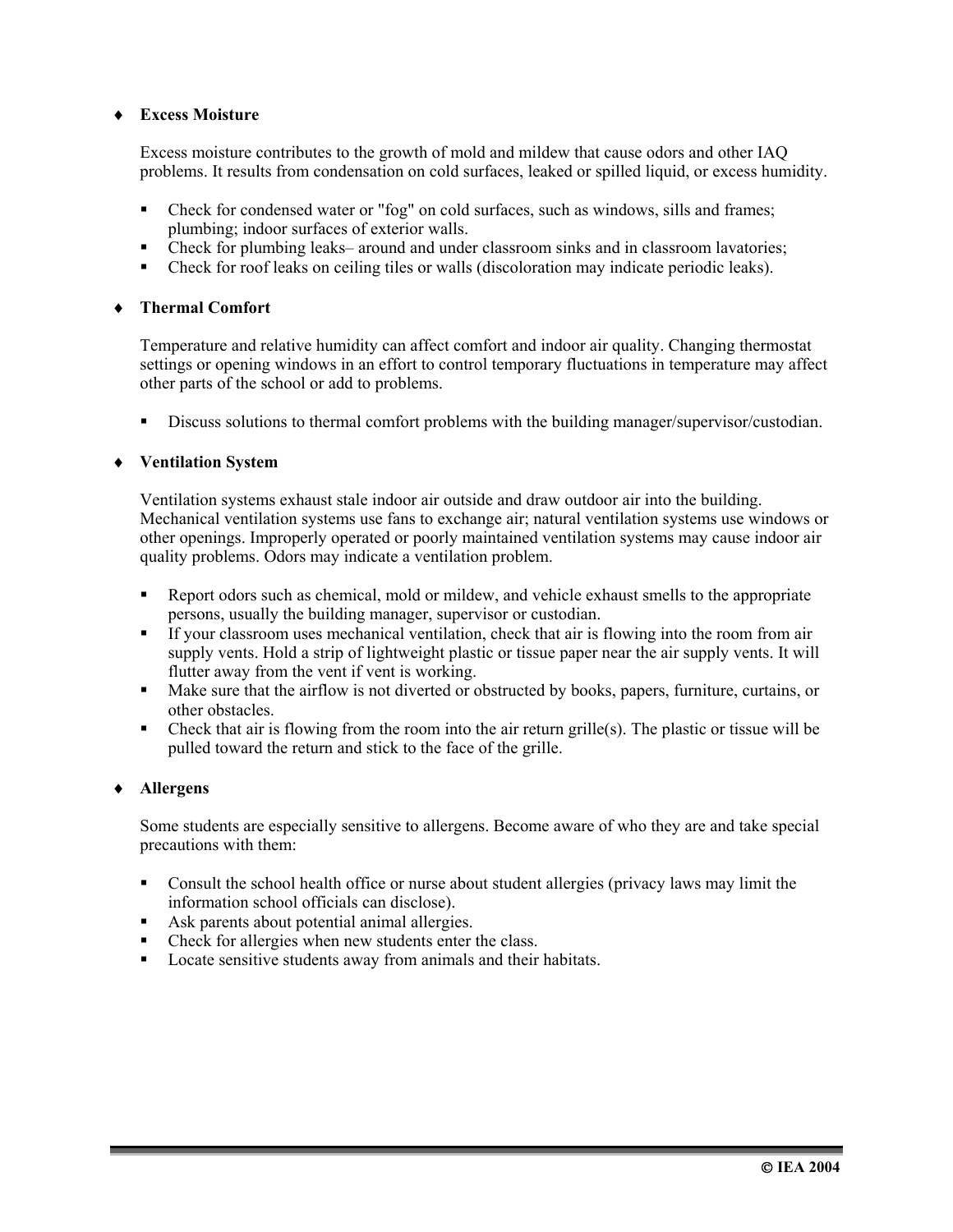- **Excess Moisture**

  Excess moisture contributes to the growth of mold and mildew that cause odors and other IAQ problems. It results from condensation on cold surfaces, leaked or spilled liquid, or excess humidity.

  - Check for condensed water or "fog" on cold surfaces, such as windows, sills and frames; plumbing; indoor surfaces of exterior walls.
  - Check for plumbing leaks– around and under classroom sinks and in classroom lavatories;
  - Check for roof leaks on ceiling tiles or walls (discoloration may indicate periodic leaks).

- **Thermal Comfort**

  Temperature and relative humidity can affect comfort and indoor air quality. Changing thermostat settings or opening windows in an effort to control temporary fluctuations in temperature may affect other parts of the school or add to problems.

  - Discuss solutions to thermal comfort problems with the building manager/supervisor/custodian.

- **Ventilation System**

  Ventilation systems exhaust stale indoor air outside and draw outdoor air into the building. Mechanical ventilation systems use fans to exchange air; natural ventilation systems use windows or other openings. Improperly operated or poorly maintained ventilation systems may cause indoor air quality problems. Odors may indicate a ventilation problem.

  - Report odors such as chemical, mold or mildew, and vehicle exhaust smells to the appropriate persons, usually the building manager, supervisor or custodian.
  - If your classroom uses mechanical ventilation, check that air is flowing into the room from air supply vents. Hold a strip of lightweight plastic or tissue paper near the air supply vents. It will flutter away from the vent if vent is working.
  - Make sure that the airflow is not diverted or obstructed by books, papers, furniture, curtains, or other obstacles.
  - Check that air is flowing from the room into the air return grille(s). The plastic or tissue will be pulled toward the return and stick to the face of the grille.

- **Allergens**

  Some students are especially sensitive to allergens. Become aware of who they are and take special precautions with them:

  - Consult the school health office or nurse about student allergies (privacy laws may limit the information school officials can disclose).
  - Ask parents about potential animal allergies.
  - Check for allergies when new students enter the class.
  - Locate sensitive students away from animals and their habitats.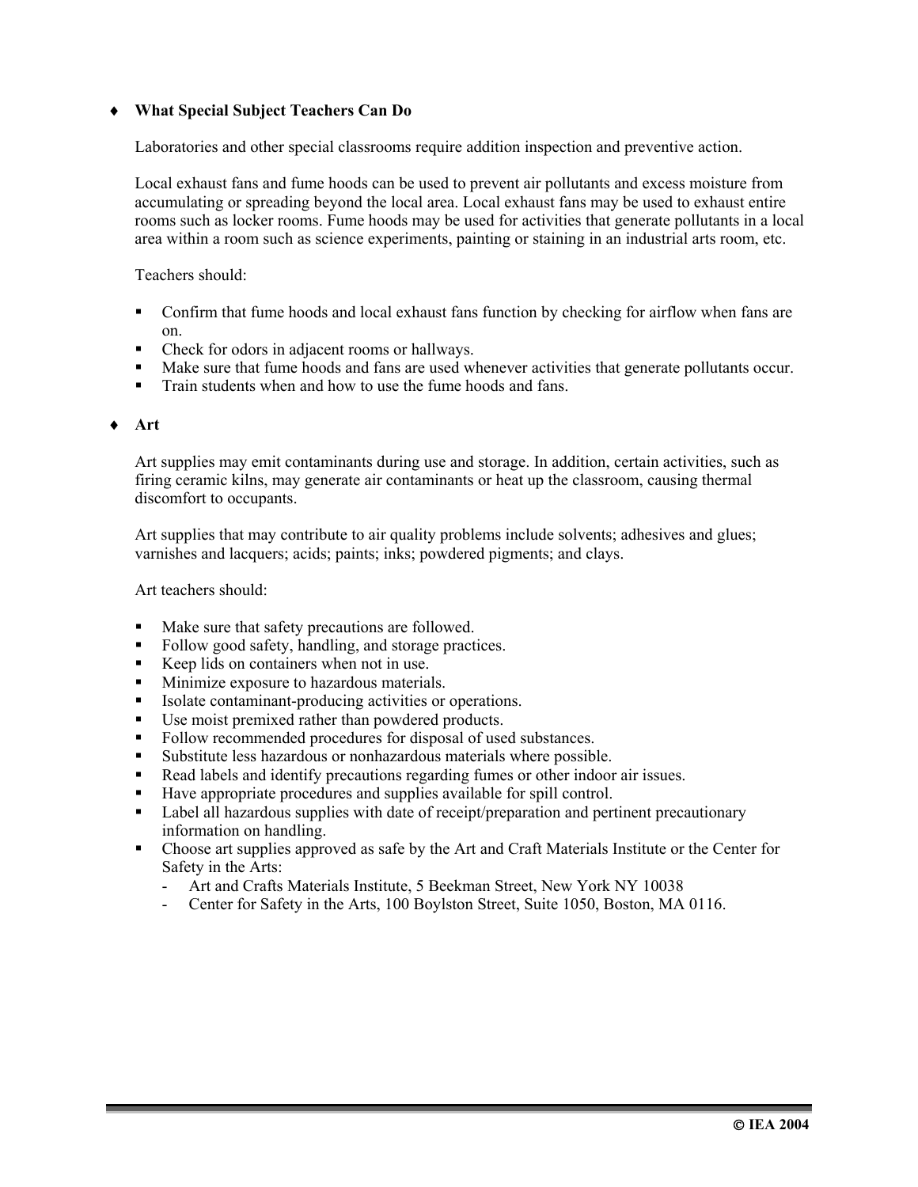- **What Special Subject Teachers Can Do**

Laboratories and other special classrooms require addition inspection and preventive action.

Local exhaust fans and fume hoods can be used to prevent air pollutants and excess moisture from accumulating or spreading beyond the local area. Local exhaust fans may be used to exhaust entire rooms such as locker rooms. Fume hoods may be used for activities that generate pollutants in a local area within a room such as science experiments, painting or staining in an industrial arts room, etc.

Teachers should:

- Confirm that fume hoods and local exhaust fans function by checking for airflow when fans are on.
- Check for odors in adjacent rooms or hallways.
- Make sure that fume hoods and fans are used whenever activities that generate pollutants occur.
- Train students when and how to use the fume hoods and fans.

- **Art**

Art supplies may emit contaminants during use and storage. In addition, certain activities, such as firing ceramic kilns, may generate air contaminants or heat up the classroom, causing thermal discomfort to occupants.

Art supplies that may contribute to air quality problems include solvents; adhesives and glues; varnishes and lacquers; acids; paints; inks; powdered pigments; and clays.

Art teachers should:

- Make sure that safety precautions are followed.
- Follow good safety, handling, and storage practices.
- Keep lids on containers when not in use.
- Minimize exposure to hazardous materials.
- Isolate contaminant-producing activities or operations.
- Use moist premixed rather than powdered products.
- Follow recommended procedures for disposal of used substances.
- Substitute less hazardous or nonhazardous materials where possible.
- Read labels and identify precautions regarding fumes or other indoor air issues.
- Have appropriate procedures and supplies available for spill control.
- Label all hazardous supplies with date of receipt/preparation and pertinent precautionary information on handling.
- Choose art supplies approved as safe by the Art and Craft Materials Institute or the Center for Safety in the Arts:
  - Art and Crafts Materials Institute, 5 Beekman Street, New York NY 10038
  - Center for Safety in the Arts, 100 Boylston Street, Suite 1050, Boston, MA 0116.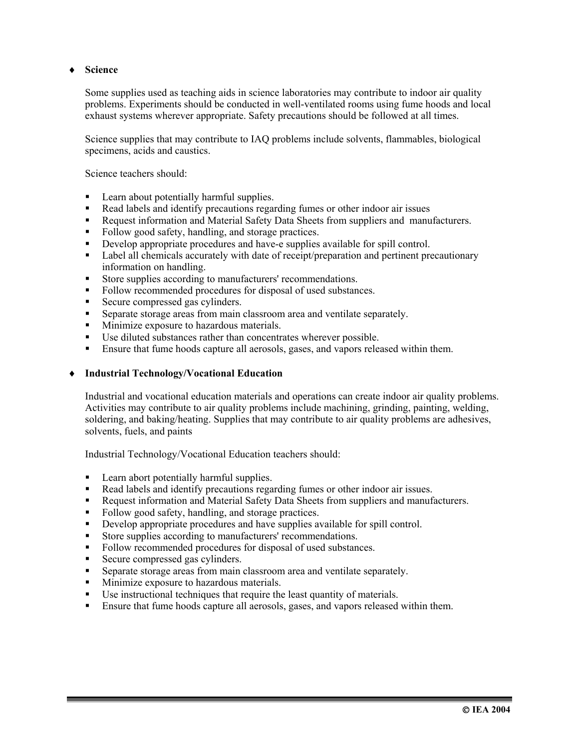- **Science**

  Some supplies used as teaching aids in science laboratories may contribute to indoor air quality problems. Experiments should be conducted in well-ventilated rooms using fume hoods and local exhaust systems wherever appropriate. Safety precautions should be followed at all times.

  Science supplies that may contribute to IAQ problems include solvents, flammables, biological specimens, acids and caustics.

  Science teachers should:

  - Learn about potentially harmful supplies.
  - Read labels and identify precautions regarding fumes or other indoor air issues
  - Request information and Material Safety Data Sheets from suppliers and manufacturers.
  - Follow good safety, handling, and storage practices.
  - Develop appropriate procedures and have-e supplies available for spill control.
  - Label all chemicals accurately with date of receipt/preparation and pertinent precautionary information on handling.
  - Store supplies according to manufacturers' recommendations.
  - Follow recommended procedures for disposal of used substances.
  - Secure compressed gas cylinders.
  - Separate storage areas from main classroom area and ventilate separately.
  - Minimize exposure to hazardous materials.
  - Use diluted substances rather than concentrates wherever possible.
  - Ensure that fume hoods capture all aerosols, gases, and vapors released within them.

- **Industrial Technology/Vocational Education**

  Industrial and vocational education materials and operations can create indoor air quality problems. Activities may contribute to air quality problems include machining, grinding, painting, welding, soldering, and baking/heating. Supplies that may contribute to air quality problems are adhesives, solvents, fuels, and paints

  Industrial Technology/Vocational Education teachers should:

  - Learn abort potentially harmful supplies.
  - Read labels and identify precautions regarding fumes or other indoor air issues.
  - Request information and Material Safety Data Sheets from suppliers and manufacturers.
  - Follow good safety, handling, and storage practices.
  - Develop appropriate procedures and have supplies available for spill control.
  - Store supplies according to manufacturers' recommendations.
  - Follow recommended procedures for disposal of used substances.
  - Secure compressed gas cylinders.
  - Separate storage areas from main classroom area and ventilate separately.
  - Minimize exposure to hazardous materials.
  - Use instructional techniques that require the least quantity of materials.
  - Ensure that fume hoods capture all aerosols, gases, and vapors released within them.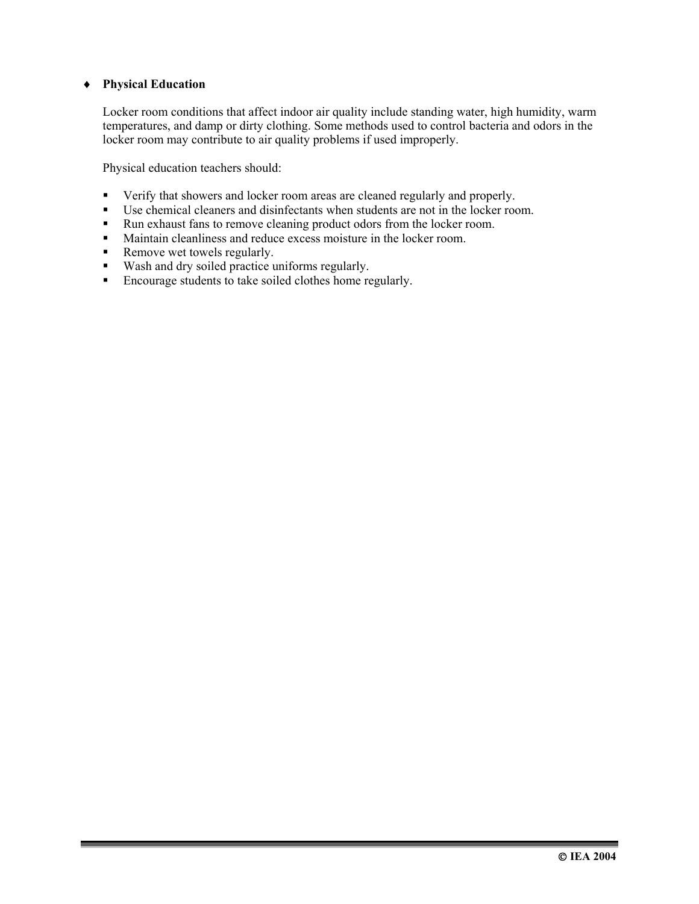- **Physical Education**

Locker room conditions that affect indoor air quality include standing water, high humidity, warm temperatures, and damp or dirty clothing. Some methods used to control bacteria and odors in the locker room may contribute to air quality problems if used improperly.

Physical education teachers should:

- Verify that showers and locker room areas are cleaned regularly and properly.
- Use chemical cleaners and disinfectants when students are not in the locker room.
- Run exhaust fans to remove cleaning product odors from the locker room.
- Maintain cleanliness and reduce excess moisture in the locker room.
- Remove wet towels regularly.
- Wash and dry soiled practice uniforms regularly.
- Encourage students to take soiled clothes home regularly.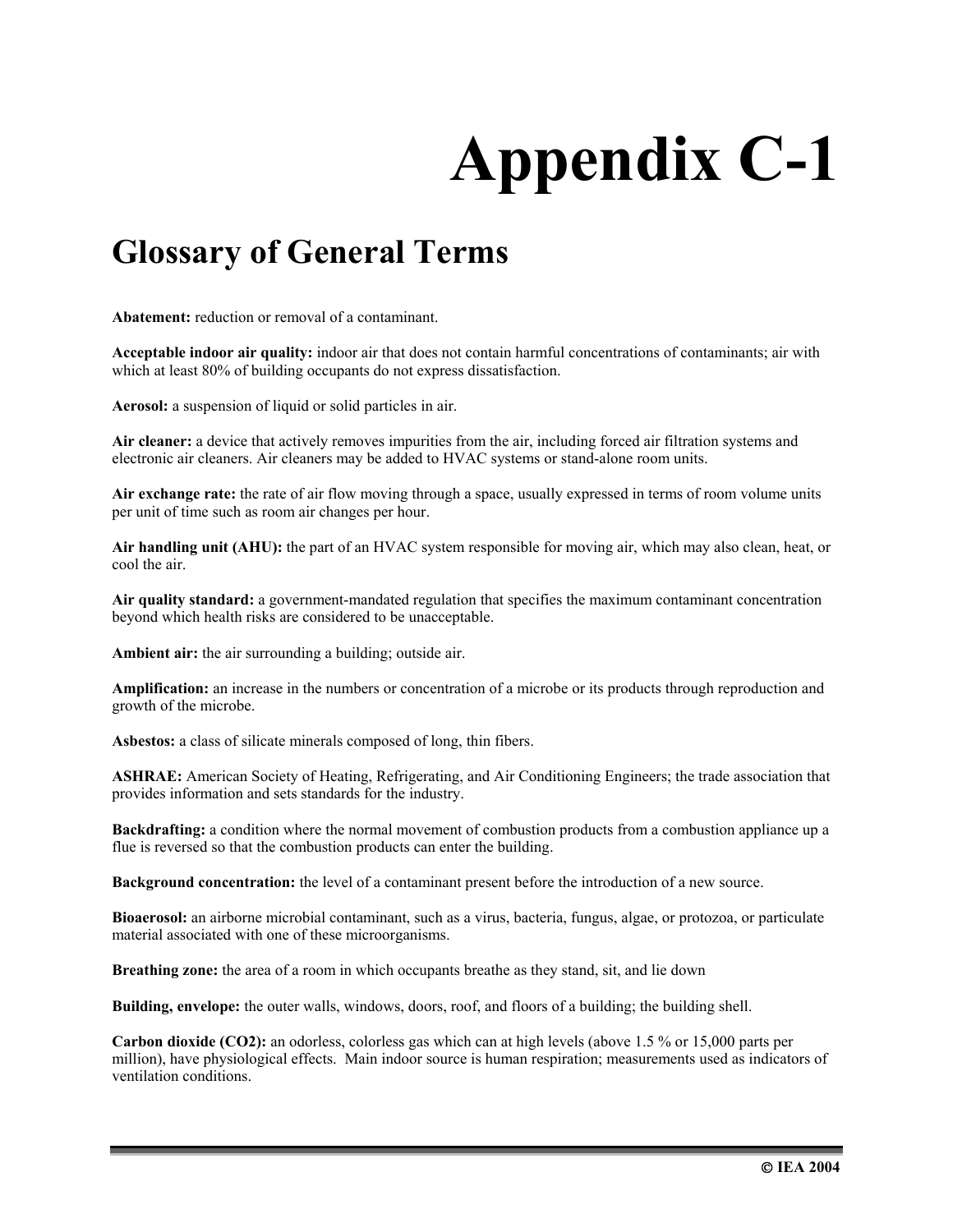# Appendix C-1

## Glossary of General Terms

**Abatement:** reduction or removal of a contaminant.

**Acceptable indoor air quality:** indoor air that does not contain harmful concentrations of contaminants; air with which at least 80% of building occupants do not express dissatisfaction.

**Aerosol:** a suspension of liquid or solid particles in air.

**Air cleaner:** a device that actively removes impurities from the air, including forced air filtration systems and electronic air cleaners. Air cleaners may be added to HVAC systems or stand-alone room units.

**Air exchange rate:** the rate of air flow moving through a space, usually expressed in terms of room volume units per unit of time such as room air changes per hour.

**Air handling unit (AHU):** the part of an HVAC system responsible for moving air, which may also clean, heat, or cool the air.

**Air quality standard:** a government-mandated regulation that specifies the maximum contaminant concentration beyond which health risks are considered to be unacceptable.

**Ambient air:** the air surrounding a building; outside air.

**Amplification:** an increase in the numbers or concentration of a microbe or its products through reproduction and growth of the microbe.

**Asbestos:** a class of silicate minerals composed of long, thin fibers.

**ASHRAE:** American Society of Heating, Refrigerating, and Air Conditioning Engineers; the trade association that provides information and sets standards for the industry.

**Backdrafting:** a condition where the normal movement of combustion products from a combustion appliance up a flue is reversed so that the combustion products can enter the building.

**Background concentration:** the level of a contaminant present before the introduction of a new source.

**Bioaerosol:** an airborne microbial contaminant, such as a virus, bacteria, fungus, algae, or protozoa, or particulate material associated with one of these microorganisms.

**Breathing zone:** the area of a room in which occupants breathe as they stand, sit, and lie down

**Building, envelope:** the outer walls, windows, doors, roof, and floors of a building; the building shell.

**Carbon dioxide ($CO_2$):** an odorless, colorless gas which can at high levels (above 1.5 % or 15,000 parts per million), have physiological effects. Main indoor source is human respiration; measurements used as indicators of ventilation conditions.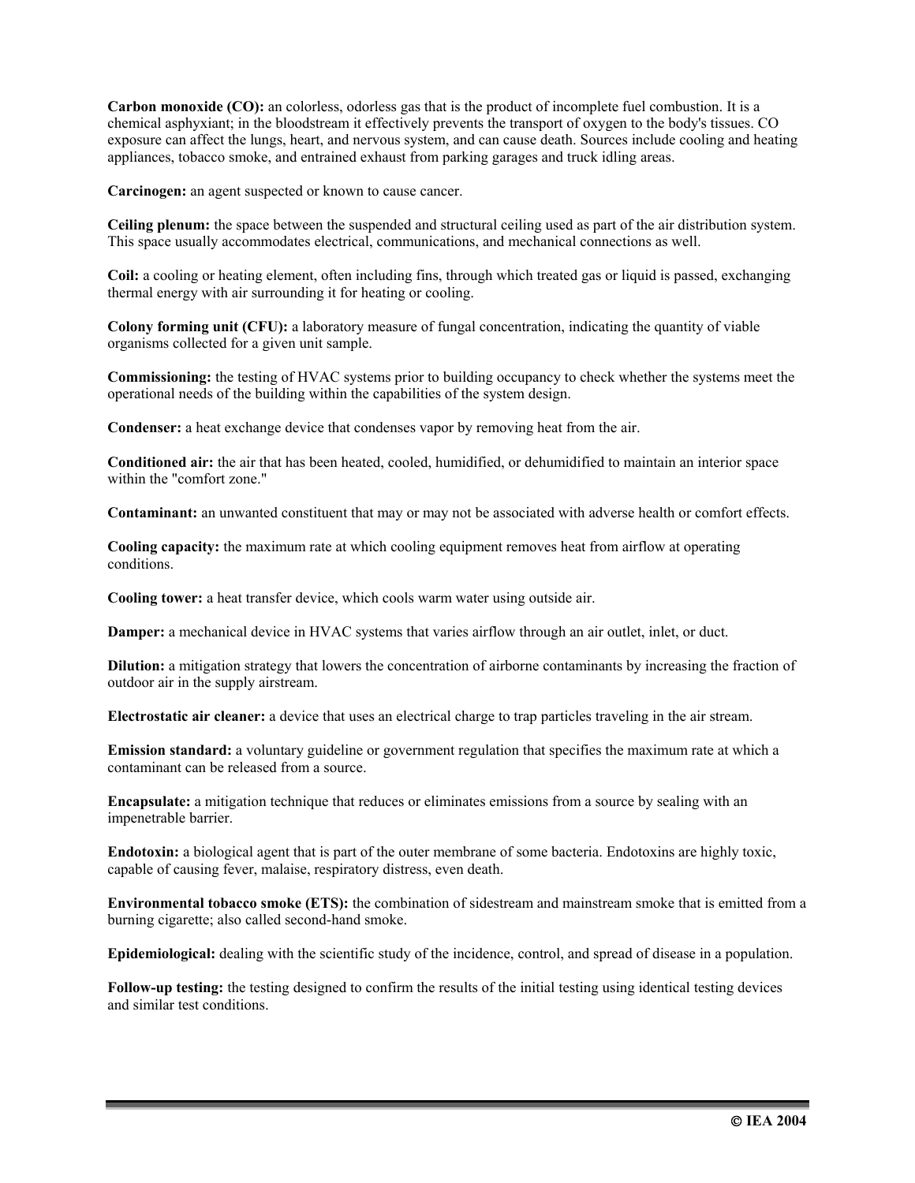**Carbon monoxide (CO):** an colorless, odorless gas that is the product of incomplete fuel combustion. It is a chemical asphyxiant; in the bloodstream it effectively prevents the transport of oxygen to the body's tissues. CO exposure can affect the lungs, heart, and nervous system, and can cause death. Sources include cooling and heating appliances, tobacco smoke, and entrained exhaust from parking garages and truck idling areas.

**Carcinogen:** an agent suspected or known to cause cancer.

**Ceiling plenum:** the space between the suspended and structural ceiling used as part of the air distribution system. This space usually accommodates electrical, communications, and mechanical connections as well.

**Coil:** a cooling or heating element, often including fins, through which treated gas or liquid is passed, exchanging thermal energy with air surrounding it for heating or cooling.

**Colony forming unit (CFU):** a laboratory measure of fungal concentration, indicating the quantity of viable organisms collected for a given unit sample.

**Commissioning:** the testing of HVAC systems prior to building occupancy to check whether the systems meet the operational needs of the building within the capabilities of the system design.

**Condenser:** a heat exchange device that condenses vapor by removing heat from the air.

**Conditioned air:** the air that has been heated, cooled, humidified, or dehumidified to maintain an interior space within the "comfort zone."

**Contaminant:** an unwanted constituent that may or may not be associated with adverse health or comfort effects.

**Cooling capacity:** the maximum rate at which cooling equipment removes heat from airflow at operating conditions.

**Cooling tower:** a heat transfer device, which cools warm water using outside air.

**Damper:** a mechanical device in HVAC systems that varies airflow through an air outlet, inlet, or duct.

**Dilution:** a mitigation strategy that lowers the concentration of airborne contaminants by increasing the fraction of outdoor air in the supply airstream.

**Electrostatic air cleaner:** a device that uses an electrical charge to trap particles traveling in the air stream.

**Emission standard:** a voluntary guideline or government regulation that specifies the maximum rate at which a contaminant can be released from a source.

**Encapsulate:** a mitigation technique that reduces or eliminates emissions from a source by sealing with an impenetrable barrier.

**Endotoxin:** a biological agent that is part of the outer membrane of some bacteria. Endotoxins are highly toxic, capable of causing fever, malaise, respiratory distress, even death.

**Environmental tobacco smoke (ETS):** the combination of sidestream and mainstream smoke that is emitted from a burning cigarette; also called second-hand smoke.

**Epidemiological:** dealing with the scientific study of the incidence, control, and spread of disease in a population.

**Follow-up testing:** the testing designed to confirm the results of the initial testing using identical testing devices and similar test conditions.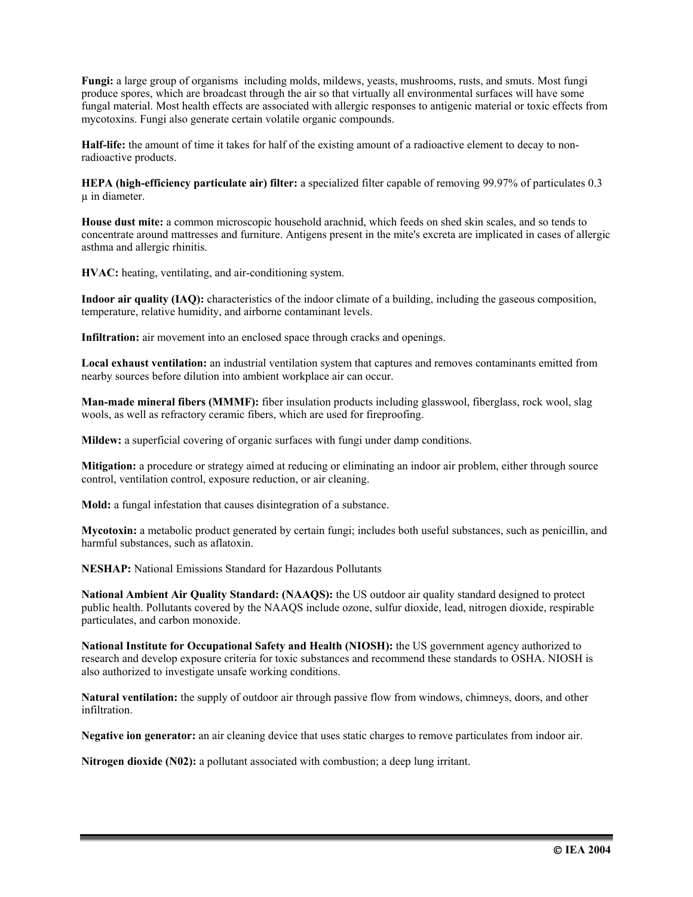**Fungi:** a large group of organisms including molds, mildews, yeasts, mushrooms, rusts, and smuts. Most fungi produce spores, which are broadcast through the air so that virtually all environmental surfaces will have some fungal material. Most health effects are associated with allergic responses to antigenic material or toxic effects from mycotoxins. Fungi also generate certain volatile organic compounds.

**Half-life:** the amount of time it takes for half of the existing amount of a radioactive element to decay to non-radioactive products.

**HEPA (high-efficiency particulate air) filter:** a specialized filter capable of removing 99.97% of particulates 0.3 µ in diameter.

**House dust mite:** a common microscopic household arachnid, which feeds on shed skin scales, and so tends to concentrate around mattresses and furniture. Antigens present in the mite's excreta are implicated in cases of allergic asthma and allergic rhinitis.

**HVAC:** heating, ventilating, and air-conditioning system.

**Indoor air quality (IAQ):** characteristics of the indoor climate of a building, including the gaseous composition, temperature, relative humidity, and airborne contaminant levels.

**Infiltration:** air movement into an enclosed space through cracks and openings.

**Local exhaust ventilation:** an industrial ventilation system that captures and removes contaminants emitted from nearby sources before dilution into ambient workplace air can occur.

**Man-made mineral fibers (MMMF):** fiber insulation products including glasswool, fiberglass, rock wool, slag wools, as well as refractory ceramic fibers, which are used for fireproofing.

**Mildew:** a superficial covering of organic surfaces with fungi under damp conditions.

**Mitigation:** a procedure or strategy aimed at reducing or eliminating an indoor air problem, either through source control, ventilation control, exposure reduction, or air cleaning.

**Mold:** a fungal infestation that causes disintegration of a substance.

**Mycotoxin:** a metabolic product generated by certain fungi; includes both useful substances, such as penicillin, and harmful substances, such as aflatoxin.

**NESHAP:** National Emissions Standard for Hazardous Pollutants

**National Ambient Air Quality Standard: (NAAQS):** the US outdoor air quality standard designed to protect public health. Pollutants covered by the NAAQS include ozone, sulfur dioxide, lead, nitrogen dioxide, respirable particulates, and carbon monoxide.

**National Institute for Occupational Safety and Health (NIOSH):** the US government agency authorized to research and develop exposure criteria for toxic substances and recommend these standards to OSHA. NIOSH is also authorized to investigate unsafe working conditions.

**Natural ventilation:** the supply of outdoor air through passive flow from windows, chimneys, doors, and other infiltration.

**Negative ion generator:** an air cleaning device that uses static charges to remove particulates from indoor air.

**Nitrogen dioxide (N02):** a pollutant associated with combustion; a deep lung irritant.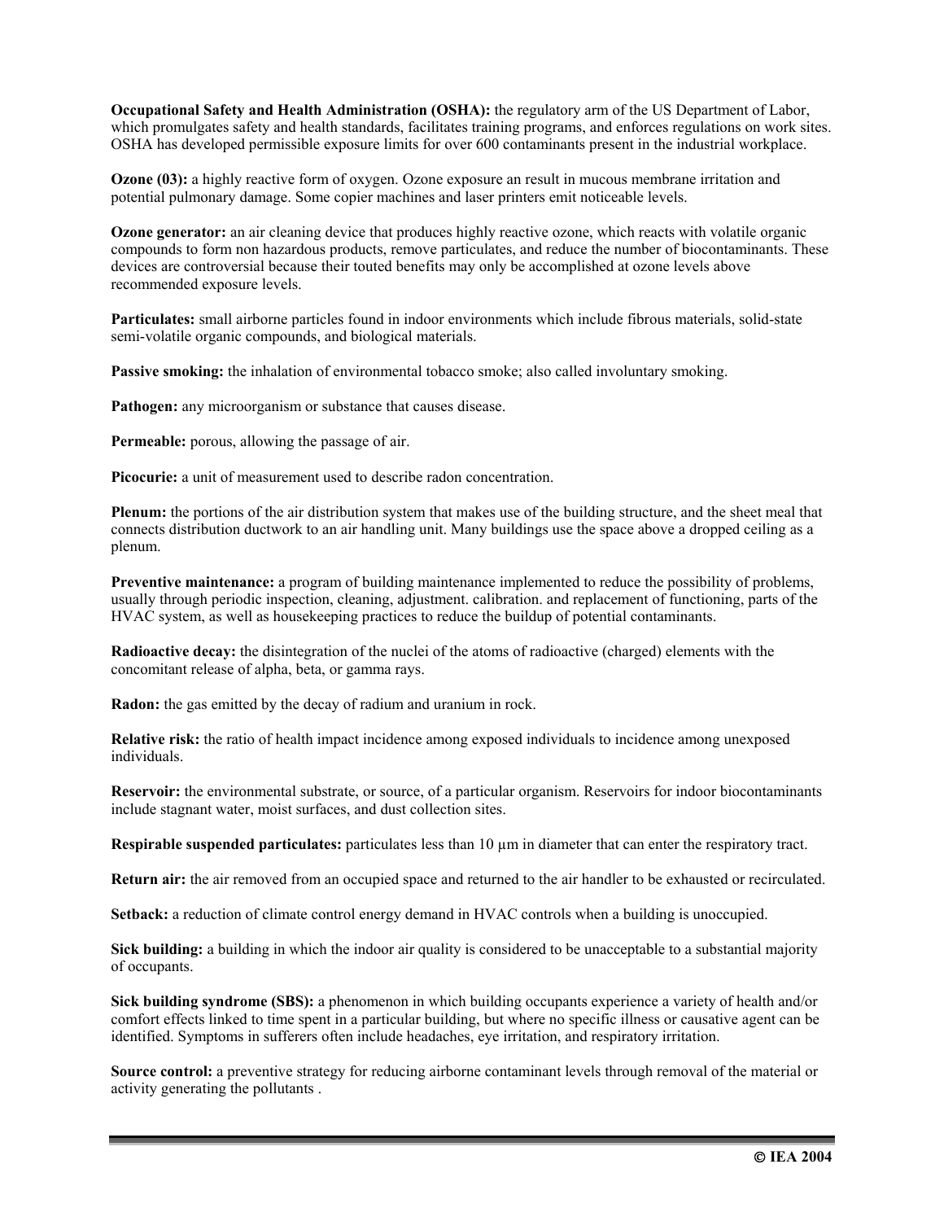**Occupational Safety and Health Administration (OSHA):** the regulatory arm of the US Department of Labor, which promulgates safety and health standards, facilitates training programs, and enforces regulations on work sites. OSHA has developed permissible exposure limits for over 600 contaminants present in the industrial workplace.

**Ozone (03):** a highly reactive form of oxygen. Ozone exposure an result in mucous membrane irritation and potential pulmonary damage. Some copier machines and laser printers emit noticeable levels.

**Ozone generator:** an air cleaning device that produces highly reactive ozone, which reacts with volatile organic compounds to form non hazardous products, remove particulates, and reduce the number of biocontaminants. These devices are controversial because their touted benefits may only be accomplished at ozone levels above recommended exposure levels.

**Particulates:** small airborne particles found in indoor environments which include fibrous materials, solid-state semi-volatile organic compounds, and biological materials.

**Passive smoking:** the inhalation of environmental tobacco smoke; also called involuntary smoking.

**Pathogen:** any microorganism or substance that causes disease.

**Permeable:** porous, allowing the passage of air.

**Picocurie:** a unit of measurement used to describe radon concentration.

**Plenum:** the portions of the air distribution system that makes use of the building structure, and the sheet meal that connects distribution ductwork to an air handling unit. Many buildings use the space above a dropped ceiling as a plenum.

**Preventive maintenance:** a program of building maintenance implemented to reduce the possibility of problems, usually through periodic inspection, cleaning, adjustment. calibration. and replacement of functioning, parts of the HVAC system, as well as housekeeping practices to reduce the buildup of potential contaminants.

**Radioactive decay:** the disintegration of the nuclei of the atoms of radioactive (charged) elements with the concomitant release of alpha, beta, or gamma rays.

**Radon:** the gas emitted by the decay of radium and uranium in rock.

**Relative risk:** the ratio of health impact incidence among exposed individuals to incidence among unexposed individuals.

**Reservoir:** the environmental substrate, or source, of a particular organism. Reservoirs for indoor biocontaminants include stagnant water, moist surfaces, and dust collection sites.

**Respirable suspended particulates:** particulates less than 10 µm in diameter that can enter the respiratory tract.

**Return air:** the air removed from an occupied space and returned to the air handler to be exhausted or recirculated.

**Setback:** a reduction of climate control energy demand in HVAC controls when a building is unoccupied.

**Sick building:** a building in which the indoor air quality is considered to be unacceptable to a substantial majority of occupants.

**Sick building syndrome (SBS):** a phenomenon in which building occupants experience a variety of health and/or comfort effects linked to time spent in a particular building, but where no specific illness or causative agent can be identified. Symptoms in sufferers often include headaches, eye irritation, and respiratory irritation.

**Source control:** a preventive strategy for reducing airborne contaminant levels through removal of the material or activity generating the pollutants .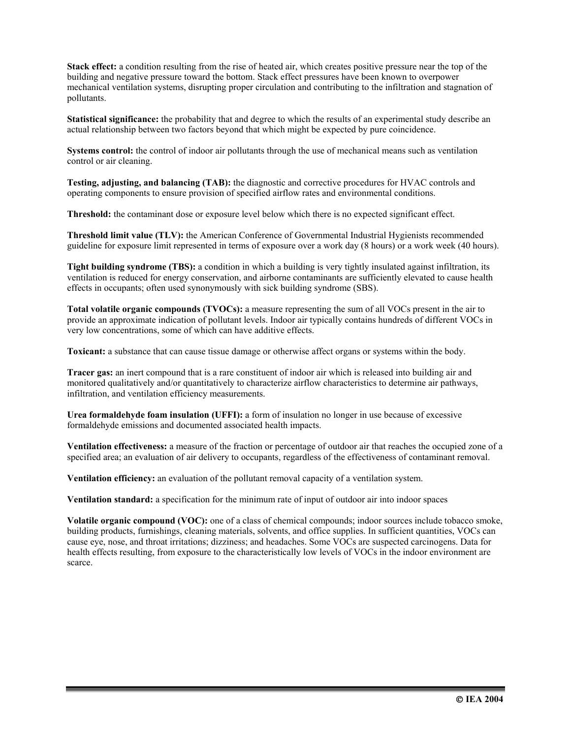**Stack effect:** a condition resulting from the rise of heated air, which creates positive pressure near the top of the building and negative pressure toward the bottom. Stack effect pressures have been known to overpower mechanical ventilation systems, disrupting proper circulation and contributing to the infiltration and stagnation of pollutants.

**Statistical significance:** the probability that and degree to which the results of an experimental study describe an actual relationship between two factors beyond that which might be expected by pure coincidence.

**Systems control:** the control of indoor air pollutants through the use of mechanical means such as ventilation control or air cleaning.

**Testing, adjusting, and balancing (TAB):** the diagnostic and corrective procedures for HVAC controls and operating components to ensure provision of specified airflow rates and environmental conditions.

**Threshold:** the contaminant dose or exposure level below which there is no expected significant effect.

**Threshold limit value (TLV):** the American Conference of Governmental Industrial Hygienists recommended guideline for exposure limit represented in terms of exposure over a work day (8 hours) or a work week (40 hours).

**Tight building syndrome (TBS):** a condition in which a building is very tightly insulated against infiltration, its ventilation is reduced for energy conservation, and airborne contaminants are sufficiently elevated to cause health effects in occupants; often used synonymously with sick building syndrome (SBS).

**Total volatile organic compounds (TVOCs):** a measure representing the sum of all VOCs present in the air to provide an approximate indication of pollutant levels. Indoor air typically contains hundreds of different VOCs in very low concentrations, some of which can have additive effects.

**Toxicant:** a substance that can cause tissue damage or otherwise affect organs or systems within the body.

**Tracer gas:** an inert compound that is a rare constituent of indoor air which is released into building air and monitored qualitatively and/or quantitatively to characterize airflow characteristics to determine air pathways, infiltration, and ventilation efficiency measurements.

**Urea formaldehyde foam insulation (UFFI):** a form of insulation no longer in use because of excessive formaldehyde emissions and documented associated health impacts.

**Ventilation effectiveness:** a measure of the fraction or percentage of outdoor air that reaches the occupied zone of a specified area; an evaluation of air delivery to occupants, regardless of the effectiveness of contaminant removal.

**Ventilation efficiency:** an evaluation of the pollutant removal capacity of a ventilation system.

**Ventilation standard:** a specification for the minimum rate of input of outdoor air into indoor spaces

**Volatile organic compound (VOC):** one of a class of chemical compounds; indoor sources include tobacco smoke, building products, furnishings, cleaning materials, solvents, and office supplies. In sufficient quantities, VOCs can cause eye, nose, and throat irritations; dizziness; and headaches. Some VOCs are suspected carcinogens. Data for health effects resulting, from exposure to the characteristically low levels of VOCs in the indoor environment are scarce.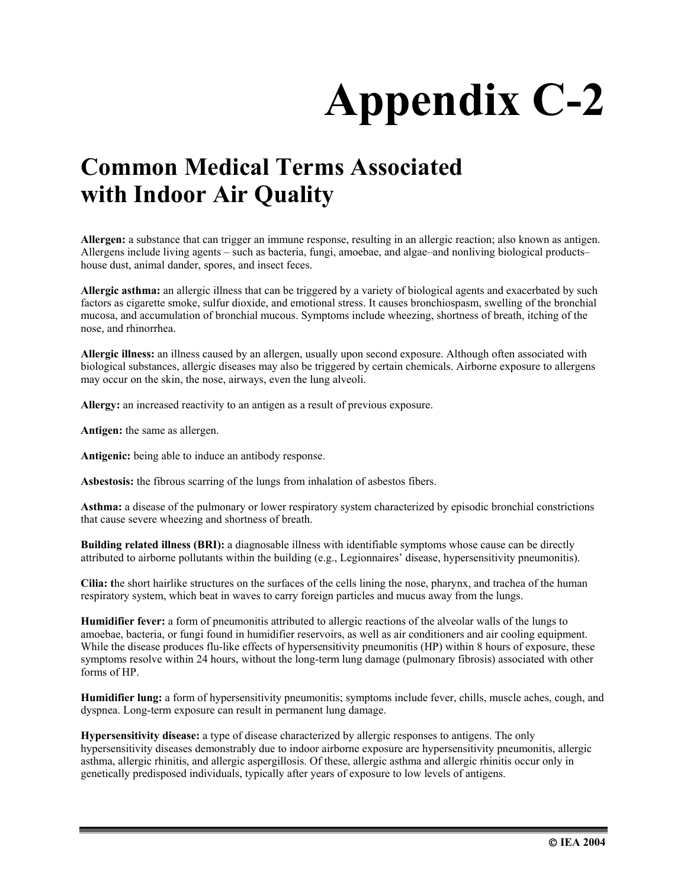# Appendix C-2

## Common Medical Terms Associated with Indoor Air Quality

**Allergen:** a substance that can trigger an immune response, resulting in an allergic reaction; also known as antigen. Allergens include living agents – such as bacteria, fungi, amoebae, and algae–and nonliving biological products–house dust, animal dander, spores, and insect feces.

**Allergic asthma:** an allergic illness that can be triggered by a variety of biological agents and exacerbated by such factors as cigarette smoke, sulfur dioxide, and emotional stress. It causes bronchiospasm, swelling of the bronchial mucosa, and accumulation of bronchial mucous. Symptoms include wheezing, shortness of breath, itching of the nose, and rhinorrhea.

**Allergic illness:** an illness caused by an allergen, usually upon second exposure. Although often associated with biological substances, allergic diseases may also be triggered by certain chemicals. Airborne exposure to allergens may occur on the skin, the nose, airways, even the lung alveoli.

**Allergy:** an increased reactivity to an antigen as a result of previous exposure.

**Antigen:** the same as allergen.

**Antigenic:** being able to induce an antibody response.

**Asbestosis:** the fibrous scarring of the lungs from inhalation of asbestos fibers.

**Asthma:** a disease of the pulmonary or lower respiratory system characterized by episodic bronchial constrictions that cause severe wheezing and shortness of breath.

**Building related illness (BRI):** a diagnosable illness with identifiable symptoms whose cause can be directly attributed to airborne pollutants within the building (e.g., Legionnaires' disease, hypersensitivity pneumonitis).

**Cilia: t**he short hairlike structures on the surfaces of the cells lining the nose, pharynx, and trachea of the human respiratory system, which beat in waves to carry foreign particles and mucus away from the lungs.

**Humidifier fever:** a form of pneumonitis attributed to allergic reactions of the alveolar walls of the lungs to amoebae, bacteria, or fungi found in humidifier reservoirs, as well as air conditioners and air cooling equipment. While the disease produces flu-like effects of hypersensitivity pneumonitis (HP) within 8 hours of exposure, these symptoms resolve within 24 hours, without the long-term lung damage (pulmonary fibrosis) associated with other forms of HP.

**Humidifier lung:** a form of hypersensitivity pneumonitis; symptoms include fever, chills, muscle aches, cough, and dyspnea. Long-term exposure can result in permanent lung damage.

**Hypersensitivity disease:** a type of disease characterized by allergic responses to antigens. The only hypersensitivity diseases demonstrably due to indoor airborne exposure are hypersensitivity pneumonitis, allergic asthma, allergic rhinitis, and allergic aspergillosis. Of these, allergic asthma and allergic rhinitis occur only in genetically predisposed individuals, typically after years of exposure to low levels of antigens.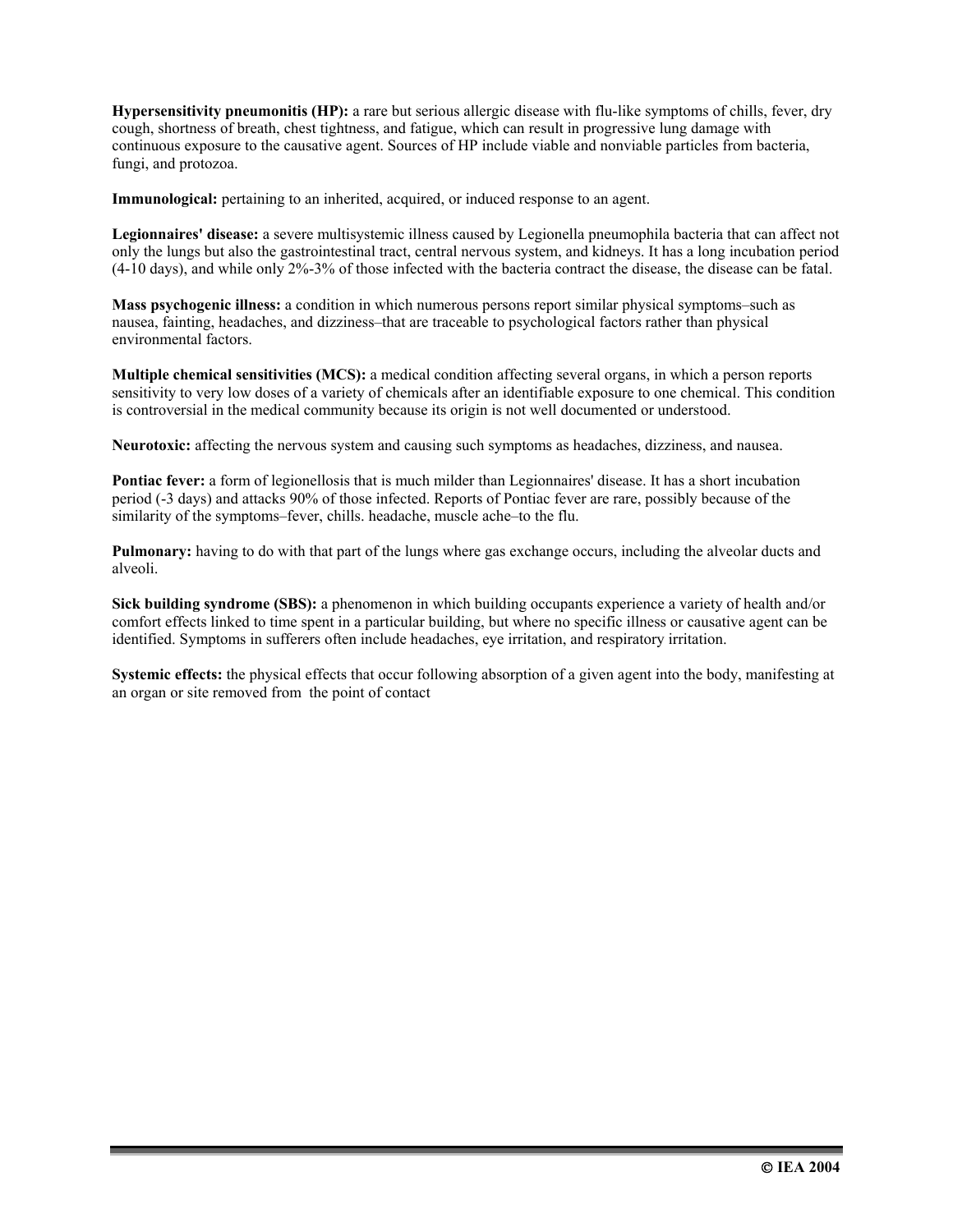**Hypersensitivity pneumonitis (HP):** a rare but serious allergic disease with flu-like symptoms of chills, fever, dry cough, shortness of breath, chest tightness, and fatigue, which can result in progressive lung damage with continuous exposure to the causative agent. Sources of HP include viable and nonviable particles from bacteria, fungi, and protozoa.

**Immunological:** pertaining to an inherited, acquired, or induced response to an agent.

**Legionnaires' disease:** a severe multisystemic illness caused by Legionella pneumophila bacteria that can affect not only the lungs but also the gastrointestinal tract, central nervous system, and kidneys. It has a long incubation period (4-10 days), and while only 2%-3% of those infected with the bacteria contract the disease, the disease can be fatal.

**Mass psychogenic illness:** a condition in which numerous persons report similar physical symptoms–such as nausea, fainting, headaches, and dizziness–that are traceable to psychological factors rather than physical environmental factors.

**Multiple chemical sensitivities (MCS):** a medical condition affecting several organs, in which a person reports sensitivity to very low doses of a variety of chemicals after an identifiable exposure to one chemical. This condition is controversial in the medical community because its origin is not well documented or understood.

**Neurotoxic:** affecting the nervous system and causing such symptoms as headaches, dizziness, and nausea.

**Pontiac fever:** a form of legionellosis that is much milder than Legionnaires' disease. It has a short incubation period (-3 days) and attacks 90% of those infected. Reports of Pontiac fever are rare, possibly because of the similarity of the symptoms–fever, chills. headache, muscle ache–to the flu.

**Pulmonary:** having to do with that part of the lungs where gas exchange occurs, including the alveolar ducts and alveoli.

**Sick building syndrome (SBS):** a phenomenon in which building occupants experience a variety of health and/or comfort effects linked to time spent in a particular building, but where no specific illness or causative agent can be identified. Symptoms in sufferers often include headaches, eye irritation, and respiratory irritation.

**Systemic effects:** the physical effects that occur following absorption of a given agent into the body, manifesting at an organ or site removed from the point of contact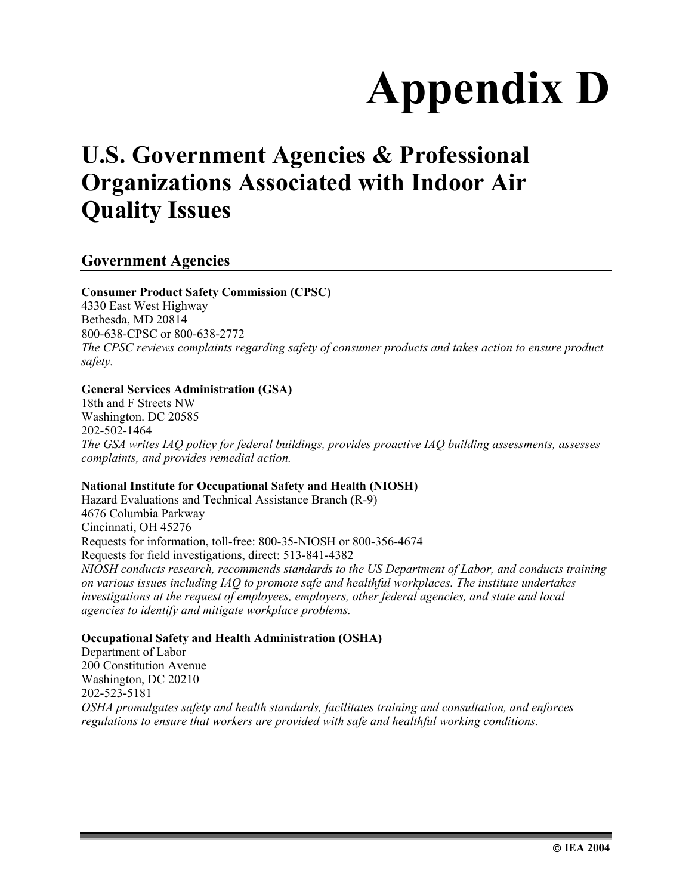# Appendix D

## U.S. Government Agencies & Professional Organizations Associated with Indoor Air Quality Issues

### Government Agencies

**Consumer Product Safety Commission (CPSC)**
4330 East West Highway
Bethesda, MD 20814
800-638-CPSC or 800-638-2772
*The CPSC reviews complaints regarding safety of consumer products and takes action to ensure product safety.*

**General Services Administration (GSA)**
18th and F Streets NW
Washington. DC 20585
202-502-1464
*The GSA writes IAQ policy for federal buildings, provides proactive IAQ building assessments, assesses complaints, and provides remedial action.*

**National Institute for Occupational Safety and Health (NIOSH)**
Hazard Evaluations and Technical Assistance Branch (R-9)
4676 Columbia Parkway
Cincinnati, OH 45276
Requests for information, toll-free: 800-35-NIOSH or 800-356-4674
Requests for field investigations, direct: 513-841-4382
*NIOSH conducts research, recommends standards to the US Department of Labor, and conducts training on various issues including IAQ to promote safe and healthful workplaces. The institute undertakes investigations at the request of employees, employers, other federal agencies, and state and local agencies to identify and mitigate workplace problems.*

**Occupational Safety and Health Administration (OSHA)**
Department of Labor
200 Constitution Avenue
Washington, DC 20210
202-523-5181
*OSHA promulgates safety and health standards, facilitates training and consultation, and enforces regulations to ensure that workers are provided with safe and healthful working conditions.*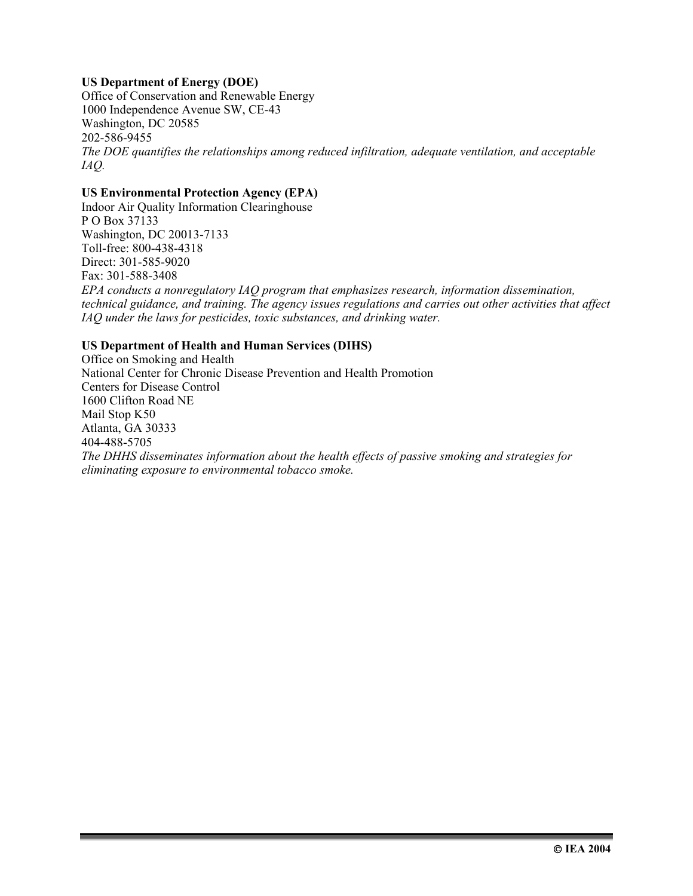**US Department of Energy (DOE)**
Office of Conservation and Renewable Energy
1000 Independence Avenue SW, CE-43
Washington, DC 20585
202-586-9455
*The DOE quantifies the relationships among reduced infiltration, adequate ventilation, and acceptable IAQ.*

**US Environmental Protection Agency (EPA)**
Indoor Air Quality Information Clearinghouse
P O Box 37133
Washington, DC 20013-7133
Toll-free: 800-438-4318
Direct: 301-585-9020
Fax: 301-588-3408
*EPA conducts a nonregulatory IAQ program that emphasizes research, information dissemination, technical guidance, and training. The agency issues regulations and carries out other activities that affect IAQ under the laws for pesticides, toxic substances, and drinking water.*

**US Department of Health and Human Services (DIHS)**
Office on Smoking and Health
National Center for Chronic Disease Prevention and Health Promotion
Centers for Disease Control
1600 Clifton Road NE
Mail Stop K50
Atlanta, GA 30333
404-488-5705
*The DHHS disseminates information about the health effects of passive smoking and strategies for eliminating exposure to environmental tobacco smoke.*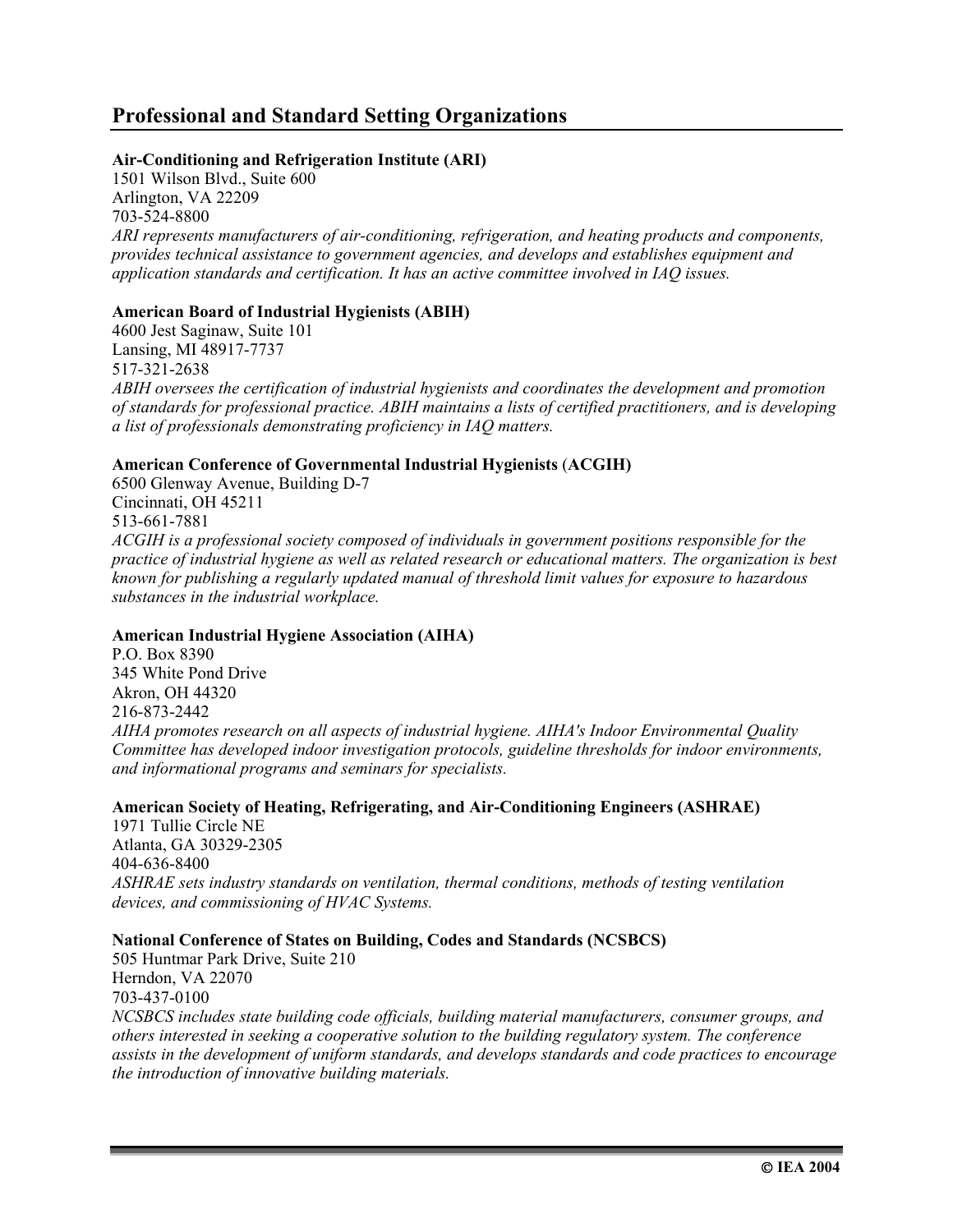## Professional and Standard Setting Organizations

**Air-Conditioning and Refrigeration Institute (ARI)**
1501 Wilson Blvd., Suite 600
Arlington, VA 22209
703-524-8800
*ARI represents manufacturers of air-conditioning, refrigeration, and heating products and components, provides technical assistance to government agencies, and develops and establishes equipment and application standards and certification. It has an active committee involved in IAQ issues.*

**American Board of Industrial Hygienists (ABIH)**
4600 Jest Saginaw, Suite 101
Lansing, MI 48917-7737
517-321-2638
*ABIH oversees the certification of industrial hygienists and coordinates the development and promotion of standards for professional practice. ABIH maintains a lists of certified practitioners, and is developing a list of professionals demonstrating proficiency in IAQ matters.*

**American Conference of Governmental Industrial Hygienists (ACGIH)**
6500 Glenway Avenue, Building D-7
Cincinnati, OH 45211
513-661-7881
*ACGIH is a professional society composed of individuals in government positions responsible for the practice of industrial hygiene as well as related research or educational matters. The organization is best known for publishing a regularly updated manual of threshold limit values for exposure to hazardous substances in the industrial workplace.*

**American Industrial Hygiene Association (AIHA)**
P.O. Box 8390
345 White Pond Drive
Akron, OH 44320
216-873-2442
*AIHA promotes research on all aspects of industrial hygiene. AIHA's Indoor Environmental Quality Committee has developed indoor investigation protocols, guideline thresholds for indoor environments, and informational programs and seminars for specialists.*

**American Society of Heating, Refrigerating, and Air-Conditioning Engineers (ASHRAE)**
1971 Tullie Circle NE
Atlanta, GA 30329-2305
404-636-8400
*ASHRAE sets industry standards on ventilation, thermal conditions, methods of testing ventilation devices, and commissioning of HVAC Systems.*

**National Conference of States on Building, Codes and Standards (NCSBCS)**
505 Huntmar Park Drive, Suite 210
Herndon, VA 22070
703-437-0100
*NCSBCS includes state building code officials, building material manufacturers, consumer groups, and others interested in seeking a cooperative solution to the building regulatory system. The conference assists in the development of uniform standards, and develops standards and code practices to encourage the introduction of innovative building materials.*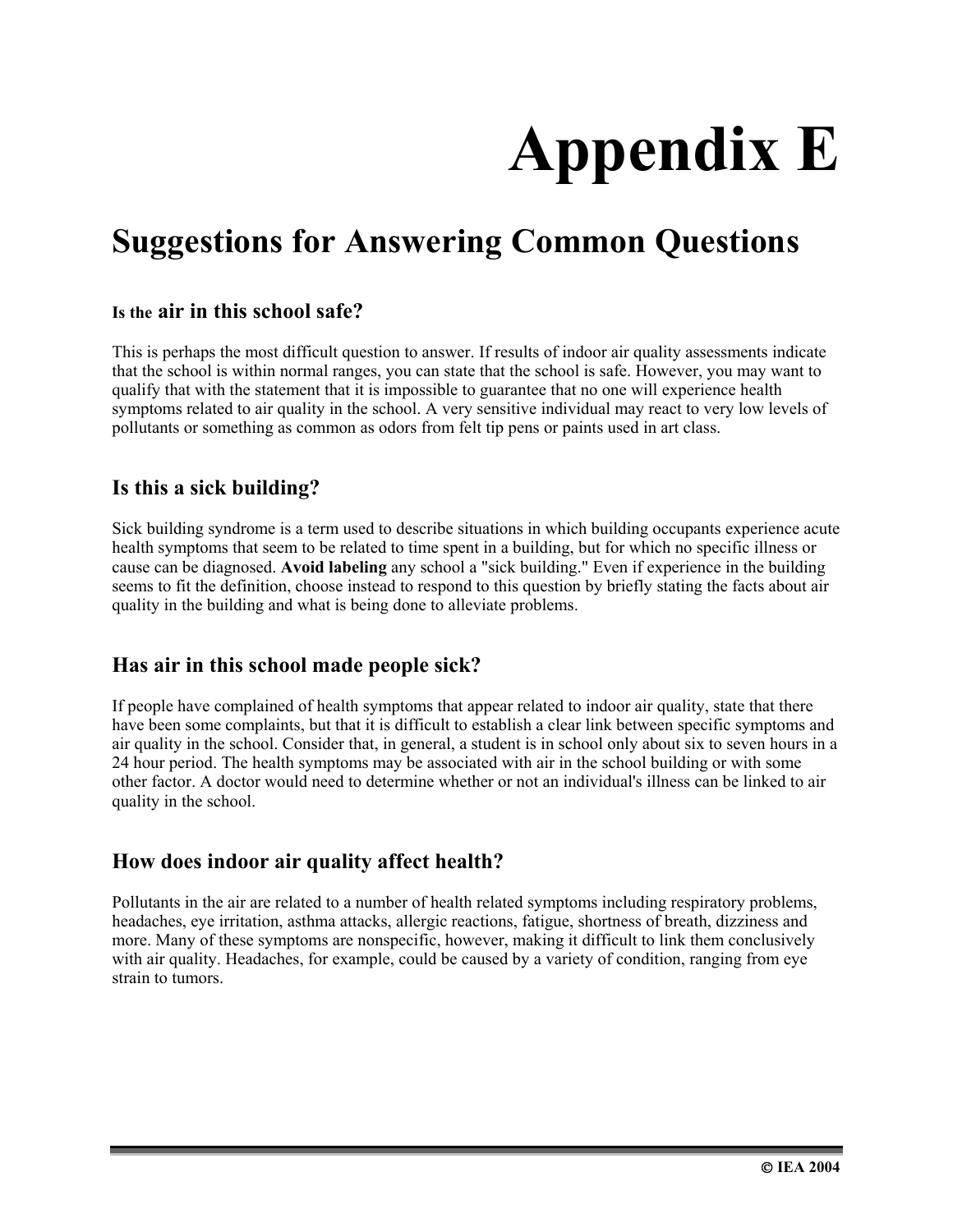# Appendix E

## Suggestions for Answering Common Questions

### Is the air in this school safe?

This is perhaps the most difficult question to answer. If results of indoor air quality assessments indicate that the school is within normal ranges, you can state that the school is safe. However, you may want to qualify that with the statement that it is impossible to guarantee that no one will experience health symptoms related to air quality in the school. A very sensitive individual may react to very low levels of pollutants or something as common as odors from felt tip pens or paints used in art class.

### Is this a sick building?

Sick building syndrome is a term used to describe situations in which building occupants experience acute health symptoms that seem to be related to time spent in a building, but for which no specific illness or cause can be diagnosed. **Avoid labeling** any school a "sick building." Even if experience in the building seems to fit the definition, choose instead to respond to this question by briefly stating the facts about air quality in the building and what is being done to alleviate problems.

### Has air in this school made people sick?

If people have complained of health symptoms that appear related to indoor air quality, state that there have been some complaints, but that it is difficult to establish a clear link between specific symptoms and air quality in the school. Consider that, in general, a student is in school only about six to seven hours in a 24 hour period. The health symptoms may be associated with air in the school building or with some other factor. A doctor would need to determine whether or not an individual's illness can be linked to air quality in the school.

### How does indoor air quality affect health?

Pollutants in the air are related to a number of health related symptoms including respiratory problems, headaches, eye irritation, asthma attacks, allergic reactions, fatigue, shortness of breath, dizziness and more. Many of these symptoms are nonspecific, however, making it difficult to link them conclusively with air quality. Headaches, for example, could be caused by a variety of condition, ranging from eye strain to tumors.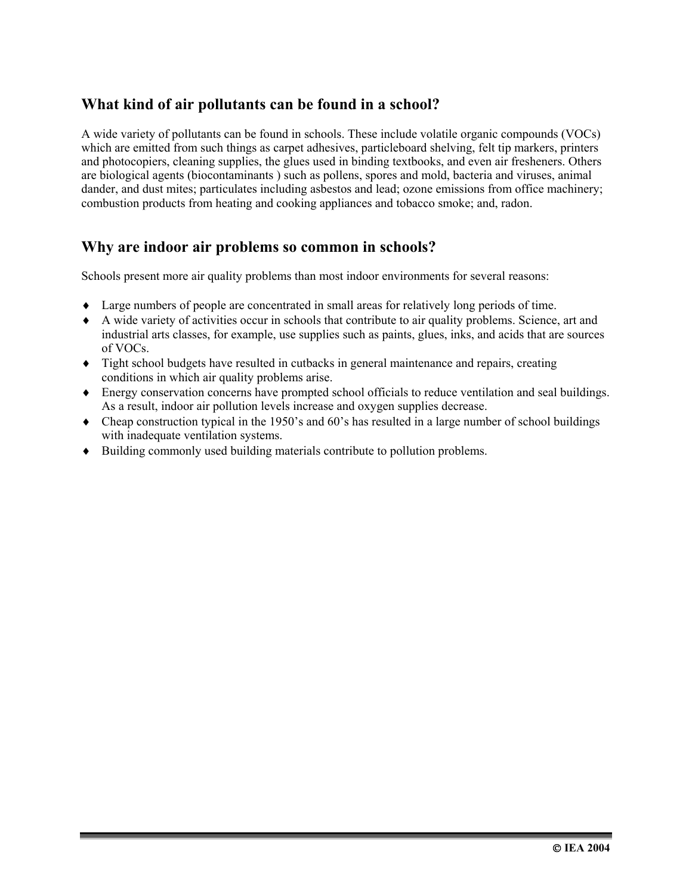## What kind of air pollutants can be found in a school?

A wide variety of pollutants can be found in schools. These include volatile organic compounds (VOCs) which are emitted from such things as carpet adhesives, particleboard shelving, felt tip markers, printers and photocopiers, cleaning supplies, the glues used in binding textbooks, and even air fresheners. Others are biological agents (biocontaminants ) such as pollens, spores and mold, bacteria and viruses, animal dander, and dust mites; particulates including asbestos and lead; ozone emissions from office machinery; combustion products from heating and cooking appliances and tobacco smoke; and, radon.

## Why are indoor air problems so common in schools?

Schools present more air quality problems than most indoor environments for several reasons:

- Large numbers of people are concentrated in small areas for relatively long periods of time.
- A wide variety of activities occur in schools that contribute to air quality problems. Science, art and industrial arts classes, for example, use supplies such as paints, glues, inks, and acids that are sources of VOCs.
- Tight school budgets have resulted in cutbacks in general maintenance and repairs, creating conditions in which air quality problems arise.
- Energy conservation concerns have prompted school officials to reduce ventilation and seal buildings. As a result, indoor air pollution levels increase and oxygen supplies decrease.
- Cheap construction typical in the 1950's and 60's has resulted in a large number of school buildings with inadequate ventilation systems.
- Building commonly used building materials contribute to pollution problems.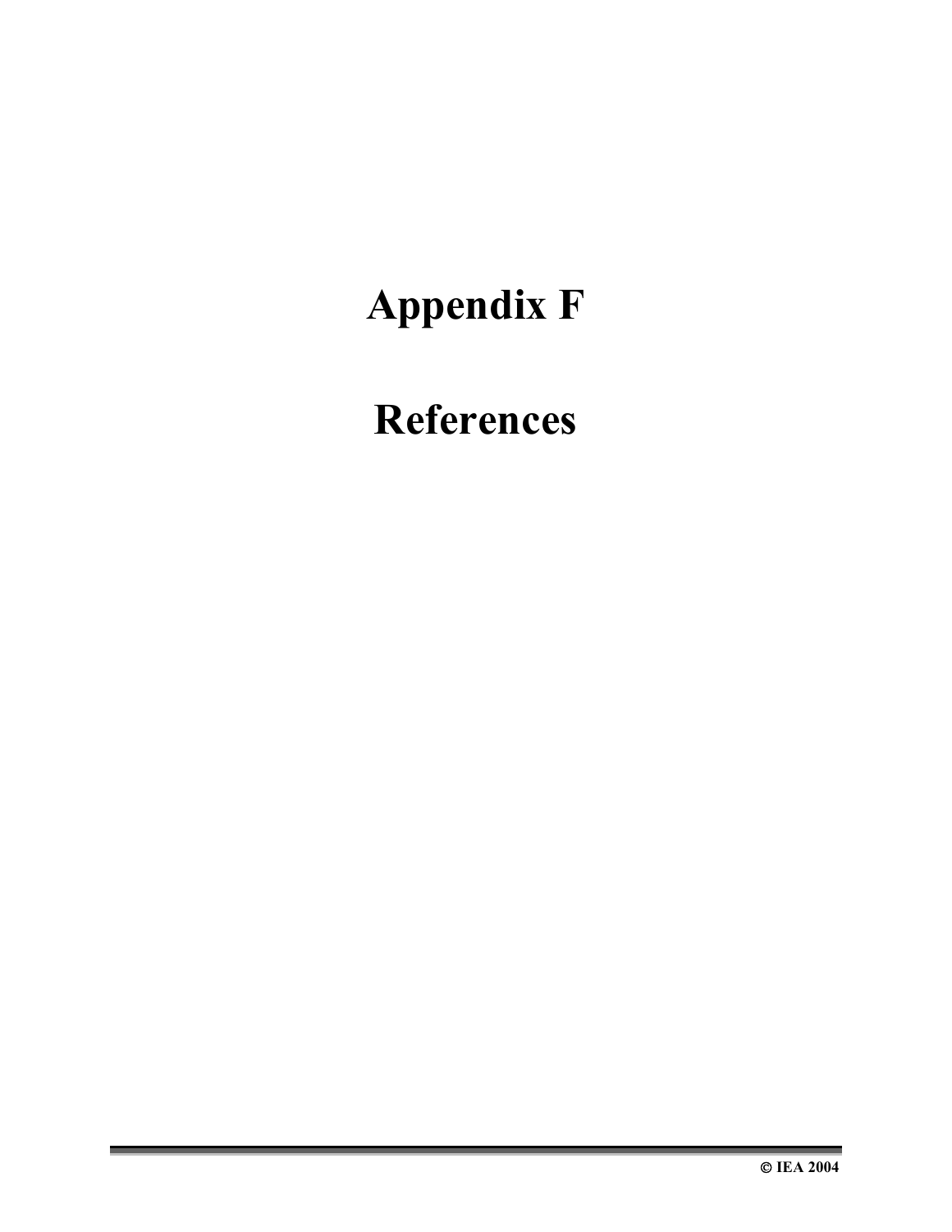# Appendix F

# References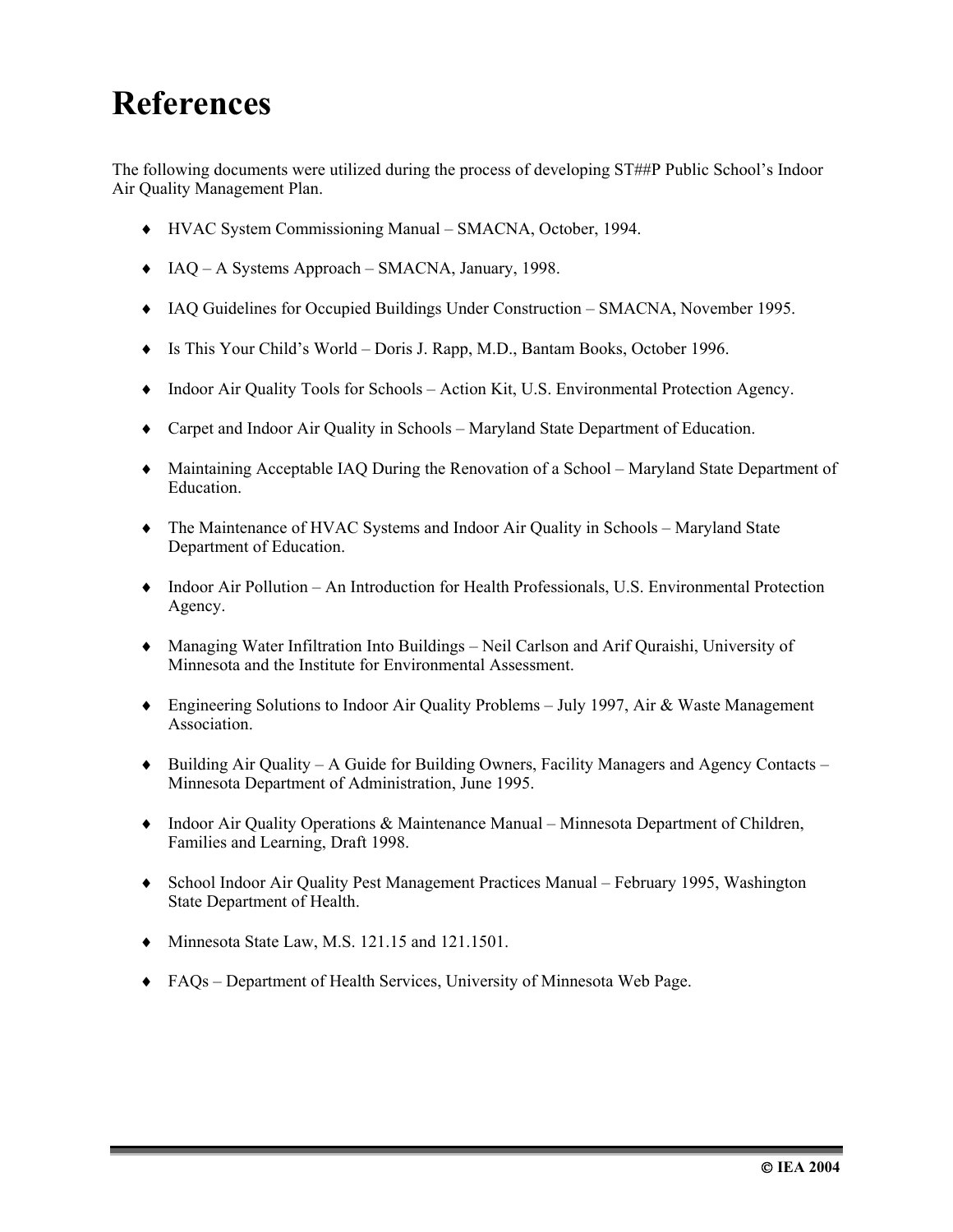# References

The following documents were utilized during the process of developing ST##P Public School's Indoor Air Quality Management Plan.

- HVAC System Commissioning Manual – SMACNA, October, 1994.
- IAQ – A Systems Approach – SMACNA, January, 1998.
- IAQ Guidelines for Occupied Buildings Under Construction – SMACNA, November 1995.
- Is This Your Child's World – Doris J. Rapp, M.D., Bantam Books, October 1996.
- Indoor Air Quality Tools for Schools – Action Kit, U.S. Environmental Protection Agency.
- Carpet and Indoor Air Quality in Schools – Maryland State Department of Education.
- Maintaining Acceptable IAQ During the Renovation of a School – Maryland State Department of Education.
- The Maintenance of HVAC Systems and Indoor Air Quality in Schools – Maryland State Department of Education.
- Indoor Air Pollution – An Introduction for Health Professionals, U.S. Environmental Protection Agency.
- Managing Water Infiltration Into Buildings – Neil Carlson and Arif Quraishi, University of Minnesota and the Institute for Environmental Assessment.
- Engineering Solutions to Indoor Air Quality Problems – July 1997, Air & Waste Management Association.
- Building Air Quality – A Guide for Building Owners, Facility Managers and Agency Contacts – Minnesota Department of Administration, June 1995.
- Indoor Air Quality Operations & Maintenance Manual – Minnesota Department of Children, Families and Learning, Draft 1998.
- School Indoor Air Quality Pest Management Practices Manual – February 1995, Washington State Department of Health.
- Minnesota State Law, M.S. 121.15 and 121.1501.
- FAQs – Department of Health Services, University of Minnesota Web Page.

**© IEA 2004**